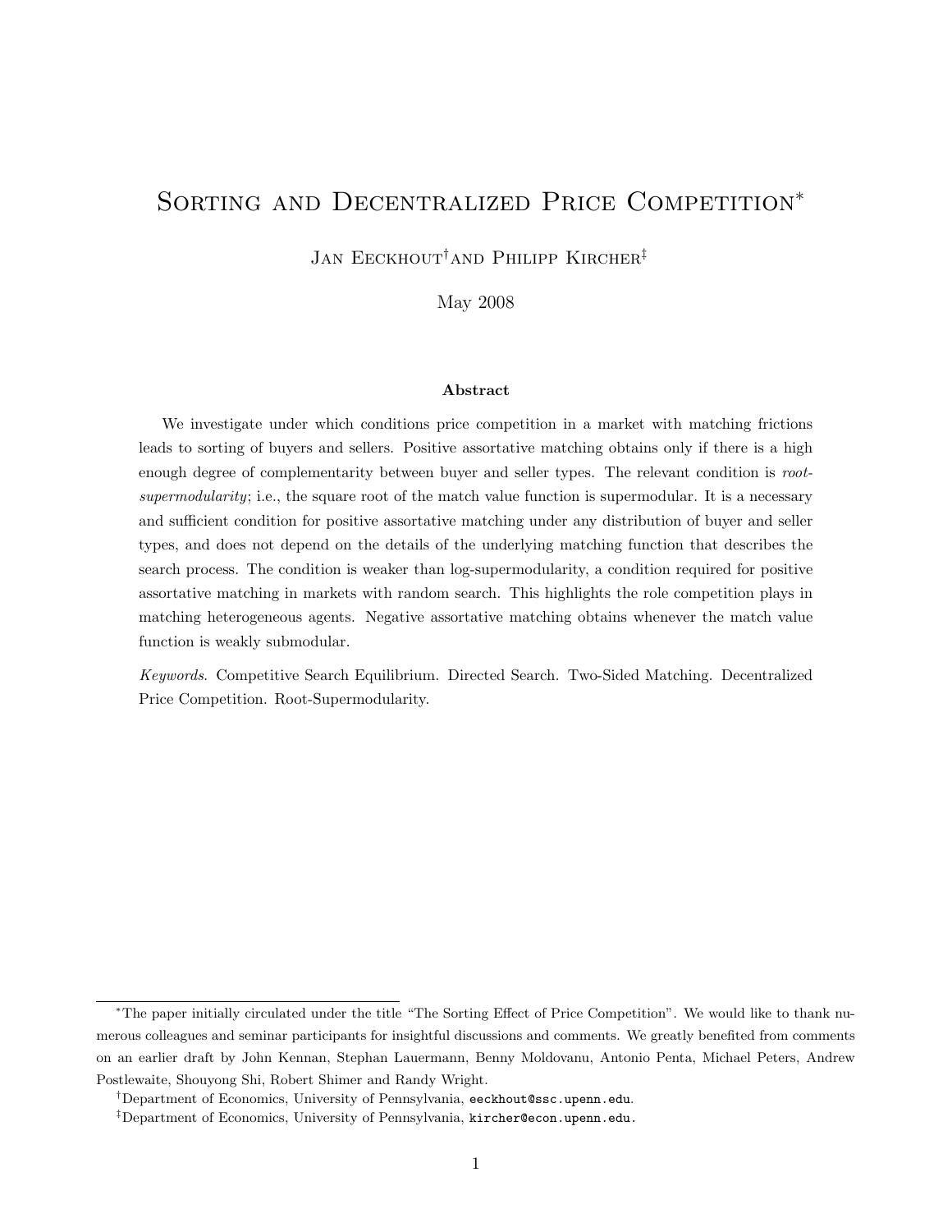# Sorting and Decentralized Price Competition*

Jan Eeckhout[†] and Philipp Kircher[‡]

May 2008

### Abstract

We investigate under which conditions price competition in a market with matching frictions leads to sorting of buyers and sellers. Positive assortative matching obtains only if there is a high enough degree of complementarity between buyer and seller types. The relevant condition is *root-supermodularity*; i.e., the square root of the match value function is supermodular. It is a necessary and sufficient condition for positive assortative matching under any distribution of buyer and seller types, and does not depend on the details of the underlying matching function that describes the search process. The condition is weaker than log-supermodularity, a condition required for positive assortative matching in markets with random search. This highlights the role competition plays in matching heterogeneous agents. Negative assortative matching obtains whenever the match value function is weakly submodular.

*Keywords*. Competitive Search Equilibrium. Directed Search. Two-Sided Matching. Decentralized Price Competition. Root-Supermodularity.

---

*The paper initially circulated under the title "The Sorting Effect of Price Competition". We would like to thank numerous colleagues and seminar participants for insightful discussions and comments. We greatly benefited from comments on an earlier draft by John Kennan, Stephan Lauermann, Benny Moldovanu, Antonio Penta, Michael Peters, Andrew Postlewaite, Shouyong Shi, Robert Shimer and Randy Wright.

[†]Department of Economics, University of Pennsylvania, eeckhout@ssc.upenn.edu.

[‡]Department of Economics, University of Pennsylvania, kircher@econ.upenn.edu.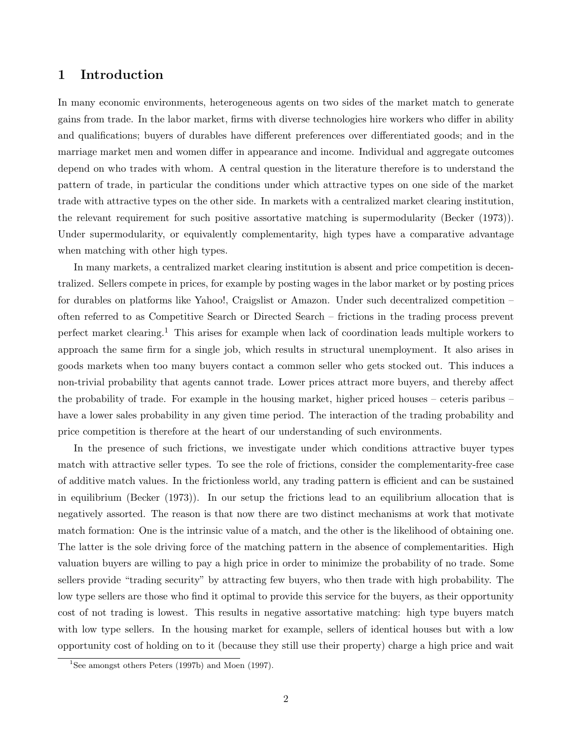# 1 Introduction

In many economic environments, heterogeneous agents on two sides of the market match to generate gains from trade. In the labor market, firms with diverse technologies hire workers who differ in ability and qualifications; buyers of durables have different preferences over differentiated goods; and in the marriage market men and women differ in appearance and income. Individual and aggregate outcomes depend on who trades with whom. A central question in the literature therefore is to understand the pattern of trade, in particular the conditions under which attractive types on one side of the market trade with attractive types on the other side. In markets with a centralized market clearing institution, the relevant requirement for such positive assortative matching is supermodularity (Becker (1973)). Under supermodularity, or equivalently complementarity, high types have a comparative advantage when matching with other high types.

In many markets, a centralized market clearing institution is absent and price competition is decentralized. Sellers compete in prices, for example by posting wages in the labor market or by posting prices for durables on platforms like Yahoo!, Craigslist or Amazon. Under such decentralized competition – often referred to as Competitive Search or Directed Search – frictions in the trading process prevent perfect market clearing.[1] This arises for example when lack of coordination leads multiple workers to approach the same firm for a single job, which results in structural unemployment. It also arises in goods markets when too many buyers contact a common seller who gets stocked out. This induces a non-trivial probability that agents cannot trade. Lower prices attract more buyers, and thereby affect the probability of trade. For example in the housing market, higher priced houses – ceteris paribus – have a lower sales probability in any given time period. The interaction of the trading probability and price competition is therefore at the heart of our understanding of such environments.

In the presence of such frictions, we investigate under which conditions attractive buyer types match with attractive seller types. To see the role of frictions, consider the complementarity-free case of additive match values. In the frictionless world, any trading pattern is efficient and can be sustained in equilibrium (Becker (1973)). In our setup the frictions lead to an equilibrium allocation that is negatively assorted. The reason is that now there are two distinct mechanisms at work that motivate match formation: One is the intrinsic value of a match, and the other is the likelihood of obtaining one. The latter is the sole driving force of the matching pattern in the absence of complementarities. High valuation buyers are willing to pay a high price in order to minimize the probability of no trade. Some sellers provide "trading security" by attracting few buyers, who then trade with high probability. The low type sellers are those who find it optimal to provide this service for the buyers, as their opportunity cost of not trading is lowest. This results in negative assortative matching: high type buyers match with low type sellers. In the housing market for example, sellers of identical houses but with a low opportunity cost of holding on to it (because they still use their property) charge a high price and wait

[1] See amongst others Peters (1997b) and Moen (1997).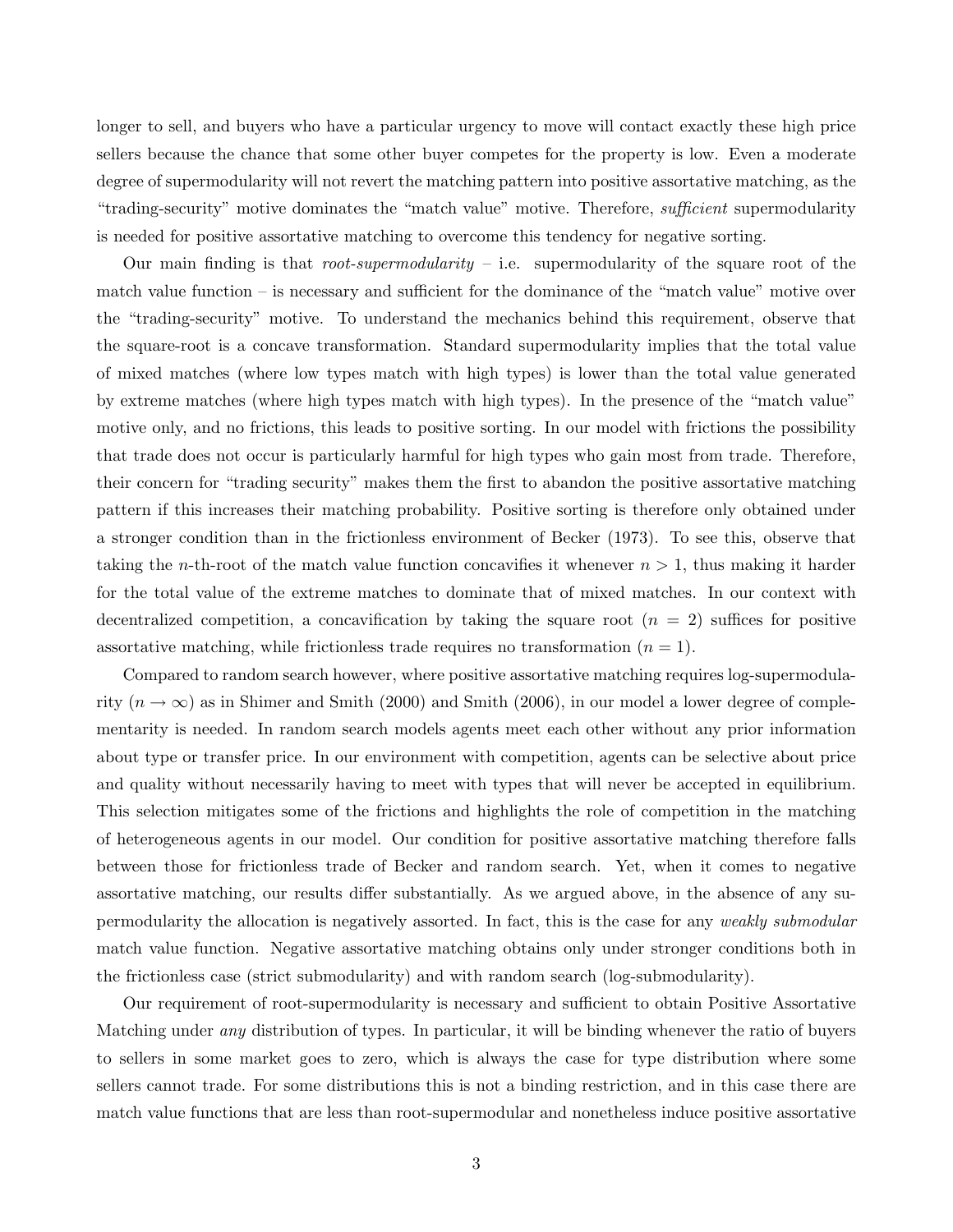longer to sell, and buyers who have a particular urgency to move will contact exactly these high price sellers because the chance that some other buyer competes for the property is low. Even a moderate degree of supermodularity will not revert the matching pattern into positive assortative matching, as the "trading-security" motive dominates the "match value" motive. Therefore, *sufficient* supermodularity is needed for positive assortative matching to overcome this tendency for negative sorting.

Our main finding is that *root-supermodularity* – i.e. supermodularity of the square root of the match value function – is necessary and sufficient for the dominance of the "match value" motive over the "trading-security" motive. To understand the mechanics behind this requirement, observe that the square-root is a concave transformation. Standard supermodularity implies that the total value of mixed matches (where low types match with high types) is lower than the total value generated by extreme matches (where high types match with high types). In the presence of the "match value" motive only, and no frictions, this leads to positive sorting. In our model with frictions the possibility that trade does not occur is particularly harmful for high types who gain most from trade. Therefore, their concern for "trading security" makes them the first to abandon the positive assortative matching pattern if this increases their matching probability. Positive sorting is therefore only obtained under a stronger condition than in the frictionless environment of Becker (1973). To see this, observe that taking the $n$-th-root of the match value function concavifies it whenever $n > 1$, thus making it harder for the total value of the extreme matches to dominate that of mixed matches. In our context with decentralized competition, a concavification by taking the square root ($n = 2$) suffices for positive assortative matching, while frictionless trade requires no transformation ($n = 1$).

Compared to random search however, where positive assortative matching requires log-supermodularity ($n \to \infty$) as in Shimer and Smith (2000) and Smith (2006), in our model a lower degree of complementarity is needed. In random search models agents meet each other without any prior information about type or transfer price. In our environment with competition, agents can be selective about price and quality without necessarily having to meet with types that will never be accepted in equilibrium. This selection mitigates some of the frictions and highlights the role of competition in the matching of heterogeneous agents in our model. Our condition for positive assortative matching therefore falls between those for frictionless trade of Becker and random search. Yet, when it comes to negative assortative matching, our results differ substantially. As we argued above, in the absence of any supermodularity the allocation is negatively assorted. In fact, this is the case for any *weakly submodular* match value function. Negative assortative matching obtains only under stronger conditions both in the frictionless case (strict submodularity) and with random search (log-submodularity).

Our requirement of root-supermodularity is necessary and sufficient to obtain Positive Assortative Matching under *any* distribution of types. In particular, it will be binding whenever the ratio of buyers to sellers in some market goes to zero, which is always the case for type distribution where some sellers cannot trade. For some distributions this is not a binding restriction, and in this case there are match value functions that are less than root-supermodular and nonetheless induce positive assortative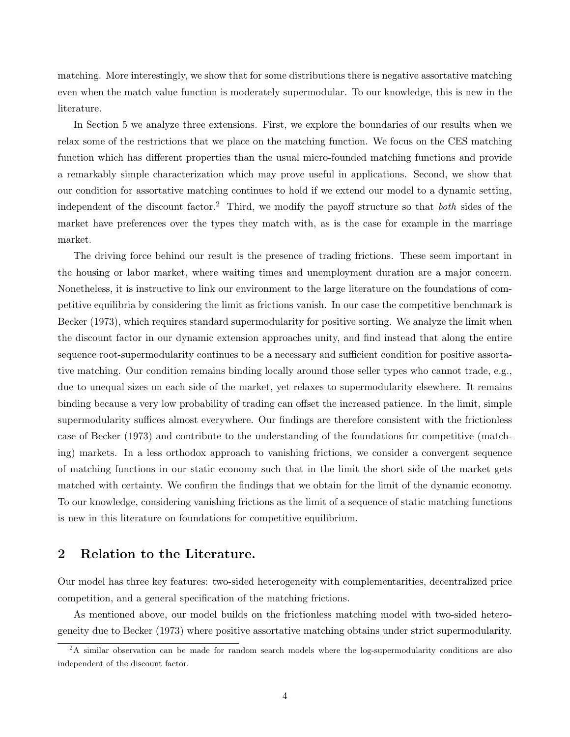matching. More interestingly, we show that for some distributions there is negative assortative matching even when the match value function is moderately supermodular. To our knowledge, this is new in the literature.

In Section 5 we analyze three extensions. First, we explore the boundaries of our results when we relax some of the restrictions that we place on the matching function. We focus on the CES matching function which has different properties than the usual micro-founded matching functions and provide a remarkably simple characterization which may prove useful in applications. Second, we show that our condition for assortative matching continues to hold if we extend our model to a dynamic setting, independent of the discount factor.[2] Third, we modify the payoff structure so that *both* sides of the market have preferences over the types they match with, as is the case for example in the marriage market.

The driving force behind our result is the presence of trading frictions. These seem important in the housing or labor market, where waiting times and unemployment duration are a major concern. Nonetheless, it is instructive to link our environment to the large literature on the foundations of competitive equilibria by considering the limit as frictions vanish. In our case the competitive benchmark is Becker (1973), which requires standard supermodularity for positive sorting. We analyze the limit when the discount factor in our dynamic extension approaches unity, and find instead that along the entire sequence root-supermodularity continues to be a necessary and sufficient condition for positive assortative matching. Our condition remains binding locally around those seller types who cannot trade, e.g., due to unequal sizes on each side of the market, yet relaxes to supermodularity elsewhere. It remains binding because a very low probability of trading can offset the increased patience. In the limit, simple supermodularity suffices almost everywhere. Our findings are therefore consistent with the frictionless case of Becker (1973) and contribute to the understanding of the foundations for competitive (matching) markets. In a less orthodox approach to vanishing frictions, we consider a convergent sequence of matching functions in our static economy such that in the limit the short side of the market gets matched with certainty. We confirm the findings that we obtain for the limit of the dynamic economy. To our knowledge, considering vanishing frictions as the limit of a sequence of static matching functions is new in this literature on foundations for competitive equilibrium.

## 2 Relation to the Literature.

Our model has three key features: two-sided heterogeneity with complementarities, decentralized price competition, and a general specification of the matching frictions.

As mentioned above, our model builds on the frictionless matching model with two-sided heterogeneity due to Becker (1973) where positive assortative matching obtains under strict supermodularity.

[2] A similar observation can be made for random search models where the log-supermodularity conditions are also independent of the discount factor.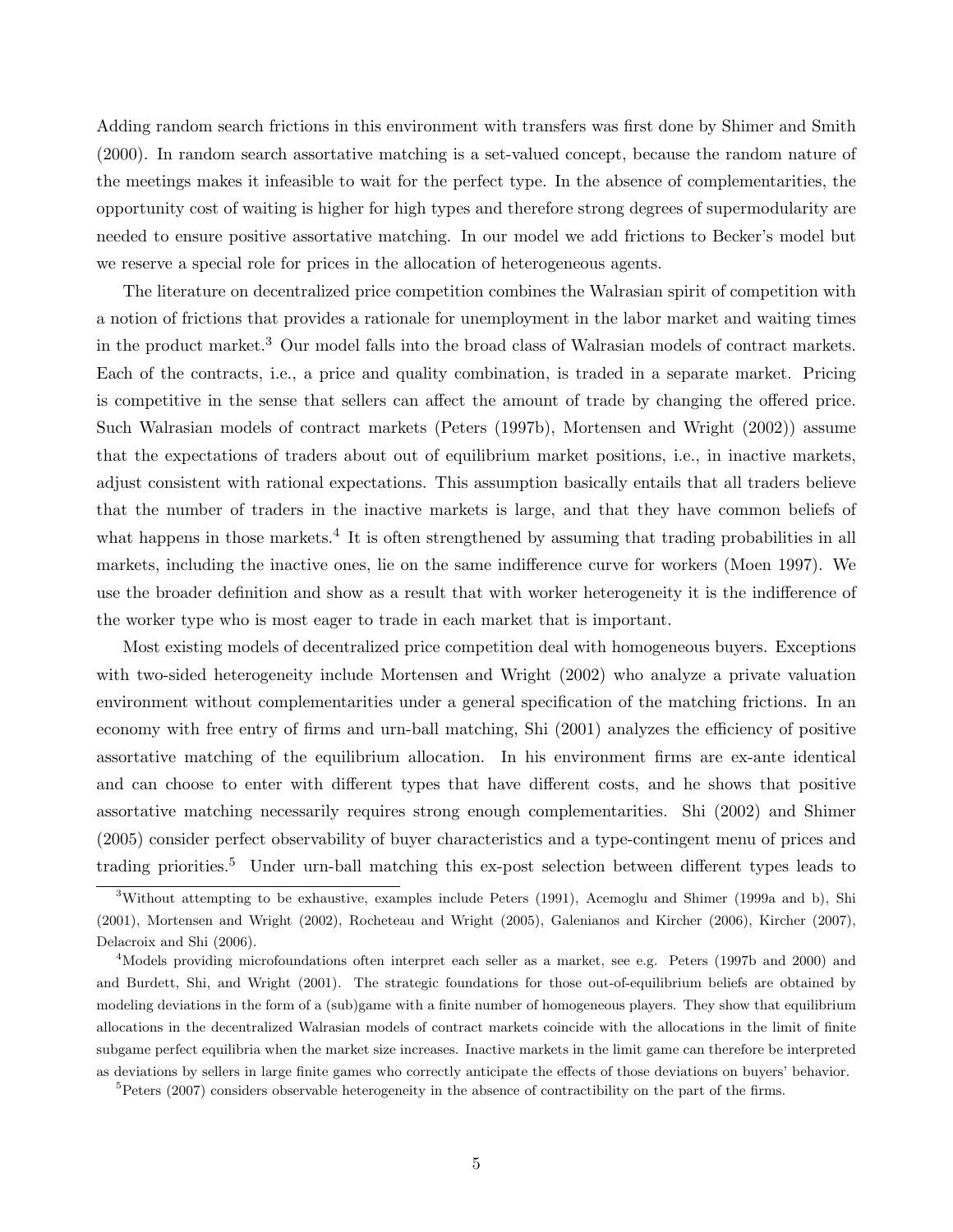Adding random search frictions in this environment with transfers was first done by Shimer and Smith (2000). In random search assortative matching is a set-valued concept, because the random nature of the meetings makes it infeasible to wait for the perfect type. In the absence of complementarities, the opportunity cost of waiting is higher for high types and therefore strong degrees of supermodularity are needed to ensure positive assortative matching. In our model we add frictions to Becker's model but we reserve a special role for prices in the allocation of heterogeneous agents.

The literature on decentralized price competition combines the Walrasian spirit of competition with a notion of frictions that provides a rationale for unemployment in the labor market and waiting times in the product market.[3] Our model falls into the broad class of Walrasian models of contract markets. Each of the contracts, i.e., a price and quality combination, is traded in a separate market. Pricing is competitive in the sense that sellers can affect the amount of trade by changing the offered price. Such Walrasian models of contract markets (Peters (1997b), Mortensen and Wright (2002)) assume that the expectations of traders about out of equilibrium market positions, i.e., in inactive markets, adjust consistent with rational expectations. This assumption basically entails that all traders believe that the number of traders in the inactive markets is large, and that they have common beliefs of what happens in those markets.[4] It is often strengthened by assuming that trading probabilities in all markets, including the inactive ones, lie on the same indifference curve for workers (Moen 1997). We use the broader definition and show as a result that with worker heterogeneity it is the indifference of the worker type who is most eager to trade in each market that is important.

Most existing models of decentralized price competition deal with homogeneous buyers. Exceptions with two-sided heterogeneity include Mortensen and Wright (2002) who analyze a private valuation environment without complementarities under a general specification of the matching frictions. In an economy with free entry of firms and urn-ball matching, Shi (2001) analyzes the efficiency of positive assortative matching of the equilibrium allocation. In his environment firms are ex-ante identical and can choose to enter with different types that have different costs, and he shows that positive assortative matching necessarily requires strong enough complementarities. Shi (2002) and Shimer (2005) consider perfect observability of buyer characteristics and a type-contingent menu of prices and trading priorities.[5] Under urn-ball matching this ex-post selection between different types leads to

[3] Without attempting to be exhaustive, examples include Peters (1991), Acemoglu and Shimer (1999a and b), Shi (2001), Mortensen and Wright (2002), Rocheteau and Wright (2005), Galenianos and Kircher (2006), Kircher (2007), Delacroix and Shi (2006).

[4] Models providing microfoundations often interpret each seller as a market, see e.g. Peters (1997b and 2000) and and Burdett, Shi, and Wright (2001). The strategic foundations for those out-of-equilibrium beliefs are obtained by modeling deviations in the form of a (sub)game with a finite number of homogeneous players. They show that equilibrium allocations in the decentralized Walrasian models of contract markets coincide with the allocations in the limit of finite subgame perfect equilibria when the market size increases. Inactive markets in the limit game can therefore be interpreted as deviations by sellers in large finite games who correctly anticipate the effects of those deviations on buyers' behavior.

[5] Peters (2007) considers observable heterogeneity in the absence of contractibility on the part of the firms.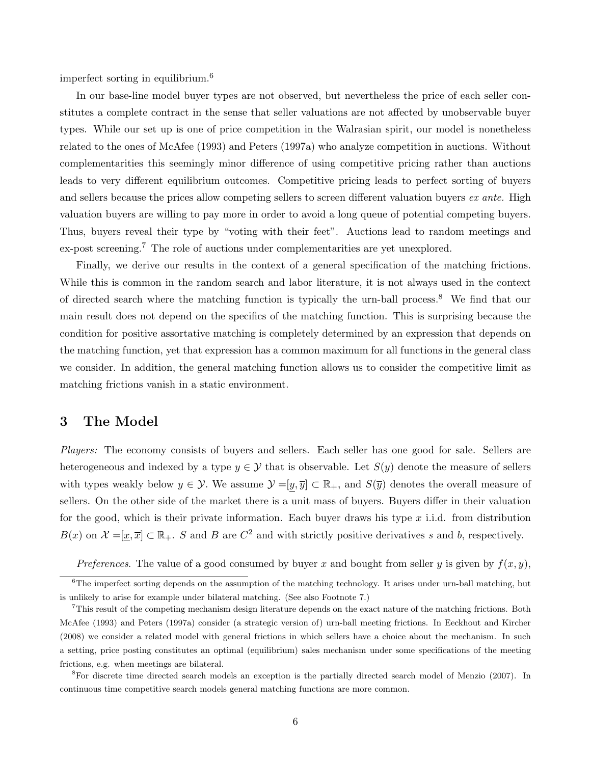imperfect sorting in equilibrium.[6]

In our base-line model buyer types are not observed, but nevertheless the price of each seller constitutes a complete contract in the sense that seller valuations are not affected by unobservable buyer types. While our set up is one of price competition in the Walrasian spirit, our model is nonetheless related to the ones of McAfee (1993) and Peters (1997a) who analyze competition in auctions. Without complementarities this seemingly minor difference of using competitive pricing rather than auctions leads to very different equilibrium outcomes. Competitive pricing leads to perfect sorting of buyers and sellers because the prices allow competing sellers to screen different valuation buyers *ex ante*. High valuation buyers are willing to pay more in order to avoid a long queue of potential competing buyers. Thus, buyers reveal their type by "voting with their feet". Auctions lead to random meetings and ex-post screening.[7] The role of auctions under complementarities are yet unexplored.

Finally, we derive our results in the context of a general specification of the matching frictions. While this is common in the random search and labor literature, it is not always used in the context of directed search where the matching function is typically the urn-ball process.[8] We find that our main result does not depend on the specifics of the matching function. This is surprising because the condition for positive assortative matching is completely determined by an expression that depends on the matching function, yet that expression has a common maximum for all functions in the general class we consider. In addition, the general matching function allows us to consider the competitive limit as matching frictions vanish in a static environment.

# 3 The Model

*Players:* The economy consists of buyers and sellers. Each seller has one good for sale. Sellers are heterogeneous and indexed by a type $y \in \mathcal{Y}$ that is observable. Let $S(y)$ denote the measure of sellers with types weakly below $y \in \mathcal{Y}$. We assume $\mathcal{Y} = [\underline{y}, \overline{y}] \subset \mathbb{R}_+$, and $S(\overline{y})$ denotes the overall measure of sellers. On the other side of the market there is a unit mass of buyers. Buyers differ in their valuation for the good, which is their private information. Each buyer draws his type $x$ i.i.d. from distribution $B(x)$ on $\mathcal{X} = [\underline{x}, \overline{x}] \subset \mathbb{R}_+$. $S$ and $B$ are $C^2$ and with strictly positive derivatives $s$ and $b$, respectively.

*Preferences.* The value of a good consumed by buyer $x$ and bought from seller $y$ is given by $f(x, y)$,

[6] The imperfect sorting depends on the assumption of the matching technology. It arises under urn-ball matching, but is unlikely to arise for example under bilateral matching. (See also Footnote 7.)

[7] This result of the competing mechanism design literature depends on the exact nature of the matching frictions. Both McAfee (1993) and Peters (1997a) consider (a strategic version of) urn-ball meeting frictions. In Eeckhout and Kircher (2008) we consider a related model with general frictions in which sellers have a choice about the mechanism. In such a setting, price posting constitutes an optimal (equilibrium) sales mechanism under some specifications of the meeting frictions, e.g. when meetings are bilateral.

[8] For discrete time directed search models an exception is the partially directed search model of Menzio (2007). In continuous time competitive search models general matching functions are more common.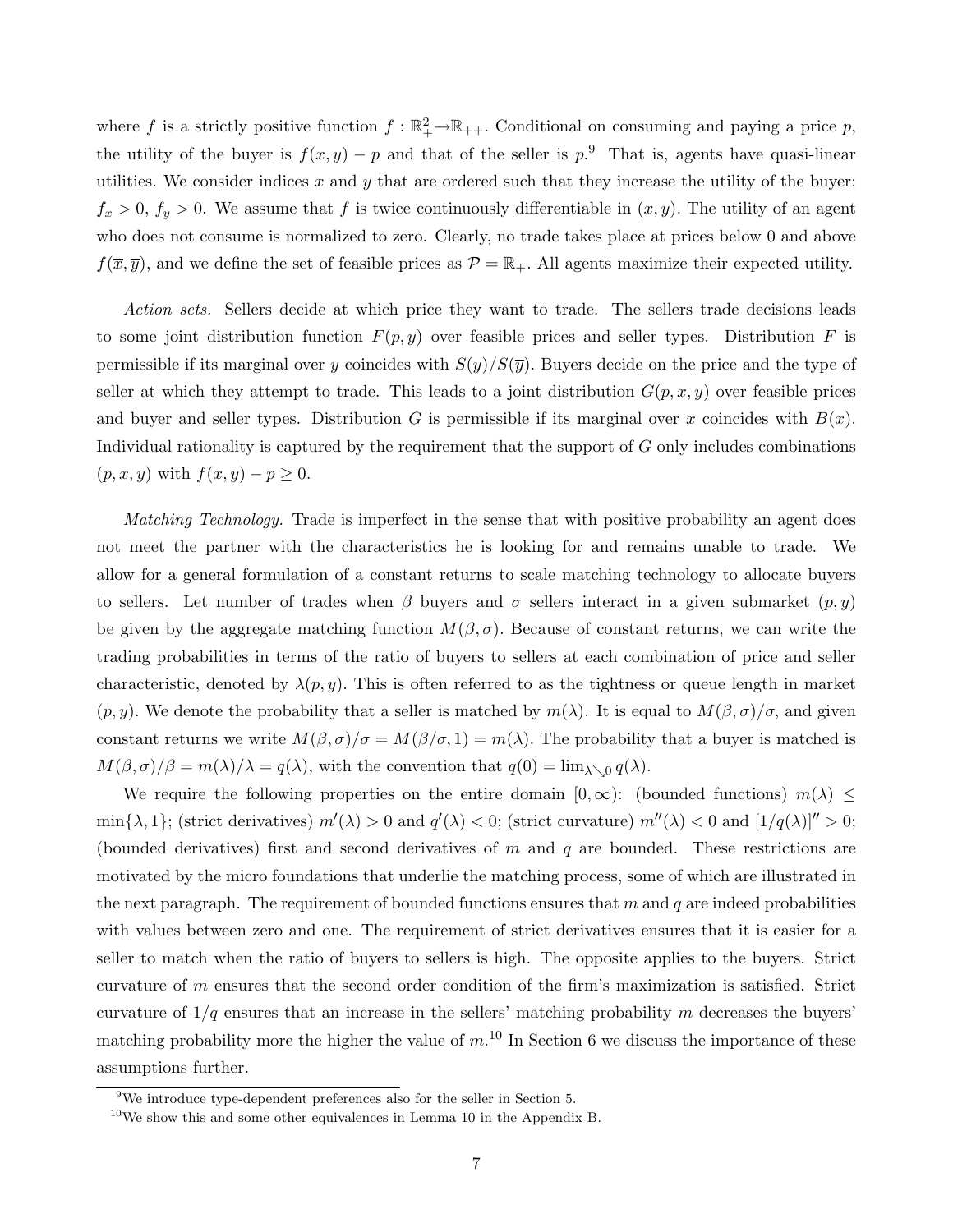where $f$ is a strictly positive function $f : \mathbb{R}_+^2 \to \mathbb{R}_{++}$. Conditional on consuming and paying a price $p$, the utility of the buyer is $f(x, y) - p$ and that of the seller is $p$.[9] That is, agents have quasi-linear utilities. We consider indices $x$ and $y$ that are ordered such that they increase the utility of the buyer: $f_x > 0$, $f_y > 0$. We assume that $f$ is twice continuously differentiable in $(x, y)$. The utility of an agent who does not consume is normalized to zero. Clearly, no trade takes place at prices below 0 and above $f(\overline{x}, \overline{y})$, and we define the set of feasible prices as $\mathcal{P} = \mathbb{R}_+$. All agents maximize their expected utility.

*Action sets.* Sellers decide at which price they want to trade. The sellers trade decisions leads to some joint distribution function $F(p, y)$ over feasible prices and seller types. Distribution $F$ is permissible if its marginal over $y$ coincides with $S(y)/S(\overline{y})$. Buyers decide on the price and the type of seller at which they attempt to trade. This leads to a joint distribution $G(p, x, y)$ over feasible prices and buyer and seller types. Distribution $G$ is permissible if its marginal over $x$ coincides with $B(x)$. Individual rationality is captured by the requirement that the support of $G$ only includes combinations $(p, x, y)$ with $f(x, y) - p \geq 0$.

*Matching Technology.* Trade is imperfect in the sense that with positive probability an agent does not meet the partner with the characteristics he is looking for and remains unable to trade. We allow for a general formulation of a constant returns to scale matching technology to allocate buyers to sellers. Let number of trades when $\beta$ buyers and $\sigma$ sellers interact in a given submarket $(p, y)$ be given by the aggregate matching function $M(\beta, \sigma)$. Because of constant returns, we can write the trading probabilities in terms of the ratio of buyers to sellers at each combination of price and seller characteristic, denoted by $\lambda(p, y)$. This is often referred to as the tightness or queue length in market $(p, y)$. We denote the probability that a seller is matched by $m(\lambda)$. It is equal to $M(\beta, \sigma)/\sigma$, and given constant returns we write $M(\beta, \sigma)/\sigma = M(\beta/\sigma, 1) = m(\lambda)$. The probability that a buyer is matched is $M(\beta, \sigma)/\beta = m(\lambda)/\lambda = q(\lambda)$, with the convention that $q(0) = \lim_{\lambda \searrow 0} q(\lambda)$.

We require the following properties on the entire domain $[0, \infty)$: (bounded functions) $m(\lambda) \leq \min\{\lambda, 1\}$; (strict derivatives) $m'(\lambda) > 0$ and $q'(\lambda) < 0$; (strict curvature) $m''(\lambda) < 0$ and $[1/q(\lambda)]'' > 0$; (bounded derivatives) first and second derivatives of $m$ and $q$ are bounded. These restrictions are motivated by the micro foundations that underlie the matching process, some of which are illustrated in the next paragraph. The requirement of bounded functions ensures that $m$ and $q$ are indeed probabilities with values between zero and one. The requirement of strict derivatives ensures that it is easier for a seller to match when the ratio of buyers to sellers is high. The opposite applies to the buyers. Strict curvature of $m$ ensures that the second order condition of the firm's maximization is satisfied. Strict curvature of $1/q$ ensures that an increase in the sellers' matching probability $m$ decreases the buyers' matching probability more the higher the value of $m$.[10] In Section 6 we discuss the importance of these assumptions further.

[9] We introduce type-dependent preferences also for the seller in Section 5.

[10] We show this and some other equivalences in Lemma 10 in the Appendix B.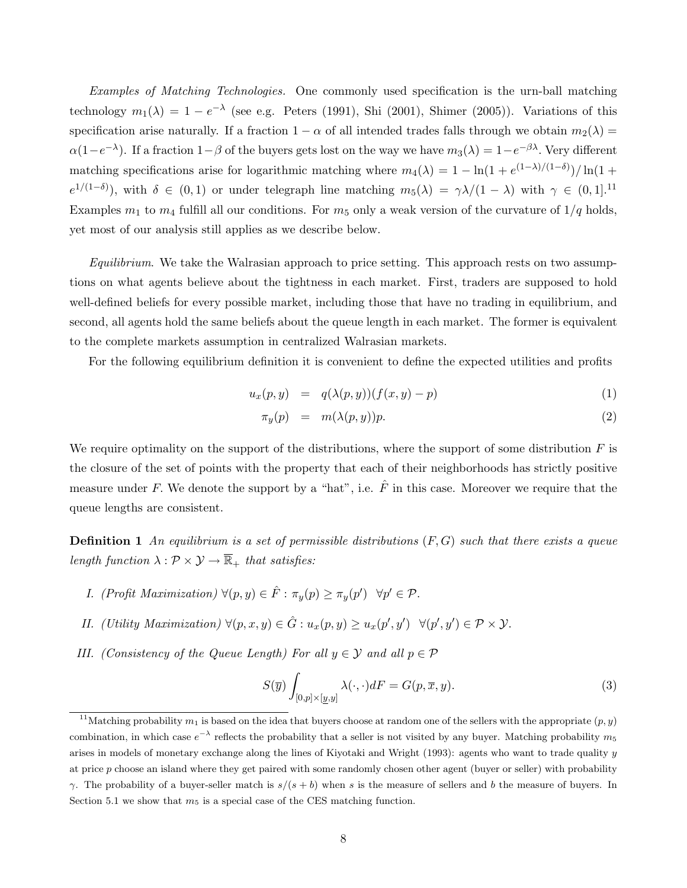*Examples of Matching Technologies.* One commonly used specification is the urn-ball matching technology $m_1(\lambda) = 1 - e^{-\lambda}$ (see e.g. Peters (1991), Shi (2001), Shimer (2005)). Variations of this specification arise naturally. If a fraction $1-\alpha$ of all intended trades falls through we obtain $m_2(\lambda) = \alpha(1-e^{-\lambda})$. If a fraction $1-\beta$ of the buyers gets lost on the way we have $m_3(\lambda) = 1-e^{-\beta\lambda}$. Very different matching specifications arise for logarithmic matching where $m_4(\lambda) = 1 - \ln(1 + e^{(1-\lambda)/(1-\delta)})/\ln(1 + e^{1/(1-\delta)})$, with $\delta \in (0,1)$ or under telegraph line matching $m_5(\lambda) = \gamma\lambda/(1-\lambda)$ with $\gamma \in (0,1]$.[11] Examples $m_1$ to $m_4$ fulfill all our conditions. For $m_5$ only a weak version of the curvature of $1/q$ holds, yet most of our analysis still applies as we describe below.

*Equilibrium*. We take the Walrasian approach to price setting. This approach rests on two assumptions on what agents believe about the tightness in each market. First, traders are supposed to hold well-defined beliefs for every possible market, including those that have no trading in equilibrium, and second, all agents hold the same beliefs about the queue length in each market. The former is equivalent to the complete markets assumption in centralized Walrasian markets.

For the following equilibrium definition it is convenient to define the expected utilities and profits

$$u_x(p,y) = q(\lambda(p,y))(f(x,y) - p) \tag{1}$$

$$\pi_y(p) = m(\lambda(p,y))p. \tag{2}$$

We require optimality on the support of the distributions, where the support of some distribution $F$ is the closure of the set of points with the property that each of their neighborhoods has strictly positive measure under $F$. We denote the support by a "hat", i.e. $\hat{F}$ in this case. Moreover we require that the queue lengths are consistent.

**Definition 1** *An equilibrium is a set of permissible distributions $(F, G)$ such that there exists a queue length function $\lambda : \mathcal{P} \times \mathcal{Y} \to \overline{\mathbb{R}}_+$ that satisfies:*

I. *(Profit Maximization) $\forall(p,y) \in \hat{F} : \pi_y(p) \geq \pi_y(p') \ \ \forall p' \in \mathcal{P}$.*

II. *(Utility Maximization) $\forall(p,x,y) \in \hat{G} : u_x(p,y) \geq u_x(p',y') \ \ \forall(p',y') \in \mathcal{P} \times \mathcal{Y}$.*

III. *(Consistency of the Queue Length) For all $y \in \mathcal{Y}$ and all $p \in \mathcal{P}$*

$$S(\overline{y}) \int_{[0,p]\times[\underline{y},y]} \lambda(\cdot,\cdot) dF = G(p, \overline{x}, y). \tag{3}$$

[11] Matching probability $m_1$ is based on the idea that buyers choose at random one of the sellers with the appropriate $(p, y)$ combination, in which case $e^{-\lambda}$ reflects the probability that a seller is not visited by any buyer. Matching probability $m_5$ arises in models of monetary exchange along the lines of Kiyotaki and Wright (1993): agents who want to trade quality $y$ at price $p$ choose an island where they get paired with some randomly chosen other agent (buyer or seller) with probability $\gamma$. The probability of a buyer-seller match is $s/(s+b)$ when $s$ is the measure of sellers and $b$ the measure of buyers. In Section 5.1 we show that $m_5$ is a special case of the CES matching function.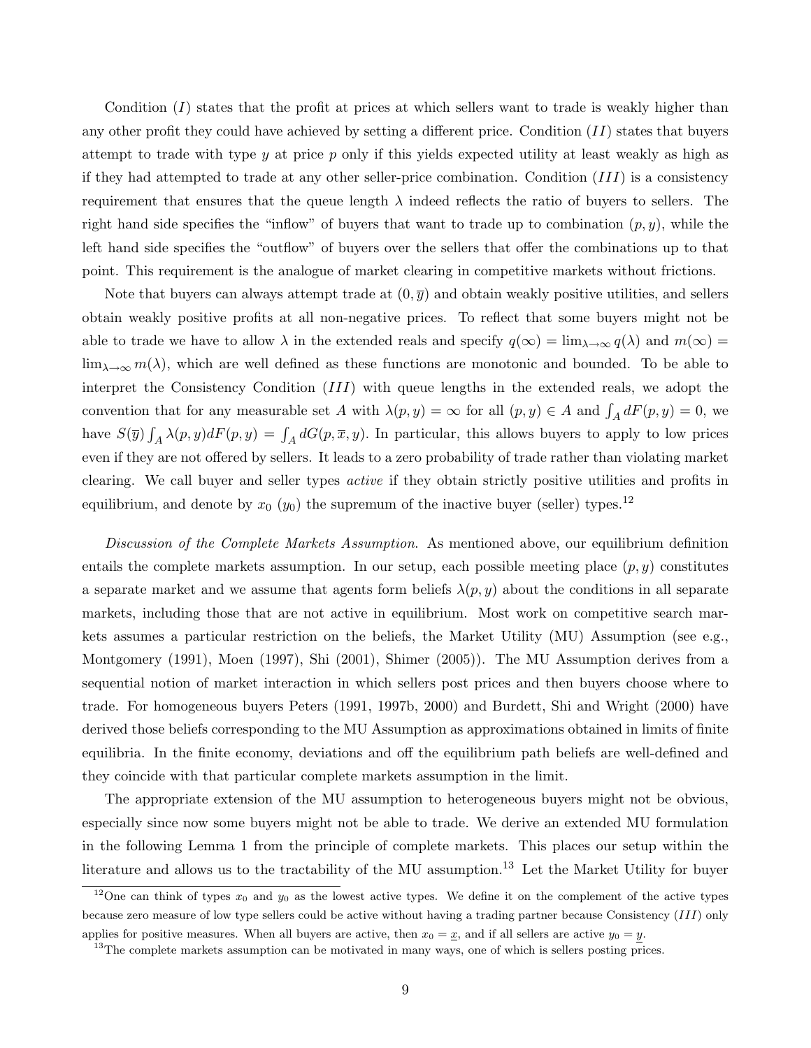Condition $(I)$ states that the profit at prices at which sellers want to trade is weakly higher than any other profit they could have achieved by setting a different price. Condition $(II)$ states that buyers attempt to trade with type $y$ at price $p$ only if this yields expected utility at least weakly as high as if they had attempted to trade at any other seller-price combination. Condition $(III)$ is a consistency requirement that ensures that the queue length $\lambda$ indeed reflects the ratio of buyers to sellers. The right hand side specifies the "inflow" of buyers that want to trade up to combination $(p, y)$, while the left hand side specifies the "outflow" of buyers over the sellers that offer the combinations up to that point. This requirement is the analogue of market clearing in competitive markets without frictions.

Note that buyers can always attempt trade at $(0, \overline{y})$ and obtain weakly positive utilities, and sellers obtain weakly positive profits at all non-negative prices. To reflect that some buyers might not be able to trade we have to allow $\lambda$ in the extended reals and specify $q(\infty) = \lim_{\lambda \to \infty} q(\lambda)$ and $m(\infty) = \lim_{\lambda \to \infty} m(\lambda)$, which are well defined as these functions are monotonic and bounded. To be able to interpret the Consistency Condition $(III)$ with queue lengths in the extended reals, we adopt the convention that for any measurable set $A$ with $\lambda(p, y) = \infty$ for all $(p, y) \in A$ and $\int_A dF(p, y) = 0$, we have $S(\overline{y}) \int_A \lambda(p, y) dF(p, y) = \int_A dG(p, \overline{x}, y)$. In particular, this allows buyers to apply to low prices even if they are not offered by sellers. It leads to a zero probability of trade rather than violating market clearing. We call buyer and seller types *active* if they obtain strictly positive utilities and profits in equilibrium, and denote by $x_0$ ($y_0$) the supremum of the inactive buyer (seller) types.[12]

*Discussion of the Complete Markets Assumption.* As mentioned above, our equilibrium definition entails the complete markets assumption. In our setup, each possible meeting place $(p, y)$ constitutes a separate market and we assume that agents form beliefs $\lambda(p, y)$ about the conditions in all separate markets, including those that are not active in equilibrium. Most work on competitive search markets assumes a particular restriction on the beliefs, the Market Utility (MU) Assumption (see e.g., Montgomery (1991), Moen (1997), Shi (2001), Shimer (2005)). The MU Assumption derives from a sequential notion of market interaction in which sellers post prices and then buyers choose where to trade. For homogeneous buyers Peters (1991, 1997b, 2000) and Burdett, Shi and Wright (2000) have derived those beliefs corresponding to the MU Assumption as approximations obtained in limits of finite equilibria. In the finite economy, deviations and off the equilibrium path beliefs are well-defined and they coincide with that particular complete markets assumption in the limit.

The appropriate extension of the MU assumption to heterogeneous buyers might not be obvious, especially since now some buyers might not be able to trade. We derive an extended MU formulation in the following Lemma 1 from the principle of complete markets. This places our setup within the literature and allows us to the tractability of the MU assumption.[13] Let the Market Utility for buyer

[12] One can think of types $x_0$ and $y_0$ as the lowest active types. We define it on the complement of the active types because zero measure of low type sellers could be active without having a trading partner because Consistency $(III)$ only applies for positive measures. When all buyers are active, then $x_0 = \underline{x}$, and if all sellers are active $y_0 = \underline{y}$.

[13] The complete markets assumption can be motivated in many ways, one of which is sellers posting prices.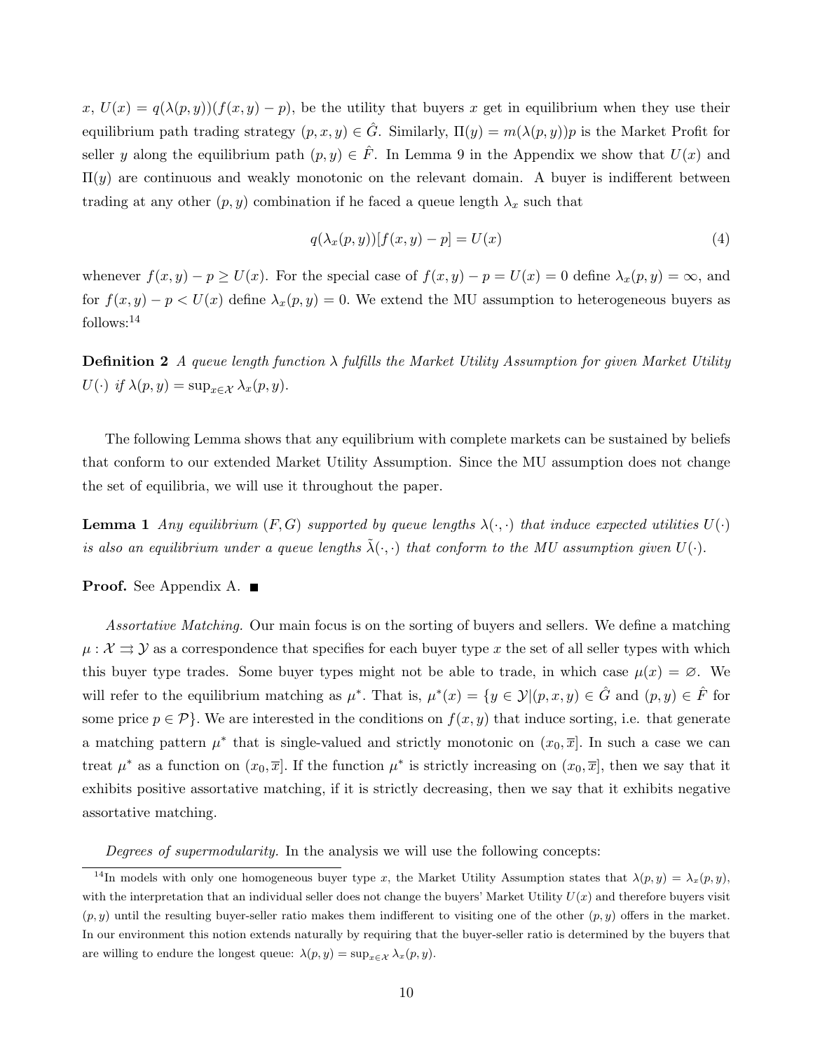$x$, $U(x) = q(\lambda(p, y))(f(x, y) - p)$, be the utility that buyers $x$ get in equilibrium when they use their equilibrium path trading strategy $(p, x, y) \in \hat{G}$. Similarly, $\Pi(y) = m(\lambda(p, y))p$ is the Market Profit for seller $y$ along the equilibrium path $(p, y) \in \hat{F}$. In Lemma 9 in the Appendix we show that $U(x)$ and $\Pi(y)$ are continuous and weakly monotonic on the relevant domain. A buyer is indifferent between trading at any other $(p, y)$ combination if he faced a queue length $\lambda_x$ such that

$$q(\lambda_x(p, y))[f(x, y) - p] = U(x) \tag{4}$$

whenever $f(x, y) - p \geq U(x)$. For the special case of $f(x, y) - p = U(x) = 0$ define $\lambda_x(p, y) = \infty$, and for $f(x, y) - p < U(x)$ define $\lambda_x(p, y) = 0$. We extend the MU assumption to heterogeneous buyers as follows:[14]

**Definition 2** *A queue length function $\lambda$ fulfills the Market Utility Assumption for given Market Utility $U(\cdot)$ if $\lambda(p, y) = \sup_{x \in \mathcal{X}} \lambda_x(p, y)$.*

The following Lemma shows that any equilibrium with complete markets can be sustained by beliefs that conform to our extended Market Utility Assumption. Since the MU assumption does not change the set of equilibria, we will use it throughout the paper.

**Lemma 1** *Any equilibrium $(F, G)$ supported by queue lengths $\lambda(\cdot, \cdot)$ that induce expected utilities $U(\cdot)$ is also an equilibrium under a queue lengths $\tilde{\lambda}(\cdot, \cdot)$ that conform to the MU assumption given $U(\cdot)$.*

**Proof.** See Appendix A. ■

*Assortative Matching.* Our main focus is on the sorting of buyers and sellers. We define a matching $\mu : \mathcal{X} \rightrightarrows \mathcal{Y}$ as a correspondence that specifies for each buyer type $x$ the set of all seller types with which this buyer type trades. Some buyer types might not be able to trade, in which case $\mu(x) = \varnothing$. We will refer to the equilibrium matching as $\mu^*$. That is, $\mu^*(x) = \{y \in \mathcal{Y} | (p, x, y) \in \hat{G}$ and $(p, y) \in \hat{F}$ for some price $p \in \mathcal{P}\}$. We are interested in the conditions on $f(x, y)$ that induce sorting, i.e. that generate a matching pattern $\mu^*$ that is single-valued and strictly monotonic on $(x_0, \overline{x}]$. In such a case we can treat $\mu^*$ as a function on $(x_0, \overline{x}]$. If the function $\mu^*$ is strictly increasing on $(x_0, \overline{x}]$, then we say that it exhibits positive assortative matching, if it is strictly decreasing, then we say that it exhibits negative assortative matching.

*Degrees of supermodularity.* In the analysis we will use the following concepts:

[14] In models with only one homogeneous buyer type $x$, the Market Utility Assumption states that $\lambda(p, y) = \lambda_x(p, y)$, with the interpretation that an individual seller does not change the buyers' Market Utility $U(x)$ and therefore buyers visit $(p, y)$ until the resulting buyer-seller ratio makes them indifferent to visiting one of the other $(p, y)$ offers in the market. In our environment this notion extends naturally by requiring that the buyer-seller ratio is determined by the buyers that are willing to endure the longest queue: $\lambda(p, y) = \sup_{x \in \mathcal{X}} \lambda_x(p, y)$.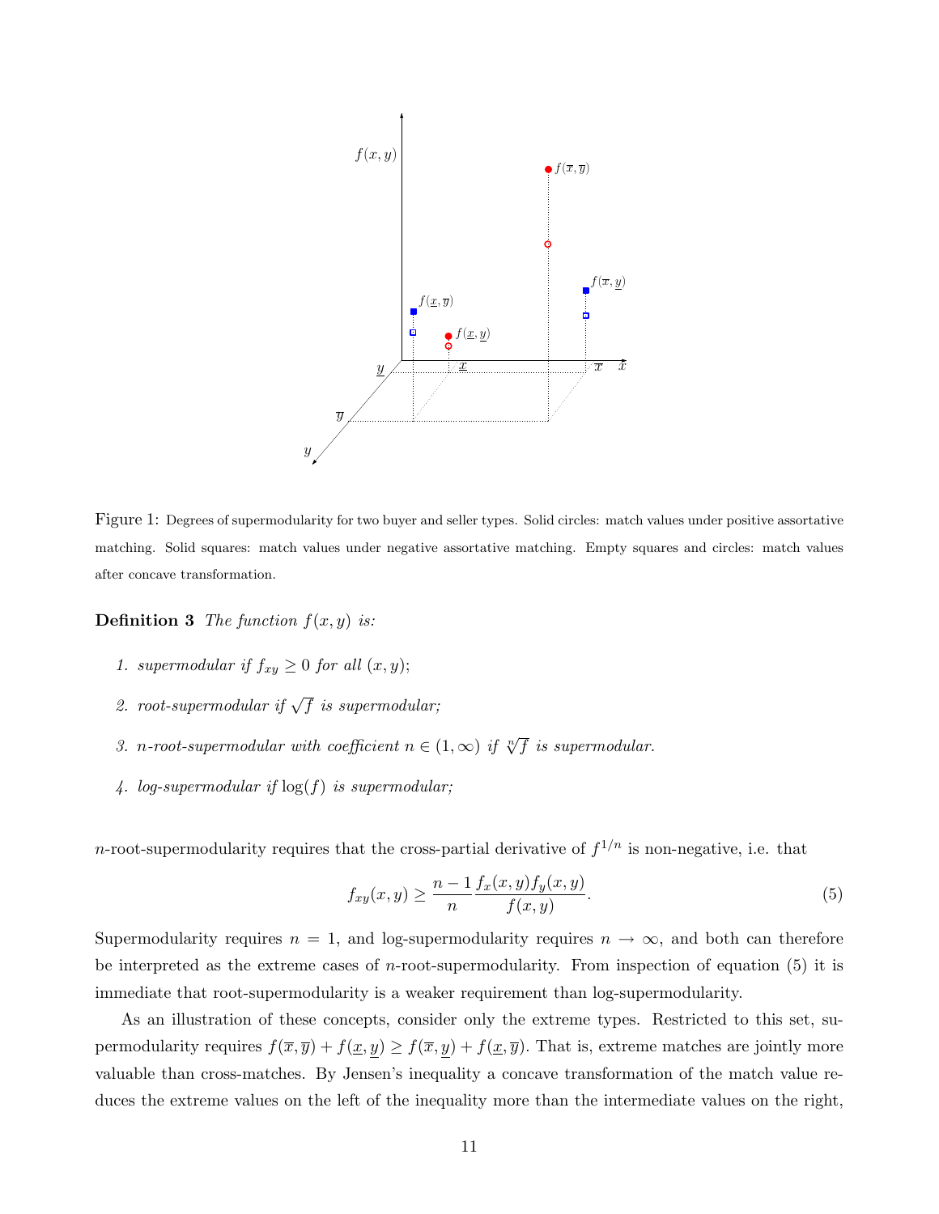Figure 1: Degrees of supermodularity for two buyer and seller types. Solid circles: match values under positive assortative matching. Solid squares: match values under negative assortative matching. Empty squares and circles: match values after concave transformation.

**Definition 3** *The function $f(x, y)$ is:*

1. *supermodular if $f_{xy} \geq 0$ for all $(x, y)$;*
2. *root-supermodular if $\sqrt{f}$ is supermodular;*
3. *n-root-supermodular with coefficient $n \in (1, \infty)$ if $\sqrt[n]{f}$ is supermodular.*
4. *log-supermodular if $\log(f)$ is supermodular;*

$n$-root-supermodularity requires that the cross-partial derivative of $f^{1/n}$ is non-negative, i.e. that

$$f_{xy}(x, y) \geq \frac{n-1}{n} \frac{f_x(x, y) f_y(x, y)}{f(x, y)}. \tag{5}$$

Supermodularity requires $n = 1$, and log-supermodularity requires $n \to \infty$, and both can therefore be interpreted as the extreme cases of $n$-root-supermodularity. From inspection of equation (5) it is immediate that root-supermodularity is a weaker requirement than log-supermodularity.

As an illustration of these concepts, consider only the extreme types. Restricted to this set, supermodularity requires $f(\overline{x}, \overline{y}) + f(\underline{x}, \underline{y}) \geq f(\overline{x}, \underline{y}) + f(\underline{x}, \overline{y})$. That is, extreme matches are jointly more valuable than cross-matches. By Jensen's inequality a concave transformation of the match value reduces the extreme values on the left of the inequality more than the intermediate values on the right,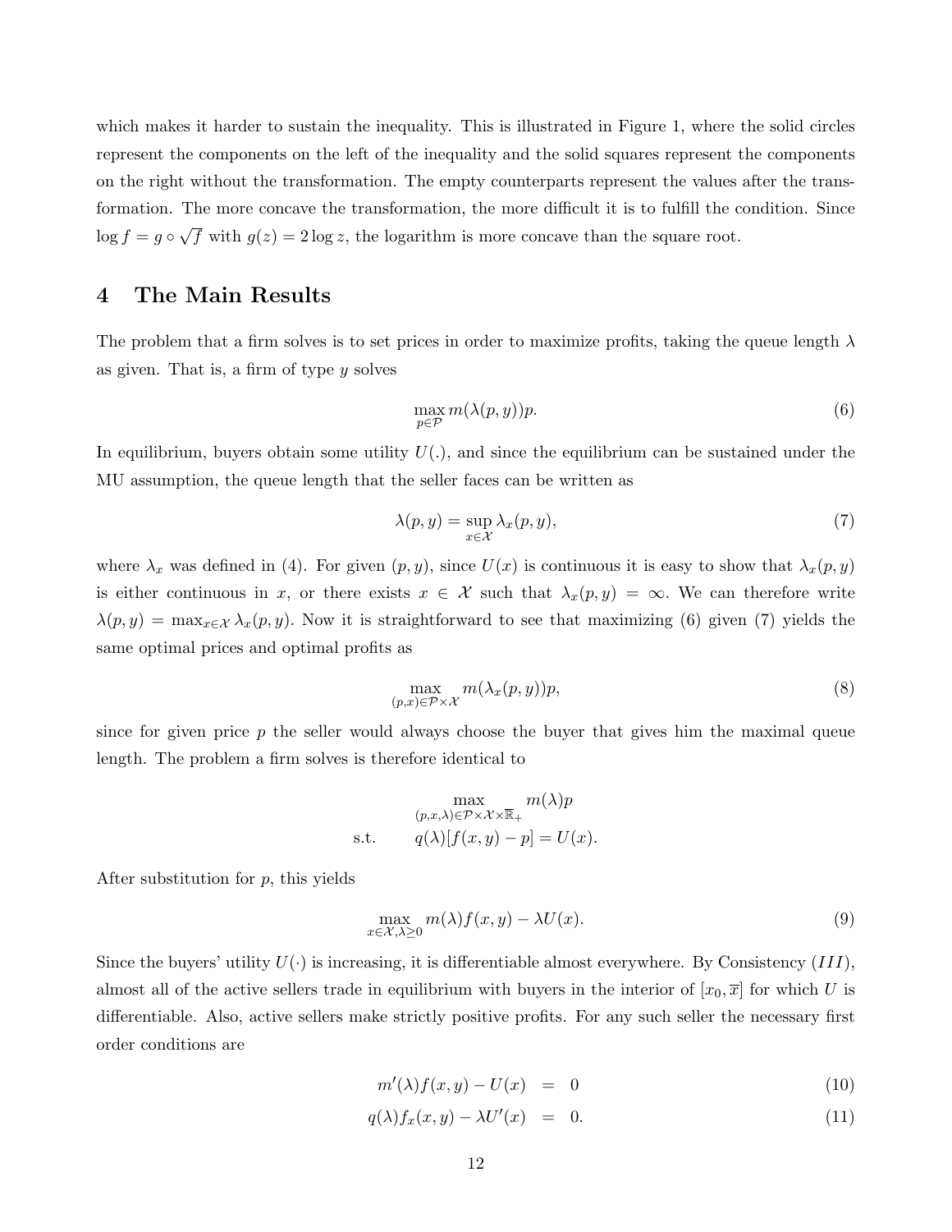which makes it harder to sustain the inequality. This is illustrated in Figure 1, where the solid circles represent the components on the left of the inequality and the solid squares represent the components on the right without the transformation. The empty counterparts represent the values after the transformation. The more concave the transformation, the more difficult it is to fulfill the condition. Since $\log f = g \circ \sqrt{f}$ with $g(z) = 2 \log z$, the logarithm is more concave than the square root.

# 4 The Main Results

The problem that a firm solves is to set prices in order to maximize profits, taking the queue length $\lambda$ as given. That is, a firm of type $y$ solves

$$\max_{p \in \mathcal{P}} m(\lambda(p, y))p. \tag{6}$$

In equilibrium, buyers obtain some utility $U(.)$, and since the equilibrium can be sustained under the MU assumption, the queue length that the seller faces can be written as

$$\lambda(p, y) = \sup_{x \in \mathcal{X}} \lambda_x(p, y), \tag{7}$$

where $\lambda_x$ was defined in (4). For given $(p, y)$, since $U(x)$ is continuous it is easy to show that $\lambda_x(p, y)$ is either continuous in $x$, or there exists $x \in \mathcal{X}$ such that $\lambda_x(p, y) = \infty$. We can therefore write $\lambda(p, y) = \max_{x \in \mathcal{X}} \lambda_x(p, y)$. Now it is straightforward to see that maximizing (6) given (7) yields the same optimal prices and optimal profits as

$$\max_{(p,x) \in \mathcal{P} \times \mathcal{X}} m(\lambda_x(p, y))p, \tag{8}$$

since for given price $p$ the seller would always choose the buyer that gives him the maximal queue length. The problem a firm solves is therefore identical to

$$\begin{aligned} &\max_{(p,x,\lambda) \in \mathcal{P} \times \mathcal{X} \times \overline{\mathbb{R}}_+} m(\lambda)p \\ \text{s.t.} \qquad &q(\lambda)[f(x, y) - p] = U(x). \end{aligned}$$

After substitution for $p$, this yields

$$\max_{x \in \mathcal{X}, \lambda \geq 0} m(\lambda) f(x, y) - \lambda U(x). \tag{9}$$

Since the buyers' utility $U(\cdot)$ is increasing, it is differentiable almost everywhere. By Consistency $(III)$, almost all of the active sellers trade in equilibrium with buyers in the interior of $[x_0, \overline{x}]$ for which $U$ is differentiable. Also, active sellers make strictly positive profits. For any such seller the necessary first order conditions are

$$m'(\lambda) f(x, y) - U(x) = 0 \tag{10}$$

$$q(\lambda) f_x(x, y) - \lambda U'(x) = 0. \tag{11}$$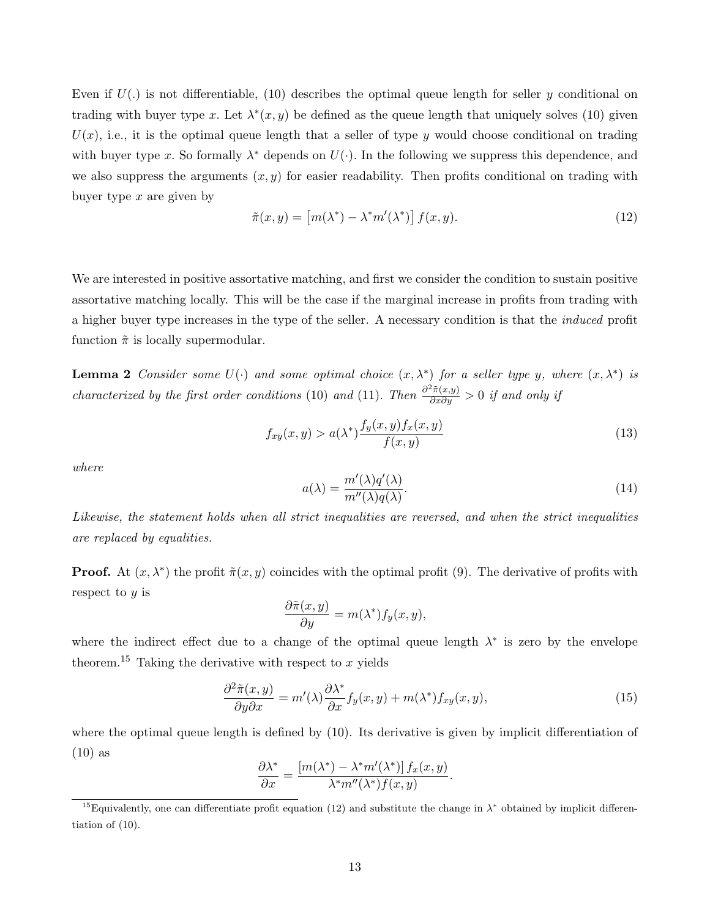Even if $U(.)$ is not differentiable, (10) describes the optimal queue length for seller $y$ conditional on trading with buyer type $x$. Let $\lambda^*(x,y)$ be defined as the queue length that uniquely solves (10) given $U(x)$, i.e., it is the optimal queue length that a seller of type $y$ would choose conditional on trading with buyer type $x$. So formally $\lambda^*$ depends on $U(\cdot)$. In the following we suppress this dependence, and we also suppress the arguments $(x,y)$ for easier readability. Then profits conditional on trading with buyer type $x$ are given by

$$\tilde{\pi}(x,y) = \left[m(\lambda^*) - \lambda^* m'(\lambda^*)\right] f(x,y). \tag{12}$$

We are interested in positive assortative matching, and first we consider the condition to sustain positive assortative matching locally. This will be the case if the marginal increase in profits from trading with a higher buyer type increases in the type of the seller. A necessary condition is that the *induced* profit function $\tilde{\pi}$ is locally supermodular.

**Lemma 2** *Consider some $U(\cdot)$ and some optimal choice $(x,\lambda^*)$ for a seller type $y$, where $(x,\lambda^*)$ is characterized by the first order conditions* (10) *and* (11)*. Then $\frac{\partial^2 \tilde{\pi}(x,y)}{\partial x \partial y} > 0$ if and only if*

$$f_{xy}(x,y) > a(\lambda^*) \frac{f_y(x,y) f_x(x,y)}{f(x,y)} \tag{13}$$

*where*

$$a(\lambda) = \frac{m'(\lambda) q'(\lambda)}{m''(\lambda) q(\lambda)}. \tag{14}$$

*Likewise, the statement holds when all strict inequalities are reversed, and when the strict inequalities are replaced by equalities.*

**Proof.** At $(x,\lambda^*)$ the profit $\tilde{\pi}(x,y)$ coincides with the optimal profit (9). The derivative of profits with respect to $y$ is

$$\frac{\partial \tilde{\pi}(x,y)}{\partial y} = m(\lambda^*) f_y(x,y),$$

where the indirect effect due to a change of the optimal queue length $\lambda^*$ is zero by the envelope theorem.[15] Taking the derivative with respect to $x$ yields

$$\frac{\partial^2 \tilde{\pi}(x,y)}{\partial y \partial x} = m'(\lambda) \frac{\partial \lambda^*}{\partial x} f_y(x,y) + m(\lambda^*) f_{xy}(x,y), \tag{15}$$

where the optimal queue length is defined by (10). Its derivative is given by implicit differentiation of (10) as

$$\frac{\partial \lambda^*}{\partial x} = \frac{\left[m(\lambda^*) - \lambda^* m'(\lambda^*)\right] f_x(x,y)}{\lambda^* m''(\lambda^*) f(x,y)}.$$

[15] Equivalently, one can differentiate profit equation (12) and substitute the change in $\lambda^*$ obtained by implicit differentiation of (10).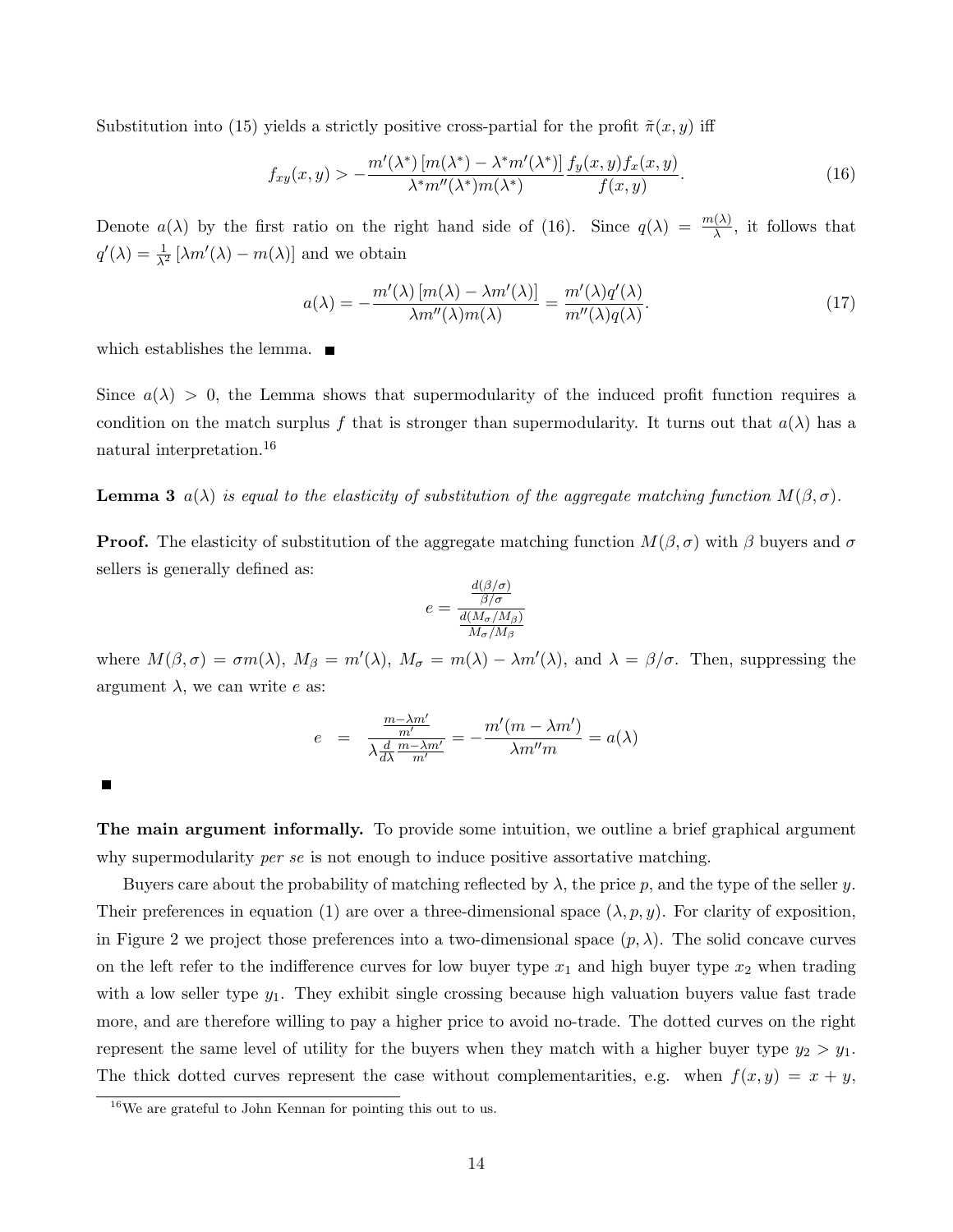Substitution into (15) yields a strictly positive cross-partial for the profit $\tilde{\pi}(x,y)$ iff

$$f_{xy}(x,y) > -\frac{m'(\lambda^*)\left[m(\lambda^*) - \lambda^* m'(\lambda^*)\right]}{\lambda^* m''(\lambda^*) m(\lambda^*)} \frac{f_y(x,y) f_x(x,y)}{f(x,y)}. \tag{16}$$

Denote $a(\lambda)$ by the first ratio on the right hand side of (16). Since $q(\lambda) = \frac{m(\lambda)}{\lambda}$, it follows that $q'(\lambda) = \frac{1}{\lambda^2}\left[\lambda m'(\lambda) - m(\lambda)\right]$ and we obtain

$$a(\lambda) = -\frac{m'(\lambda)\left[m(\lambda) - \lambda m'(\lambda)\right]}{\lambda m''(\lambda) m(\lambda)} = \frac{m'(\lambda) q'(\lambda)}{m''(\lambda) q(\lambda)}. \tag{17}$$

which establishes the lemma. ■

Since $a(\lambda) > 0$, the Lemma shows that supermodularity of the induced profit function requires a condition on the match surplus $f$ that is stronger than supermodularity. It turns out that $a(\lambda)$ has a natural interpretation.[16]

**Lemma 3** *$a(\lambda)$ is equal to the elasticity of substitution of the aggregate matching function $M(\beta, \sigma)$.*

**Proof.** The elasticity of substitution of the aggregate matching function $M(\beta, \sigma)$ with $\beta$ buyers and $\sigma$ sellers is generally defined as:

$$e = \frac{\frac{d(\beta/\sigma)}{\beta/\sigma}}{\frac{d(M_\sigma/M_\beta)}{M_\sigma/M_\beta}}$$

where $M(\beta, \sigma) = \sigma m(\lambda)$, $M_\beta = m'(\lambda)$, $M_\sigma = m(\lambda) - \lambda m'(\lambda)$, and $\lambda = \beta/\sigma$. Then, suppressing the argument $\lambda$, we can write $e$ as:

$$e = \frac{\frac{m - \lambda m'}{m'}}{\lambda \frac{d}{d\lambda} \frac{m - \lambda m'}{m'}} = -\frac{m'(m - \lambda m')}{\lambda m'' m} = a(\lambda)$$

■

**The main argument informally.** To provide some intuition, we outline a brief graphical argument why supermodularity *per se* is not enough to induce positive assortative matching.

Buyers care about the probability of matching reflected by $\lambda$, the price $p$, and the type of the seller $y$. Their preferences in equation (1) are over a three-dimensional space $(\lambda, p, y)$. For clarity of exposition, in Figure 2 we project those preferences into a two-dimensional space $(p, \lambda)$. The solid concave curves on the left refer to the indifference curves for low buyer type $x_1$ and high buyer type $x_2$ when trading with a low seller type $y_1$. They exhibit single crossing because high valuation buyers value fast trade more, and are therefore willing to pay a higher price to avoid no-trade. The dotted curves on the right represent the same level of utility for the buyers when they match with a higher buyer type $y_2 > y_1$. The thick dotted curves represent the case without complementarities, e.g. when $f(x,y) = x + y$,

[16] We are grateful to John Kennan for pointing this out to us.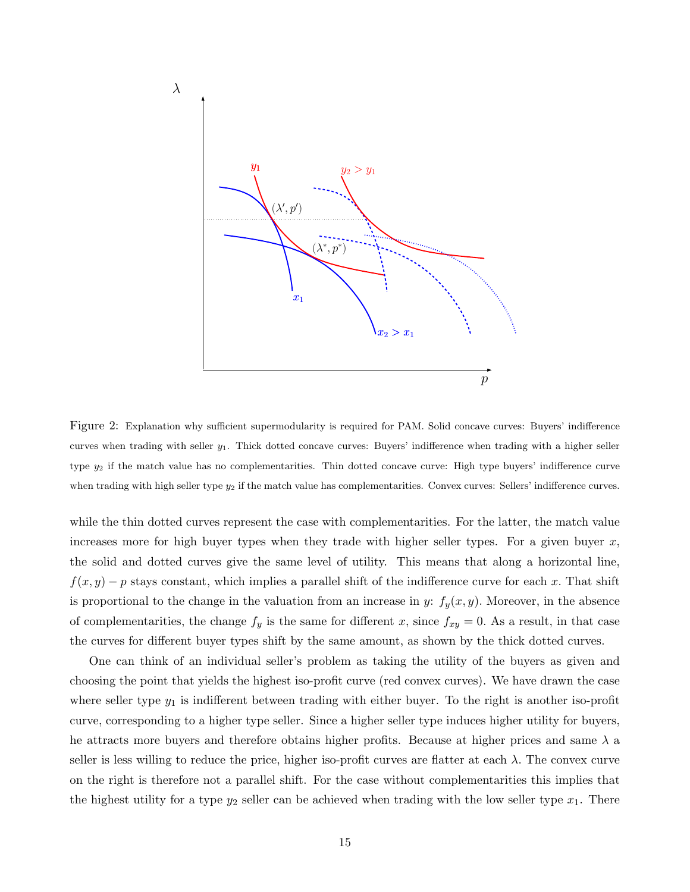Figure 2: Explanation why sufficient supermodularity is required for PAM. Solid concave curves: Buyers' indifference curves when trading with seller $y_1$. Thick dotted concave curves: Buyers' indifference when trading with a higher seller type $y_2$ if the match value has no complementarities. Thin dotted concave curve: High type buyers' indifference curve when trading with high seller type $y_2$ if the match value has complementarities. Convex curves: Sellers' indifference curves.

while the thin dotted curves represent the case with complementarities. For the latter, the match value increases more for high buyer types when they trade with higher seller types. For a given buyer $x$, the solid and dotted curves give the same level of utility. This means that along a horizontal line, $f(x, y) - p$ stays constant, which implies a parallel shift of the indifference curve for each $x$. That shift is proportional to the change in the valuation from an increase in $y$: $f_y(x, y)$. Moreover, in the absence of complementarities, the change $f_y$ is the same for different $x$, since $f_{xy} = 0$. As a result, in that case the curves for different buyer types shift by the same amount, as shown by the thick dotted curves.

One can think of an individual seller's problem as taking the utility of the buyers as given and choosing the point that yields the highest iso-profit curve (red convex curves). We have drawn the case where seller type $y_1$ is indifferent between trading with either buyer. To the right is another iso-profit curve, corresponding to a higher type seller. Since a higher seller type induces higher utility for buyers, he attracts more buyers and therefore obtains higher profits. Because at higher prices and same $\lambda$ a seller is less willing to reduce the price, higher iso-profit curves are flatter at each $\lambda$. The convex curve on the right is therefore not a parallel shift. For the case without complementarities this implies that the highest utility for a type $y_2$ seller can be achieved when trading with the low seller type $x_1$. There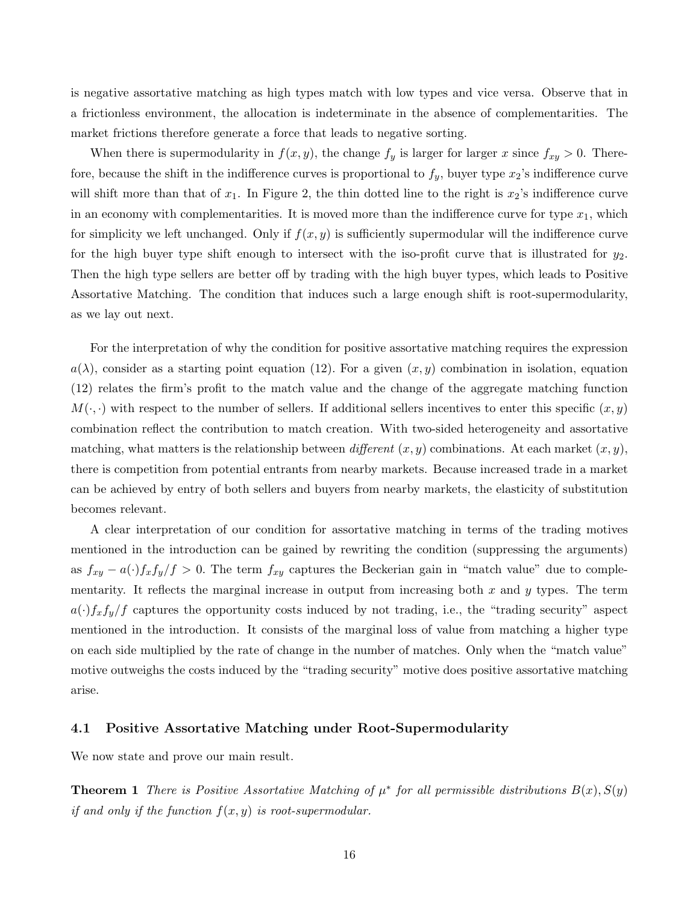is negative assortative matching as high types match with low types and vice versa. Observe that in a frictionless environment, the allocation is indeterminate in the absence of complementarities. The market frictions therefore generate a force that leads to negative sorting.

When there is supermodularity in $f(x, y)$, the change $f_y$ is larger for larger $x$ since $f_{xy} > 0$. Therefore, because the shift in the indifference curves is proportional to $f_y$, buyer type $x_2$'s indifference curve will shift more than that of $x_1$. In Figure 2, the thin dotted line to the right is $x_2$'s indifference curve in an economy with complementarities. It is moved more than the indifference curve for type $x_1$, which for simplicity we left unchanged. Only if $f(x, y)$ is sufficiently supermodular will the indifference curve for the high buyer type shift enough to intersect with the iso-profit curve that is illustrated for $y_2$. Then the high type sellers are better off by trading with the high buyer types, which leads to Positive Assortative Matching. The condition that induces such a large enough shift is root-supermodularity, as we lay out next.

For the interpretation of why the condition for positive assortative matching requires the expression $a(\lambda)$, consider as a starting point equation (12). For a given $(x, y)$ combination in isolation, equation (12) relates the firm's profit to the match value and the change of the aggregate matching function $M(\cdot, \cdot)$ with respect to the number of sellers. If additional sellers incentives to enter this specific $(x, y)$ combination reflect the contribution to match creation. With two-sided heterogeneity and assortative matching, what matters is the relationship between *different* $(x, y)$ combinations. At each market $(x, y)$, there is competition from potential entrants from nearby markets. Because increased trade in a market can be achieved by entry of both sellers and buyers from nearby markets, the elasticity of substitution becomes relevant.

A clear interpretation of our condition for assortative matching in terms of the trading motives mentioned in the introduction can be gained by rewriting the condition (suppressing the arguments) as $f_{xy} - a(\cdot)f_x f_y/f > 0$. The term $f_{xy}$ captures the Beckerian gain in "match value" due to complementarity. It reflects the marginal increase in output from increasing both $x$ and $y$ types. The term $a(\cdot)f_x f_y/f$ captures the opportunity costs induced by not trading, i.e., the "trading security" aspect mentioned in the introduction. It consists of the marginal loss of value from matching a higher type on each side multiplied by the rate of change in the number of matches. Only when the "match value" motive outweighs the costs induced by the "trading security" motive does positive assortative matching arise.

### 4.1 Positive Assortative Matching under Root-Supermodularity

We now state and prove our main result.

**Theorem 1** *There is Positive Assortative Matching of $\mu^*$ for all permissible distributions $B(x), S(y)$ if and only if the function $f(x, y)$ is root-supermodular.*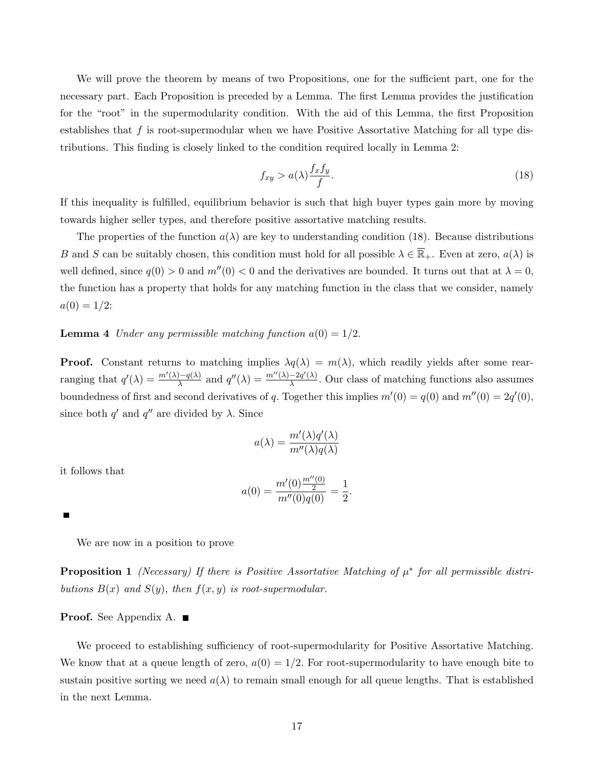We will prove the theorem by means of two Propositions, one for the sufficient part, one for the necessary part. Each Proposition is preceded by a Lemma. The first Lemma provides the justification for the "root" in the supermodularity condition. With the aid of this Lemma, the first Proposition establishes that $f$ is root-supermodular when we have Positive Assortative Matching for all type distributions. This finding is closely linked to the condition required locally in Lemma 2:

$$f_{xy} > a(\lambda)\frac{f_x f_y}{f}. \tag{18}$$

If this inequality is fulfilled, equilibrium behavior is such that high buyer types gain more by moving towards higher seller types, and therefore positive assortative matching results.

The properties of the function $a(\lambda)$ are key to understanding condition (18). Because distributions $B$ and $S$ can be suitably chosen, this condition must hold for all possible $\lambda \in \overline{\mathbb{R}}_+$. Even at zero, $a(\lambda)$ is well defined, since $q(0) > 0$ and $m''(0) < 0$ and the derivatives are bounded. It turns out that at $\lambda = 0$, the function has a property that holds for any matching function in the class that we consider, namely $a(0) = 1/2$:

**Lemma 4** *Under any permissible matching function $a(0) = 1/2$.*

**Proof.** Constant returns to matching implies $\lambda q(\lambda) = m(\lambda)$, which readily yields after some rearranging that $q'(\lambda) = \frac{m'(\lambda)-q(\lambda)}{\lambda}$ and $q''(\lambda) = \frac{m''(\lambda)-2q'(\lambda)}{\lambda}$. Our class of matching functions also assumes boundedness of first and second derivatives of $q$. Together this implies $m'(0) = q(0)$ and $m''(0) = 2q'(0)$, since both $q'$ and $q''$ are divided by $\lambda$. Since

$$a(\lambda) = \frac{m'(\lambda)q'(\lambda)}{m''(\lambda)q(\lambda)}$$

it follows that

$$a(0) = \frac{m'(0)\frac{m''(0)}{2}}{m''(0)q(0)} = \frac{1}{2}.$$

■

We are now in a position to prove

**Proposition 1** *(Necessary) If there is Positive Assortative Matching of $\mu^*$ for all permissible distributions $B(x)$ and $S(y)$, then $f(x, y)$ is root-supermodular.*

**Proof.** See Appendix A. ■

We proceed to establishing sufficiency of root-supermodularity for Positive Assortative Matching. We know that at a queue length of zero, $a(0) = 1/2$. For root-supermodularity to have enough bite to sustain positive sorting we need $a(\lambda)$ to remain small enough for all queue lengths. That is established in the next Lemma.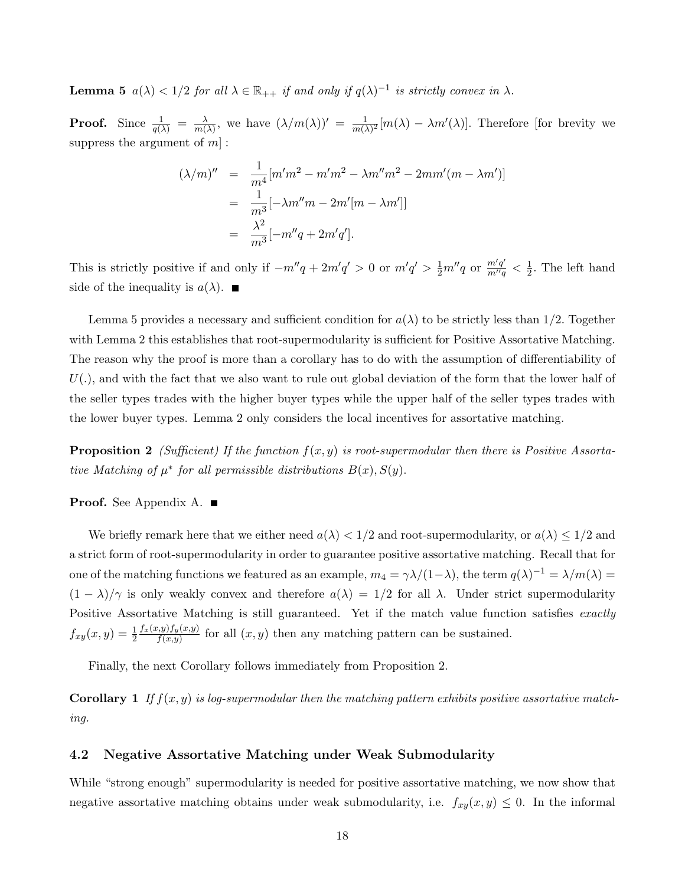**Lemma 5** *$a(\lambda) < 1/2$ for all $\lambda \in \mathbb{R}_{++}$ if and only if $q(\lambda)^{-1}$ is strictly convex in $\lambda$.*

**Proof.** Since $\frac{1}{q(\lambda)} = \frac{\lambda}{m(\lambda)}$, we have $(\lambda/m(\lambda))' = \frac{1}{m(\lambda)^2}[m(\lambda) - \lambda m'(\lambda)]$. Therefore [for brevity we suppress the argument of $m$] :

$$
\begin{aligned}
(\lambda/m)'' &= \frac{1}{m^4}[m'm^2 - m'm^2 - \lambda m''m^2 - 2mm'(m - \lambda m')] \\
&= \frac{1}{m^3}[-\lambda m''m - 2m'[m - \lambda m']] \\
&= \frac{\lambda^2}{m^3}[-m''q + 2m'q'].
\end{aligned}
$$

This is strictly positive if and only if $-m''q + 2m'q' > 0$ or $m'q' > \frac{1}{2}m''q$ or $\frac{m'q'}{m''q} < \frac{1}{2}$. The left hand side of the inequality is $a(\lambda)$. ■

Lemma 5 provides a necessary and sufficient condition for $a(\lambda)$ to be strictly less than 1/2. Together with Lemma 2 this establishes that root-supermodularity is sufficient for Positive Assortative Matching. The reason why the proof is more than a corollary has to do with the assumption of differentiability of $U(.)$, and with the fact that we also want to rule out global deviation of the form that the lower half of the seller types trades with the higher buyer types while the upper half of the seller types trades with the lower buyer types. Lemma 2 only considers the local incentives for assortative matching.

**Proposition 2** *(Sufficient) If the function $f(x,y)$ is root-supermodular then there is Positive Assortative Matching of $\mu^*$ for all permissible distributions $B(x), S(y)$.*

**Proof.** See Appendix A. ■

We briefly remark here that we either need $a(\lambda) < 1/2$ and root-supermodularity, or $a(\lambda) \leq 1/2$ and a strict form of root-supermodularity in order to guarantee positive assortative matching. Recall that for one of the matching functions we featured as an example, $m_4 = \gamma\lambda/(1-\lambda)$, the term $q(\lambda)^{-1} = \lambda/m(\lambda) = (1-\lambda)/\gamma$ is only weakly convex and therefore $a(\lambda) = 1/2$ for all $\lambda$. Under strict supermodularity Positive Assortative Matching is still guaranteed. Yet if the match value function satisfies *exactly* $f_{xy}(x,y) = \frac{1}{2}\frac{f_x(x,y)f_y(x,y)}{f(x,y)}$ for all $(x,y)$ then any matching pattern can be sustained.

Finally, the next Corollary follows immediately from Proposition 2.

**Corollary 1** *If $f(x,y)$ is log-supermodular then the matching pattern exhibits positive assortative matching.*

### 4.2 Negative Assortative Matching under Weak Submodularity

While "strong enough" supermodularity is needed for positive assortative matching, we now show that negative assortative matching obtains under weak submodularity, i.e. $f_{xy}(x,y) \leq 0$. In the informal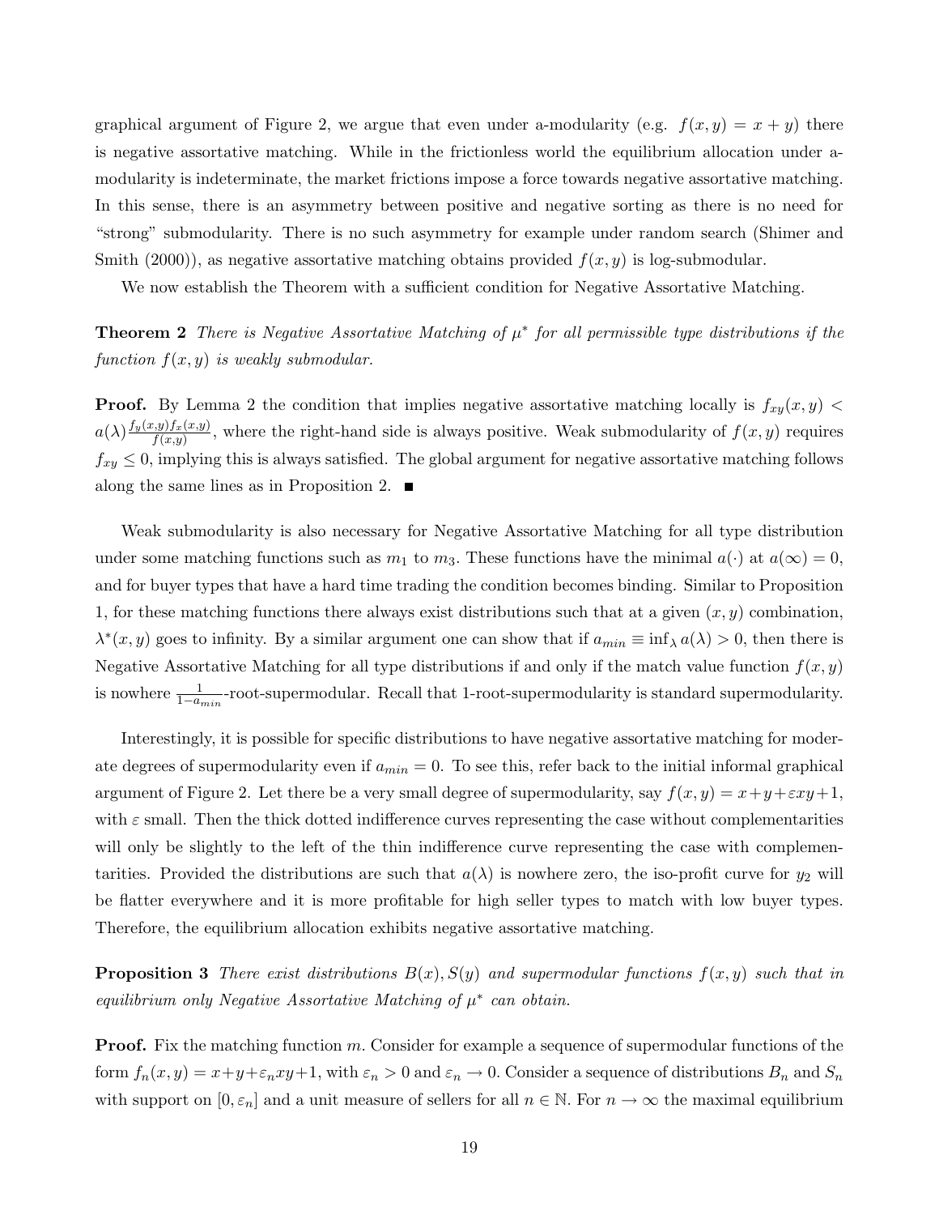graphical argument of Figure 2, we argue that even under a-modularity (e.g. $f(x, y) = x + y$) there is negative assortative matching. While in the frictionless world the equilibrium allocation under a-modularity is indeterminate, the market frictions impose a force towards negative assortative matching. In this sense, there is an asymmetry between positive and negative sorting as there is no need for "strong" submodularity. There is no such asymmetry for example under random search (Shimer and Smith (2000)), as negative assortative matching obtains provided $f(x, y)$ is log-submodular.

We now establish the Theorem with a sufficient condition for Negative Assortative Matching.

**Theorem 2** *There is Negative Assortative Matching of $\mu^*$ for all permissible type distributions if the function $f(x, y)$ is weakly submodular.*

**Proof.** By Lemma 2 the condition that implies negative assortative matching locally is $f_{xy}(x, y) < a(\lambda)\frac{f_y(x,y)f_x(x,y)}{f(x,y)}$, where the right-hand side is always positive. Weak submodularity of $f(x, y)$ requires $f_{xy} \leq 0$, implying this is always satisfied. The global argument for negative assortative matching follows along the same lines as in Proposition 2. ■

Weak submodularity is also necessary for Negative Assortative Matching for all type distribution under some matching functions such as $m_1$ to $m_3$. These functions have the minimal $a(\cdot)$ at $a(\infty) = 0$, and for buyer types that have a hard time trading the condition becomes binding. Similar to Proposition 1, for these matching functions there always exist distributions such that at a given $(x, y)$ combination, $\lambda^*(x, y)$ goes to infinity. By a similar argument one can show that if $a_{min} \equiv \inf_\lambda a(\lambda) > 0$, then there is Negative Assortative Matching for all type distributions if and only if the match value function $f(x, y)$ is nowhere $\frac{1}{1-a_{min}}$-root-supermodular. Recall that 1-root-supermodularity is standard supermodularity.

Interestingly, it is possible for specific distributions to have negative assortative matching for moderate degrees of supermodularity even if $a_{min} = 0$. To see this, refer back to the initial informal graphical argument of Figure 2. Let there be a very small degree of supermodularity, say $f(x, y) = x+y+\varepsilon xy+1$, with $\varepsilon$ small. Then the thick dotted indifference curves representing the case without complementarities will only be slightly to the left of the thin indifference curve representing the case with complementarities. Provided the distributions are such that $a(\lambda)$ is nowhere zero, the iso-profit curve for $y_2$ will be flatter everywhere and it is more profitable for high seller types to match with low buyer types. Therefore, the equilibrium allocation exhibits negative assortative matching.

**Proposition 3** *There exist distributions $B(x), S(y)$ and supermodular functions $f(x, y)$ such that in equilibrium only Negative Assortative Matching of $\mu^*$ can obtain.*

**Proof.** Fix the matching function $m$. Consider for example a sequence of supermodular functions of the form $f_n(x, y) = x+y+\varepsilon_n xy+1$, with $\varepsilon_n > 0$ and $\varepsilon_n \to 0$. Consider a sequence of distributions $B_n$ and $S_n$ with support on $[0, \varepsilon_n]$ and a unit measure of sellers for all $n \in \mathbb{N}$. For $n \to \infty$ the maximal equilibrium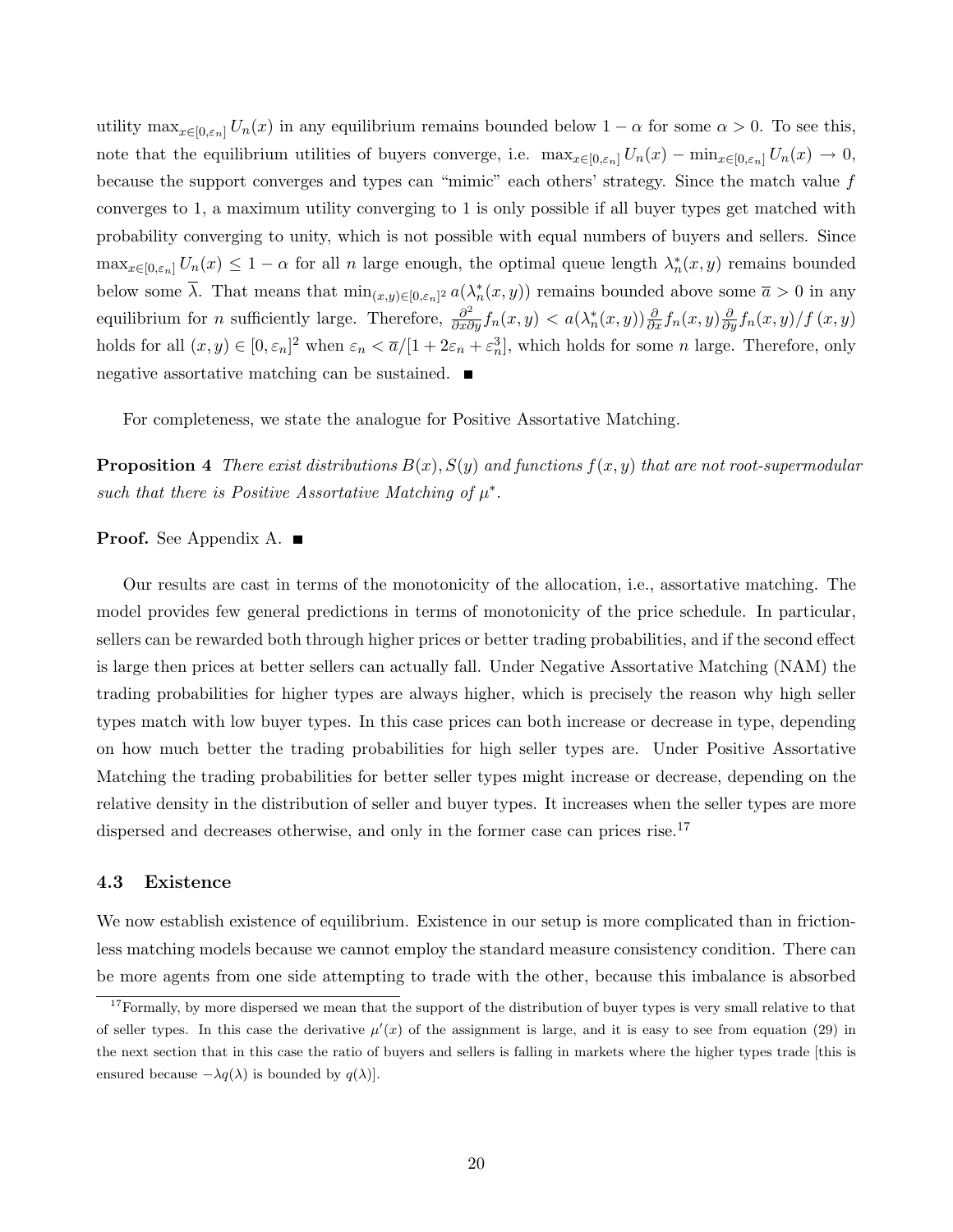utility $\max_{x\in[0,\varepsilon_n]} U_n(x)$ in any equilibrium remains bounded below $1-\alpha$ for some $\alpha > 0$. To see this, note that the equilibrium utilities of buyers converge, i.e. $\max_{x\in[0,\varepsilon_n]} U_n(x) - \min_{x\in[0,\varepsilon_n]} U_n(x) \to 0$, because the support converges and types can "mimic" each others' strategy. Since the match value $f$ converges to 1, a maximum utility converging to 1 is only possible if all buyer types get matched with probability converging to unity, which is not possible with equal numbers of buyers and sellers. Since $\max_{x\in[0,\varepsilon_n]} U_n(x) \leq 1-\alpha$ for all $n$ large enough, the optimal queue length $\lambda_n^*(x,y)$ remains bounded below some $\overline{\lambda}$. That means that $\min_{(x,y)\in[0,\varepsilon_n]^2} a(\lambda_n^*(x,y))$ remains bounded above some $\overline{a} > 0$ in any equilibrium for $n$ sufficiently large. Therefore, $\frac{\partial^2}{\partial x \partial y} f_n(x,y) < a(\lambda_n^*(x,y)) \frac{\partial}{\partial x} f_n(x,y) \frac{\partial}{\partial y} f_n(x,y) / f(x,y)$ holds for all $(x,y) \in [0,\varepsilon_n]^2$ when $\varepsilon_n < \overline{a}/[1+2\varepsilon_n+\varepsilon_n^3]$, which holds for some $n$ large. Therefore, only negative assortative matching can be sustained. ■

For completeness, we state the analogue for Positive Assortative Matching.

**Proposition 4** *There exist distributions $B(x), S(y)$ and functions $f(x,y)$ that are not root-supermodular such that there is Positive Assortative Matching of $\mu^*$.*

**Proof.** See Appendix A. ■

Our results are cast in terms of the monotonicity of the allocation, i.e., assortative matching. The model provides few general predictions in terms of monotonicity of the price schedule. In particular, sellers can be rewarded both through higher prices or better trading probabilities, and if the second effect is large then prices at better sellers can actually fall. Under Negative Assortative Matching (NAM) the trading probabilities for higher types are always higher, which is precisely the reason why high seller types match with low buyer types. In this case prices can both increase or decrease in type, depending on how much better the trading probabilities for high seller types are. Under Positive Assortative Matching the trading probabilities for better seller types might increase or decrease, depending on the relative density in the distribution of seller and buyer types. It increases when the seller types are more dispersed and decreases otherwise, and only in the former case can prices rise.[17]

### 4.3 Existence

We now establish existence of equilibrium. Existence in our setup is more complicated than in frictionless matching models because we cannot employ the standard measure consistency condition. There can be more agents from one side attempting to trade with the other, because this imbalance is absorbed

[17] Formally, by more dispersed we mean that the support of the distribution of buyer types is very small relative to that of seller types. In this case the derivative $\mu'(x)$ of the assignment is large, and it is easy to see from equation (29) in the next section that in this case the ratio of buyers and sellers is falling in markets where the higher types trade [this is ensured because $-\lambda q(\lambda)$ is bounded by $q(\lambda)$].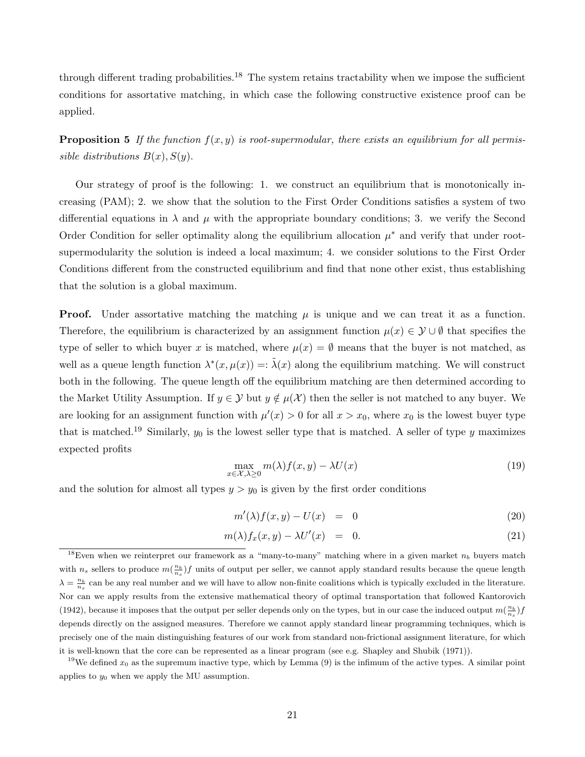through different trading probabilities.[18] The system retains tractability when we impose the sufficient conditions for assortative matching, in which case the following constructive existence proof can be applied.

**Proposition 5** *If the function $f(x, y)$ is root-supermodular, there exists an equilibrium for all permissible distributions $B(x), S(y)$.*

Our strategy of proof is the following: 1. we construct an equilibrium that is monotonically increasing (PAM); 2. we show that the solution to the First Order Conditions satisfies a system of two differential equations in $\lambda$ and $\mu$ with the appropriate boundary conditions; 3. we verify the Second Order Condition for seller optimality along the equilibrium allocation $\mu^*$ and verify that under root-supermodularity the solution is indeed a local maximum; 4. we consider solutions to the First Order Conditions different from the constructed equilibrium and find that none other exist, thus establishing that the solution is a global maximum.

**Proof.** Under assortative matching the matching $\mu$ is unique and we can treat it as a function. Therefore, the equilibrium is characterized by an assignment function $\mu(x) \in \mathcal{Y} \cup \emptyset$ that specifies the type of seller to which buyer $x$ is matched, where $\mu(x) = \emptyset$ means that the buyer is not matched, as well as a queue length function $\lambda^*(x, \mu(x)) =: \tilde{\lambda}(x)$ along the equilibrium matching. We will construct both in the following. The queue length off the equilibrium matching are then determined according to the Market Utility Assumption. If $y \in \mathcal{Y}$ but $y \notin \mu(\mathcal{X})$ then the seller is not matched to any buyer. We are looking for an assignment function with $\mu'(x) > 0$ for all $x > x_0$, where $x_0$ is the lowest buyer type that is matched.[19] Similarly, $y_0$ is the lowest seller type that is matched. A seller of type $y$ maximizes expected profits

$$\max_{x \in \mathcal{X}, \lambda \geq 0} m(\lambda) f(x, y) - \lambda U(x) \tag{19}$$

and the solution for almost all types $y > y_0$ is given by the first order conditions

$$m'(\lambda) f(x, y) - U(x) \;\; = \;\; 0 \tag{20}$$

$$m(\lambda) f_x(x, y) - \lambda U'(x) \;\; = \;\; 0. \tag{21}$$

[18] Even when we reinterpret our framework as a "many-to-many" matching where in a given market $n_b$ buyers match with $n_s$ sellers to produce $m(\frac{n_b}{n_s})f$ units of output per seller, we cannot apply standard results because the queue length $\lambda = \frac{n_b}{n_s}$ can be any real number and we will have to allow non-finite coalitions which is typically excluded in the literature. Nor can we apply results from the extensive mathematical theory of optimal transportation that followed Kantorovich (1942), because it imposes that the output per seller depends only on the types, but in our case the induced output $m(\frac{n_b}{n_s})f$ depends directly on the assigned measures. Therefore we cannot apply standard linear programming techniques, which is precisely one of the main distinguishing features of our work from standard non-frictional assignment literature, for which it is well-known that the core can be represented as a linear program (see e.g. Shapley and Shubik (1971)).

[19] We defined $x_0$ as the supremum inactive type, which by Lemma (9) is the infimum of the active types. A similar point applies to $y_0$ when we apply the MU assumption.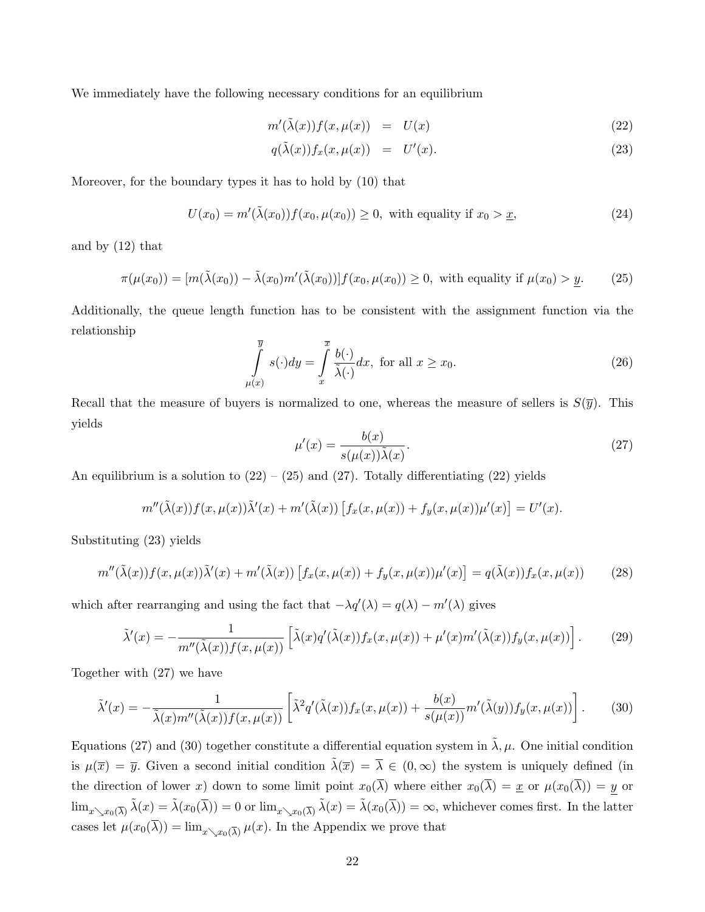We immediately have the following necessary conditions for an equilibrium

$$
\begin{aligned}
m'(\tilde{\lambda}(x))f(x,\mu(x)) &= U(x) && (22)\\
q(\tilde{\lambda}(x))f_x(x,\mu(x)) &= U'(x). && (23)
\end{aligned}
$$

Moreover, for the boundary types it has to hold by (10) that

$$
U(x_0) = m'(\tilde{\lambda}(x_0))f(x_0,\mu(x_0)) \geq 0, \text{ with equality if } x_0 > \underline{x}, \tag{24}
$$

and by (12) that

$$
\pi(\mu(x_0)) = [m(\tilde{\lambda}(x_0)) - \tilde{\lambda}(x_0)m'(\tilde{\lambda}(x_0))]f(x_0,\mu(x_0)) \geq 0, \text{ with equality if } \mu(x_0) > \underline{y}. \tag{25}
$$

Additionally, the queue length function has to be consistent with the assignment function via the relationship

$$
\int_{\mu(x)}^{\overline{y}} s(\cdot)dy = \int_{x}^{\overline{x}} \frac{b(\cdot)}{\tilde{\lambda}(\cdot)}dx, \text{ for all } x \geq x_0. \tag{26}
$$

Recall that the measure of buyers is normalized to one, whereas the measure of sellers is $S(\overline{y})$. This yields

$$
\mu'(x) = \frac{b(x)}{s(\mu(x))\tilde{\lambda}(x)}. \tag{27}
$$

An equilibrium is a solution to (22) – (25) and (27). Totally differentiating (22) yields

$$
m''(\tilde{\lambda}(x))f(x,\mu(x))\tilde{\lambda}'(x) + m'(\tilde{\lambda}(x))\left[f_x(x,\mu(x)) + f_y(x,\mu(x))\mu'(x)\right] = U'(x).
$$

Substituting (23) yields

$$
m''(\tilde{\lambda}(x))f(x,\mu(x))\tilde{\lambda}'(x) + m'(\tilde{\lambda}(x))\left[f_x(x,\mu(x)) + f_y(x,\mu(x))\mu'(x)\right] = q(\tilde{\lambda}(x))f_x(x,\mu(x)) \tag{28}
$$

which after rearranging and using the fact that $-\lambda q'(\lambda) = q(\lambda) - m'(\lambda)$ gives

$$
\tilde{\lambda}'(x) = -\frac{1}{m''(\tilde{\lambda}(x))f(x,\mu(x))}\left[\tilde{\lambda}(x)q'(\tilde{\lambda}(x))f_x(x,\mu(x)) + \mu'(x)m'(\tilde{\lambda}(x))f_y(x,\mu(x))\right]. \tag{29}
$$

Together with (27) we have

$$
\tilde{\lambda}'(x) = -\frac{1}{\tilde{\lambda}(x)m''(\tilde{\lambda}(x))f(x,\mu(x))}\left[\tilde{\lambda}^2 q'(\tilde{\lambda}(x))f_x(x,\mu(x)) + \frac{b(x)}{s(\mu(x))}m'(\tilde{\lambda}(y))f_y(x,\mu(x))\right]. \tag{30}
$$

Equations (27) and (30) together constitute a differential equation system in $\tilde{\lambda}, \mu$. One initial condition is $\mu(\overline{x}) = \overline{y}$. Given a second initial condition $\tilde{\lambda}(\overline{x}) = \overline{\lambda} \in (0,\infty)$ the system is uniquely defined (in the direction of lower $x$) down to some limit point $x_0(\overline{\lambda})$ where either $x_0(\overline{\lambda}) = \underline{x}$ or $\mu(x_0(\overline{\lambda})) = \underline{y}$ or $\lim_{x \searrow x_0(\overline{\lambda})} \tilde{\lambda}(x) = \tilde{\lambda}(x_0(\overline{\lambda})) = 0$ or $\lim_{x \searrow x_0(\overline{\lambda})} \tilde{\lambda}(x) = \tilde{\lambda}(x_0(\overline{\lambda})) = \infty$, whichever comes first. In the latter cases let $\mu(x_0(\overline{\lambda})) = \lim_{x \searrow x_0(\overline{\lambda})} \mu(x)$. In the Appendix we prove that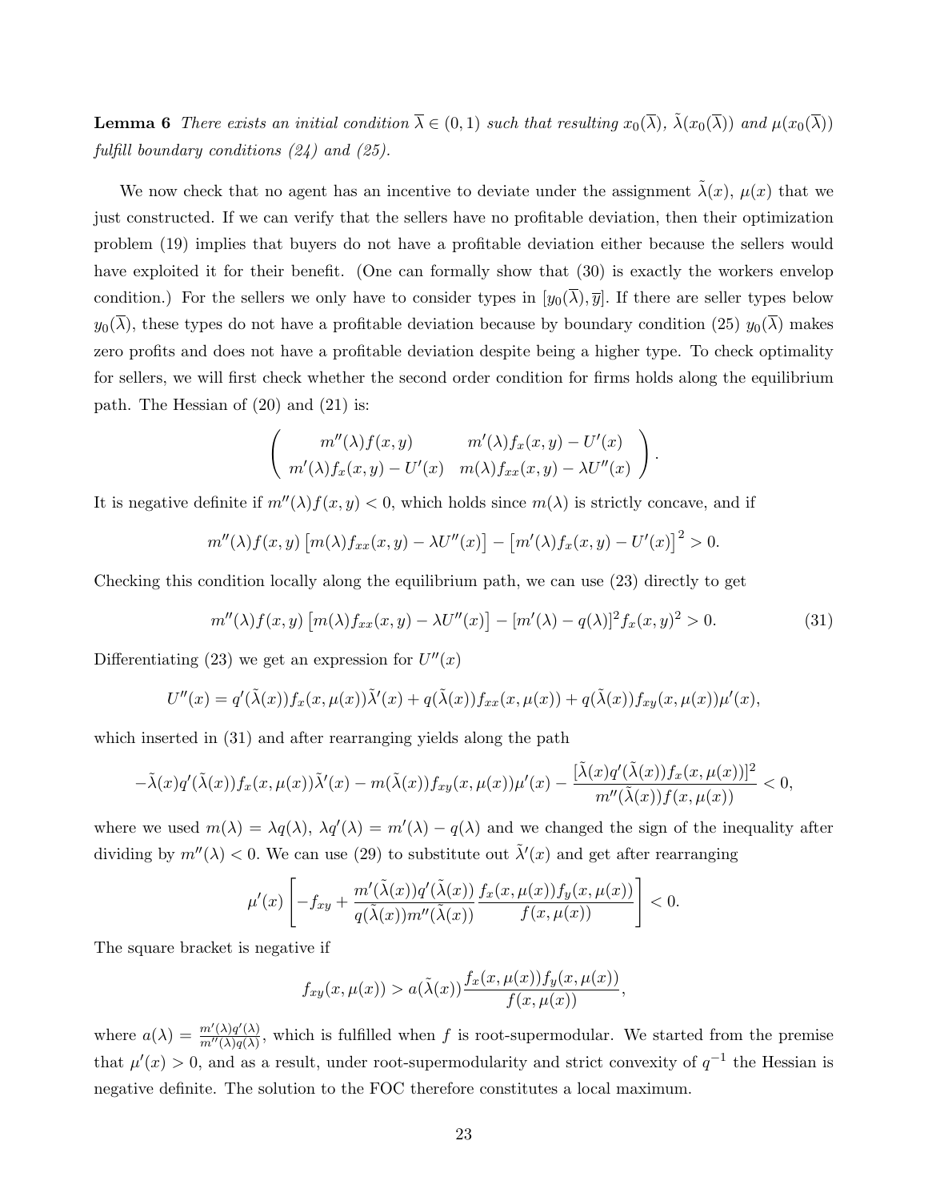**Lemma 6** *There exists an initial condition $\overline{\lambda} \in (0,1)$ such that resulting $x_0(\overline{\lambda})$, $\tilde{\lambda}(x_0(\overline{\lambda}))$ and $\mu(x_0(\overline{\lambda}))$ fulfill boundary conditions (24) and (25).*

We now check that no agent has an incentive to deviate under the assignment $\tilde{\lambda}(x)$, $\mu(x)$ that we just constructed. If we can verify that the sellers have no profitable deviation, then their optimization problem (19) implies that buyers do not have a profitable deviation either because the sellers would have exploited it for their benefit. (One can formally show that (30) is exactly the workers envelop condition.) For the sellers we only have to consider types in $[y_0(\overline{\lambda}), \overline{y}]$. If there are seller types below $y_0(\overline{\lambda})$, these types do not have a profitable deviation because by boundary condition (25) $y_0(\overline{\lambda})$ makes zero profits and does not have a profitable deviation despite being a higher type. To check optimality for sellers, we will first check whether the second order condition for firms holds along the equilibrium path. The Hessian of (20) and (21) is:

$$\begin{pmatrix} m''(\lambda)f(x,y) & m'(\lambda)f_x(x,y) - U'(x) \\ m'(\lambda)f_x(x,y) - U'(x) & m(\lambda)f_{xx}(x,y) - \lambda U''(x) \end{pmatrix}.$$

It is negative definite if $m''(\lambda)f(x,y) < 0$, which holds since $m(\lambda)$ is strictly concave, and if

$$m''(\lambda)f(x,y)\left[m(\lambda)f_{xx}(x,y) - \lambda U''(x)\right] - \left[m'(\lambda)f_x(x,y) - U'(x)\right]^2 > 0.$$

Checking this condition locally along the equilibrium path, we can use (23) directly to get

$$m''(\lambda)f(x,y)\left[m(\lambda)f_{xx}(x,y) - \lambda U''(x)\right] - [m'(\lambda) - q(\lambda)]^2 f_x(x,y)^2 > 0. \tag{31}$$

Differentiating (23) we get an expression for $U''(x)$

$$U''(x) = q'(\tilde{\lambda}(x))f_x(x,\mu(x))\tilde{\lambda}'(x) + q(\tilde{\lambda}(x))f_{xx}(x,\mu(x)) + q(\tilde{\lambda}(x))f_{xy}(x,\mu(x))\mu'(x),$$

which inserted in (31) and after rearranging yields along the path

$$-\tilde{\lambda}(x)q'(\tilde{\lambda}(x))f_x(x,\mu(x))\tilde{\lambda}'(x) - m(\tilde{\lambda}(x))f_{xy}(x,\mu(x))\mu'(x) - \frac{[\tilde{\lambda}(x)q'(\tilde{\lambda}(x))f_x(x,\mu(x))]^2}{m''(\tilde{\lambda}(x))f(x,\mu(x))} < 0,$$

where we used $m(\lambda) = \lambda q(\lambda)$, $\lambda q'(\lambda) = m'(\lambda) - q(\lambda)$ and we changed the sign of the inequality after dividing by $m''(\lambda) < 0$. We can use (29) to substitute out $\tilde{\lambda}'(x)$ and get after rearranging

$$\mu'(x)\left[-f_{xy} + \frac{m'(\tilde{\lambda}(x))q'(\tilde{\lambda}(x))}{q(\tilde{\lambda}(x))m''(\tilde{\lambda}(x))}\frac{f_x(x,\mu(x))f_y(x,\mu(x))}{f(x,\mu(x))}\right] < 0.$$

The square bracket is negative if

$$f_{xy}(x,\mu(x)) > a(\tilde{\lambda}(x))\frac{f_x(x,\mu(x))f_y(x,\mu(x))}{f(x,\mu(x))},$$

where $a(\lambda) = \frac{m'(\lambda)q'(\lambda)}{m''(\lambda)q(\lambda)}$, which is fulfilled when $f$ is root-supermodular. We started from the premise that $\mu'(x) > 0$, and as a result, under root-supermodularity and strict convexity of $q^{-1}$ the Hessian is negative definite. The solution to the FOC therefore constitutes a local maximum.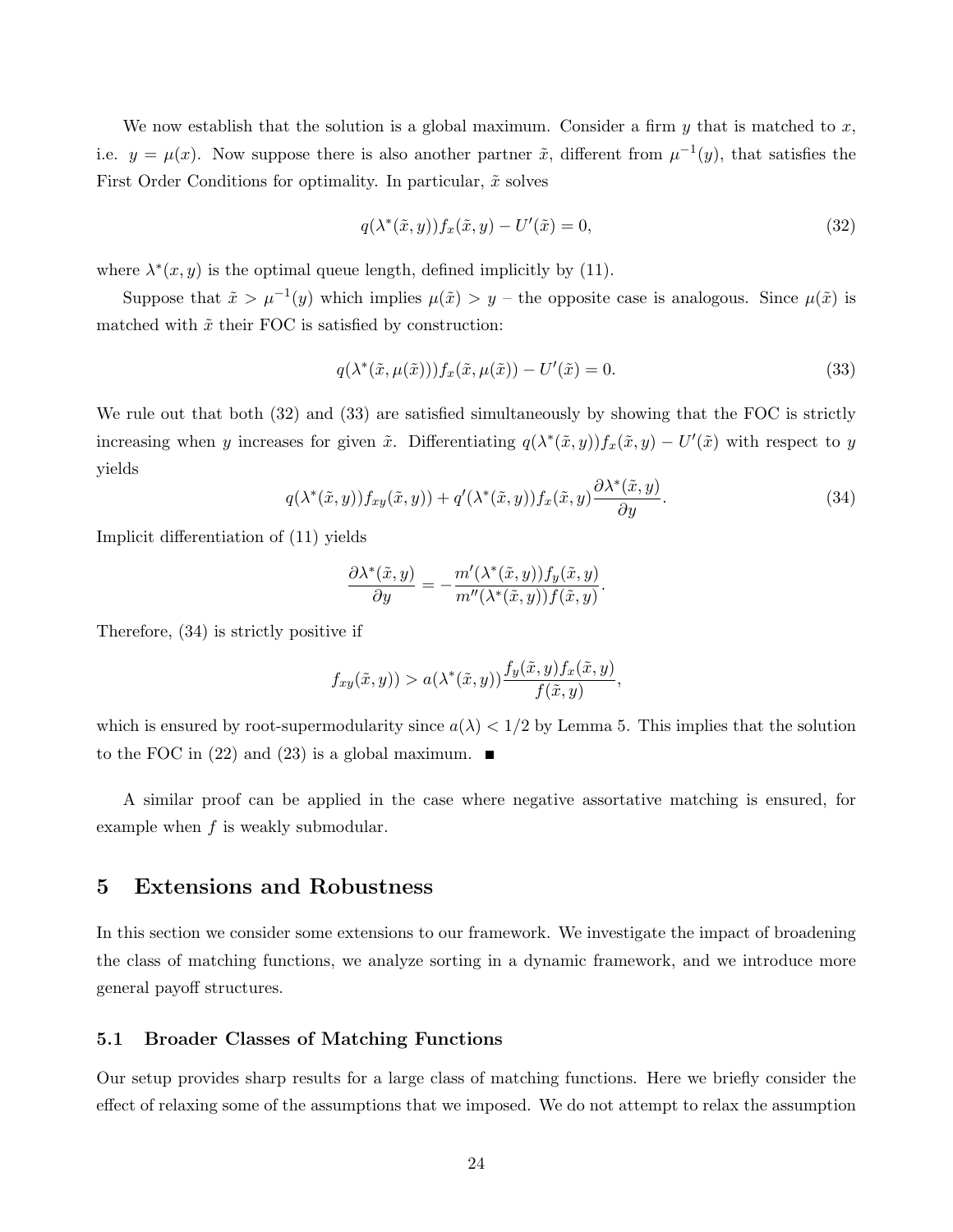We now establish that the solution is a global maximum. Consider a firm $y$ that is matched to $x$, i.e. $y = \mu(x)$. Now suppose there is also another partner $\tilde{x}$, different from $\mu^{-1}(y)$, that satisfies the First Order Conditions for optimality. In particular, $\tilde{x}$ solves

$$q(\lambda^*(\tilde{x}, y))f_x(\tilde{x}, y) - U'(\tilde{x}) = 0, \tag{32}$$

where $\lambda^*(x, y)$ is the optimal queue length, defined implicitly by (11).

Suppose that $\tilde{x} > \mu^{-1}(y)$ which implies $\mu(\tilde{x}) > y$ – the opposite case is analogous. Since $\mu(\tilde{x})$ is matched with $\tilde{x}$ their FOC is satisfied by construction:

$$q(\lambda^*(\tilde{x}, \mu(\tilde{x})))f_x(\tilde{x}, \mu(\tilde{x})) - U'(\tilde{x}) = 0. \tag{33}$$

We rule out that both (32) and (33) are satisfied simultaneously by showing that the FOC is strictly increasing when $y$ increases for given $\tilde{x}$. Differentiating $q(\lambda^*(\tilde{x}, y))f_x(\tilde{x}, y) - U'(\tilde{x})$ with respect to $y$ yields

$$q(\lambda^*(\tilde{x}, y))f_{xy}(\tilde{x}, y)) + q'(\lambda^*(\tilde{x}, y))f_x(\tilde{x}, y)\frac{\partial \lambda^*(\tilde{x}, y)}{\partial y}. \tag{34}$$

Implicit differentiation of (11) yields

$$\frac{\partial \lambda^*(\tilde{x}, y)}{\partial y} = -\frac{m'(\lambda^*(\tilde{x}, y))f_y(\tilde{x}, y)}{m''(\lambda^*(\tilde{x}, y))f(\tilde{x}, y)}.$$

Therefore, (34) is strictly positive if

$$f_{xy}(\tilde{x}, y)) > a(\lambda^*(\tilde{x}, y))\frac{f_y(\tilde{x}, y)f_x(\tilde{x}, y)}{f(\tilde{x}, y)},$$

which is ensured by root-supermodularity since $a(\lambda) < 1/2$ by Lemma 5. This implies that the solution to the FOC in (22) and (23) is a global maximum. ■

A similar proof can be applied in the case where negative assortative matching is ensured, for example when $f$ is weakly submodular.

## 5 Extensions and Robustness

In this section we consider some extensions to our framework. We investigate the impact of broadening the class of matching functions, we analyze sorting in a dynamic framework, and we introduce more general payoff structures.

### 5.1 Broader Classes of Matching Functions

Our setup provides sharp results for a large class of matching functions. Here we briefly consider the effect of relaxing some of the assumptions that we imposed. We do not attempt to relax the assumption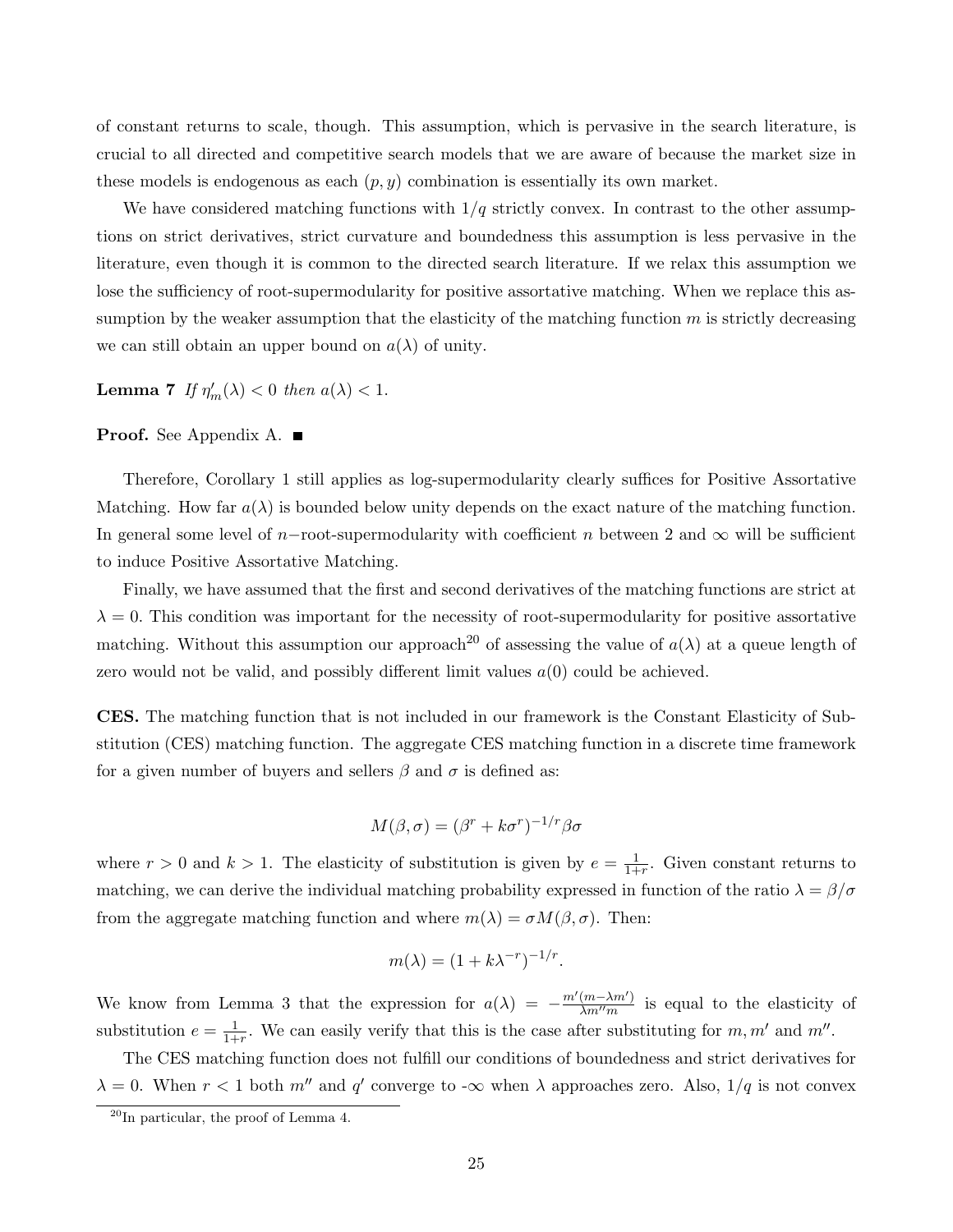of constant returns to scale, though. This assumption, which is pervasive in the search literature, is crucial to all directed and competitive search models that we are aware of because the market size in these models is endogenous as each $(p, y)$ combination is essentially its own market.

We have considered matching functions with $1/q$ strictly convex. In contrast to the other assumptions on strict derivatives, strict curvature and boundedness this assumption is less pervasive in the literature, even though it is common to the directed search literature. If we relax this assumption we lose the sufficiency of root-supermodularity for positive assortative matching. When we replace this assumption by the weaker assumption that the elasticity of the matching function $m$ is strictly decreasing we can still obtain an upper bound on $a(\lambda)$ of unity.

**Lemma 7** *If $\eta_m'(\lambda) < 0$ then $a(\lambda) < 1$.*

**Proof.** See Appendix A. ■

Therefore, Corollary 1 still applies as log-supermodularity clearly suffices for Positive Assortative Matching. How far $a(\lambda)$ is bounded below unity depends on the exact nature of the matching function. In general some level of $n-$root-supermodularity with coefficient $n$ between 2 and $\infty$ will be sufficient to induce Positive Assortative Matching.

Finally, we have assumed that the first and second derivatives of the matching functions are strict at $\lambda = 0$. This condition was important for the necessity of root-supermodularity for positive assortative matching. Without this assumption our approach[20] of assessing the value of $a(\lambda)$ at a queue length of zero would not be valid, and possibly different limit values $a(0)$ could be achieved.

**CES.** The matching function that is not included in our framework is the Constant Elasticity of Substitution (CES) matching function. The aggregate CES matching function in a discrete time framework for a given number of buyers and sellers $\beta$ and $\sigma$ is defined as:

$$M(\beta, \sigma) = (\beta^r + k\sigma^r)^{-1/r}\beta\sigma$$

where $r > 0$ and $k > 1$. The elasticity of substitution is given by $e = \frac{1}{1+r}$. Given constant returns to matching, we can derive the individual matching probability expressed in function of the ratio $\lambda = \beta/\sigma$ from the aggregate matching function and where $m(\lambda) = \sigma M(\beta, \sigma)$. Then:

$$m(\lambda) = (1 + k\lambda^{-r})^{-1/r}.$$

We know from Lemma 3 that the expression for $a(\lambda) = -\frac{m'(m-\lambda m')}{\lambda m'' m}$ is equal to the elasticity of substitution $e = \frac{1}{1+r}$. We can easily verify that this is the case after substituting for $m, m'$ and $m''$.

The CES matching function does not fulfill our conditions of boundedness and strict derivatives for $\lambda = 0$. When $r < 1$ both $m''$ and $q'$ converge to -$\infty$ when $\lambda$ approaches zero. Also, $1/q$ is not convex

[20] In particular, the proof of Lemma 4.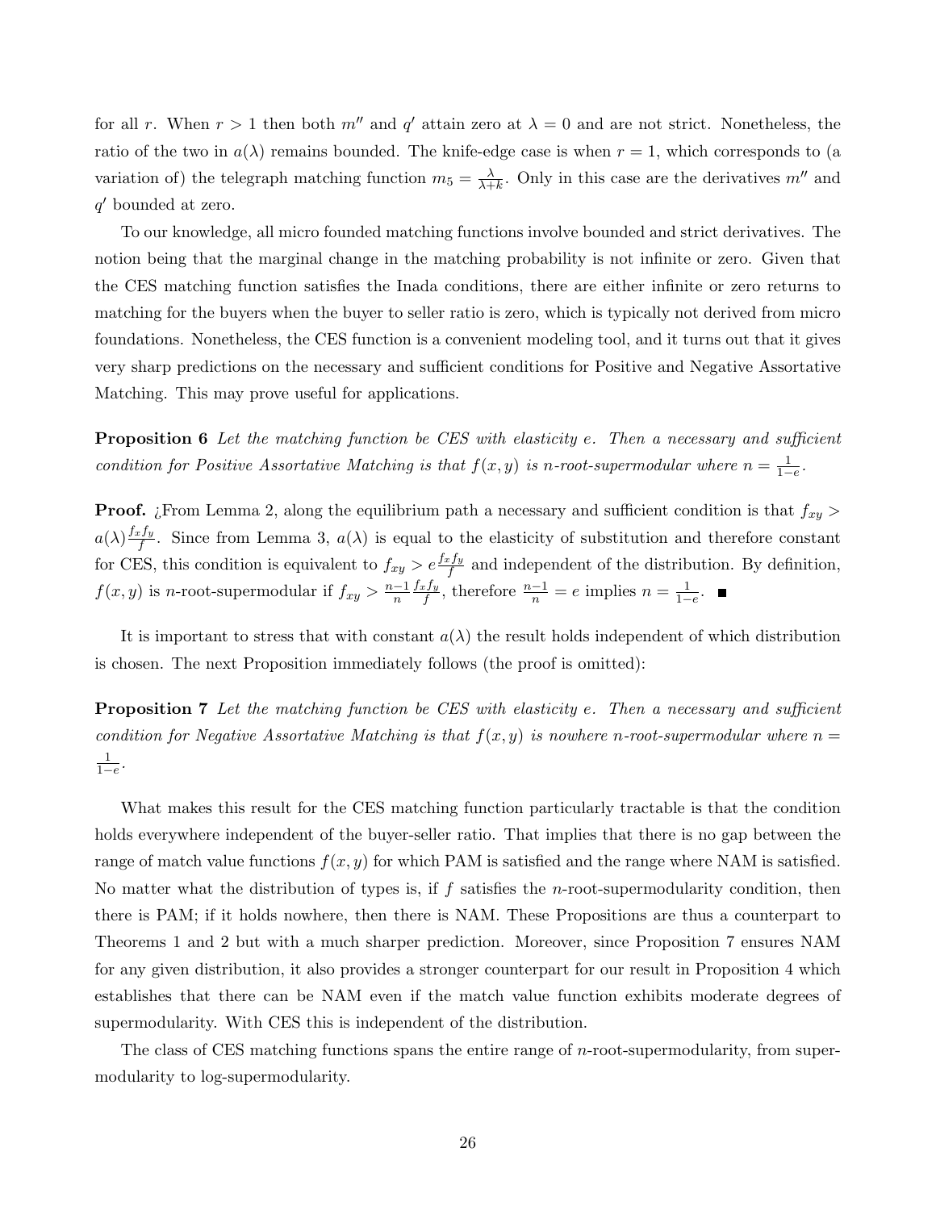for all $r$. When $r > 1$ then both $m''$ and $q'$ attain zero at $\lambda = 0$ and are not strict. Nonetheless, the ratio of the two in $a(\lambda)$ remains bounded. The knife-edge case is when $r = 1$, which corresponds to (a variation of) the telegraph matching function $m_5 = \frac{\lambda}{\lambda + k}$. Only in this case are the derivatives $m''$ and $q'$ bounded at zero.

To our knowledge, all micro founded matching functions involve bounded and strict derivatives. The notion being that the marginal change in the matching probability is not infinite or zero. Given that the CES matching function satisfies the Inada conditions, there are either infinite or zero returns to matching for the buyers when the buyer to seller ratio is zero, which is typically not derived from micro foundations. Nonetheless, the CES function is a convenient modeling tool, and it turns out that it gives very sharp predictions on the necessary and sufficient conditions for Positive and Negative Assortative Matching. This may prove useful for applications.

**Proposition 6** *Let the matching function be CES with elasticity $e$. Then a necessary and sufficient condition for Positive Assortative Matching is that $f(x, y)$ is $n$-root-supermodular where $n = \frac{1}{1-e}$.*

**Proof.** ¿From Lemma 2, along the equilibrium path a necessary and sufficient condition is that $f_{xy} > a(\lambda)\frac{f_x f_y}{f}$. Since from Lemma 3, $a(\lambda)$ is equal to the elasticity of substitution and therefore constant for CES, this condition is equivalent to $f_{xy} > e\frac{f_x f_y}{f}$ and independent of the distribution. By definition, $f(x, y)$ is $n$-root-supermodular if $f_{xy} > \frac{n-1}{n}\frac{f_x f_y}{f}$, therefore $\frac{n-1}{n} = e$ implies $n = \frac{1}{1-e}$. ∎

It is important to stress that with constant $a(\lambda)$ the result holds independent of which distribution is chosen. The next Proposition immediately follows (the proof is omitted):

**Proposition 7** *Let the matching function be CES with elasticity $e$. Then a necessary and sufficient condition for Negative Assortative Matching is that $f(x, y)$ is nowhere $n$-root-supermodular where $n = \frac{1}{1-e}$.*

What makes this result for the CES matching function particularly tractable is that the condition holds everywhere independent of the buyer-seller ratio. That implies that there is no gap between the range of match value functions $f(x, y)$ for which PAM is satisfied and the range where NAM is satisfied. No matter what the distribution of types is, if $f$ satisfies the $n$-root-supermodularity condition, then there is PAM; if it holds nowhere, then there is NAM. These Propositions are thus a counterpart to Theorems 1 and 2 but with a much sharper prediction. Moreover, since Proposition 7 ensures NAM for any given distribution, it also provides a stronger counterpart for our result in Proposition 4 which establishes that there can be NAM even if the match value function exhibits moderate degrees of supermodularity. With CES this is independent of the distribution.

The class of CES matching functions spans the entire range of $n$-root-supermodularity, from supermodularity to log-supermodularity.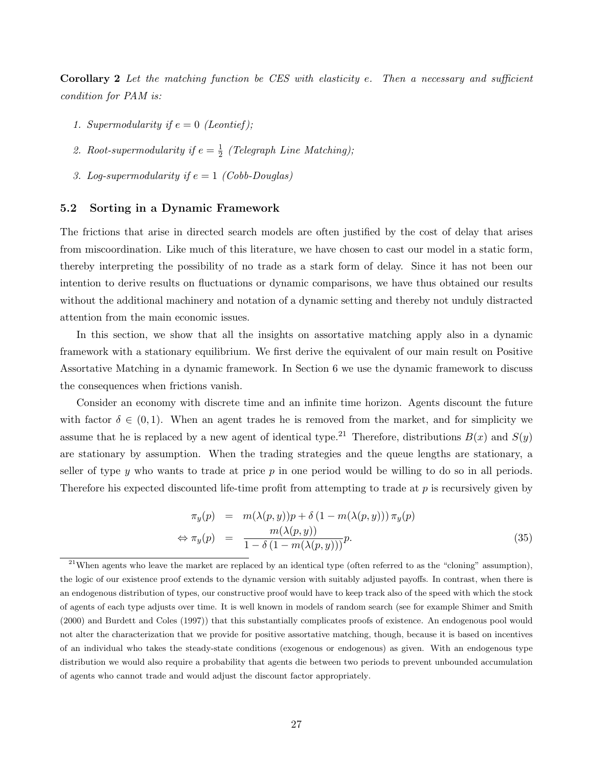**Corollary 2** *Let the matching function be CES with elasticity $e$. Then a necessary and sufficient condition for PAM is:*

1. *Supermodularity if $e = 0$ (Leontief);*
2. *Root-supermodularity if $e = \frac{1}{2}$ (Telegraph Line Matching);*
3. *Log-supermodularity if $e = 1$ (Cobb-Douglas)*

### 5.2 Sorting in a Dynamic Framework

The frictions that arise in directed search models are often justified by the cost of delay that arises from miscoordination. Like much of this literature, we have chosen to cast our model in a static form, thereby interpreting the possibility of no trade as a stark form of delay. Since it has not been our intention to derive results on fluctuations or dynamic comparisons, we have thus obtained our results without the additional machinery and notation of a dynamic setting and thereby not unduly distracted attention from the main economic issues.

In this section, we show that all the insights on assortative matching apply also in a dynamic framework with a stationary equilibrium. We first derive the equivalent of our main result on Positive Assortative Matching in a dynamic framework. In Section 6 we use the dynamic framework to discuss the consequences when frictions vanish.

Consider an economy with discrete time and an infinite time horizon. Agents discount the future with factor $\delta \in (0, 1)$. When an agent trades he is removed from the market, and for simplicity we assume that he is replaced by a new agent of identical type.[21] Therefore, distributions $B(x)$ and $S(y)$ are stationary by assumption. When the trading strategies and the queue lengths are stationary, a seller of type $y$ who wants to trade at price $p$ in one period would be willing to do so in all periods. Therefore his expected discounted life-time profit from attempting to trade at $p$ is recursively given by

$$
\begin{aligned}
\pi_y(p) &= m(\lambda(p, y))p + \delta\left(1 - m(\lambda(p, y))\right)\pi_y(p) \\
\Leftrightarrow \pi_y(p) &= \frac{m(\lambda(p, y))}{1 - \delta\left(1 - m(\lambda(p, y))\right)}p. \qquad (35)
\end{aligned}
$$

[21] When agents who leave the market are replaced by an identical type (often referred to as the "cloning" assumption), the logic of our existence proof extends to the dynamic version with suitably adjusted payoffs. In contrast, when there is an endogenous distribution of types, our constructive proof would have to keep track also of the speed with which the stock of agents of each type adjusts over time. It is well known in models of random search (see for example Shimer and Smith (2000) and Burdett and Coles (1997)) that this substantially complicates proofs of existence. An endogenous pool would not alter the characterization that we provide for positive assortative matching, though, because it is based on incentives of an individual who takes the steady-state conditions (exogenous or endogenous) as given. With an endogenous type distribution we would also require a probability that agents die between two periods to prevent unbounded accumulation of agents who cannot trade and would adjust the discount factor appropriately.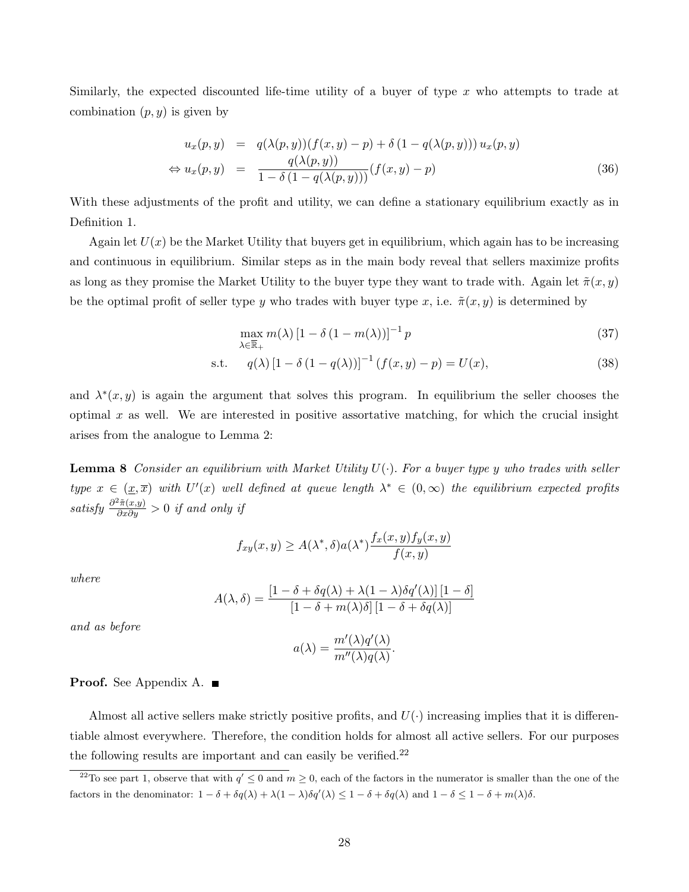Similarly, the expected discounted life-time utility of a buyer of type $x$ who attempts to trade at combination $(p, y)$ is given by

$$
\begin{aligned}
u_x(p,y) &= q(\lambda(p,y))(f(x,y)-p) + \delta\left(1-q(\lambda(p,y))\right)u_x(p,y) \\
\Leftrightarrow u_x(p,y) &= \frac{q(\lambda(p,y))}{1-\delta\left(1-q(\lambda(p,y))\right)}(f(x,y)-p)
\end{aligned} \tag{36}
$$

With these adjustments of the profit and utility, we can define a stationary equilibrium exactly as in Definition 1.

Again let $U(x)$ be the Market Utility that buyers get in equilibrium, which again has to be increasing and continuous in equilibrium. Similar steps as in the main body reveal that sellers maximize profits as long as they promise the Market Utility to the buyer type they want to trade with. Again let $\tilde{\pi}(x, y)$ be the optimal profit of seller type $y$ who trades with buyer type $x$, i.e. $\tilde{\pi}(x, y)$ is determined by

$$
\max_{\lambda \in \overline{\mathbb{R}}_+} m(\lambda)\left[1-\delta\left(1-m(\lambda)\right)\right]^{-1} p \tag{37}
$$

$$
\text{s.t.} \quad q(\lambda)\left[1-\delta\left(1-q(\lambda)\right)\right]^{-1}(f(x,y)-p) = U(x), \tag{38}
$$

and $\lambda^*(x, y)$ is again the argument that solves this program. In equilibrium the seller chooses the optimal $x$ as well. We are interested in positive assortative matching, for which the crucial insight arises from the analogue to Lemma 2:

**Lemma 8** *Consider an equilibrium with Market Utility $U(\cdot)$. For a buyer type $y$ who trades with seller type $x \in (\underline{x}, \overline{x})$ with $U'(x)$ well defined at queue length $\lambda^* \in (0, \infty)$ the equilibrium expected profits satisfy $\frac{\partial^2 \tilde{\pi}(x,y)}{\partial x \partial y} > 0$ if and only if*

$$
f_{xy}(x,y) \geq A(\lambda^*, \delta) a(\lambda^*) \frac{f_x(x,y) f_y(x,y)}{f(x,y)}
$$

*where*

$$
A(\lambda, \delta) = \frac{\left[1-\delta+\delta q(\lambda)+\lambda(1-\lambda)\delta q'(\lambda)\right]\left[1-\delta\right]}{\left[1-\delta+m(\lambda)\delta\right]\left[1-\delta+\delta q(\lambda)\right]}
$$

*and as before*

$$
a(\lambda) = \frac{m'(\lambda) q'(\lambda)}{m''(\lambda) q(\lambda)}.
$$

**Proof.** See Appendix A. ■

Almost all active sellers make strictly positive profits, and $U(\cdot)$ increasing implies that it is differentiable almost everywhere. Therefore, the condition holds for almost all active sellers. For our purposes the following results are important and can easily be verified.[22]

[22] To see part 1, observe that with $q' \leq 0$ and $m \geq 0$, each of the factors in the numerator is smaller than the one of the factors in the denominator: $1-\delta+\delta q(\lambda)+\lambda(1-\lambda)\delta q'(\lambda) \leq 1-\delta+\delta q(\lambda)$ and $1-\delta \leq 1-\delta+m(\lambda)\delta$.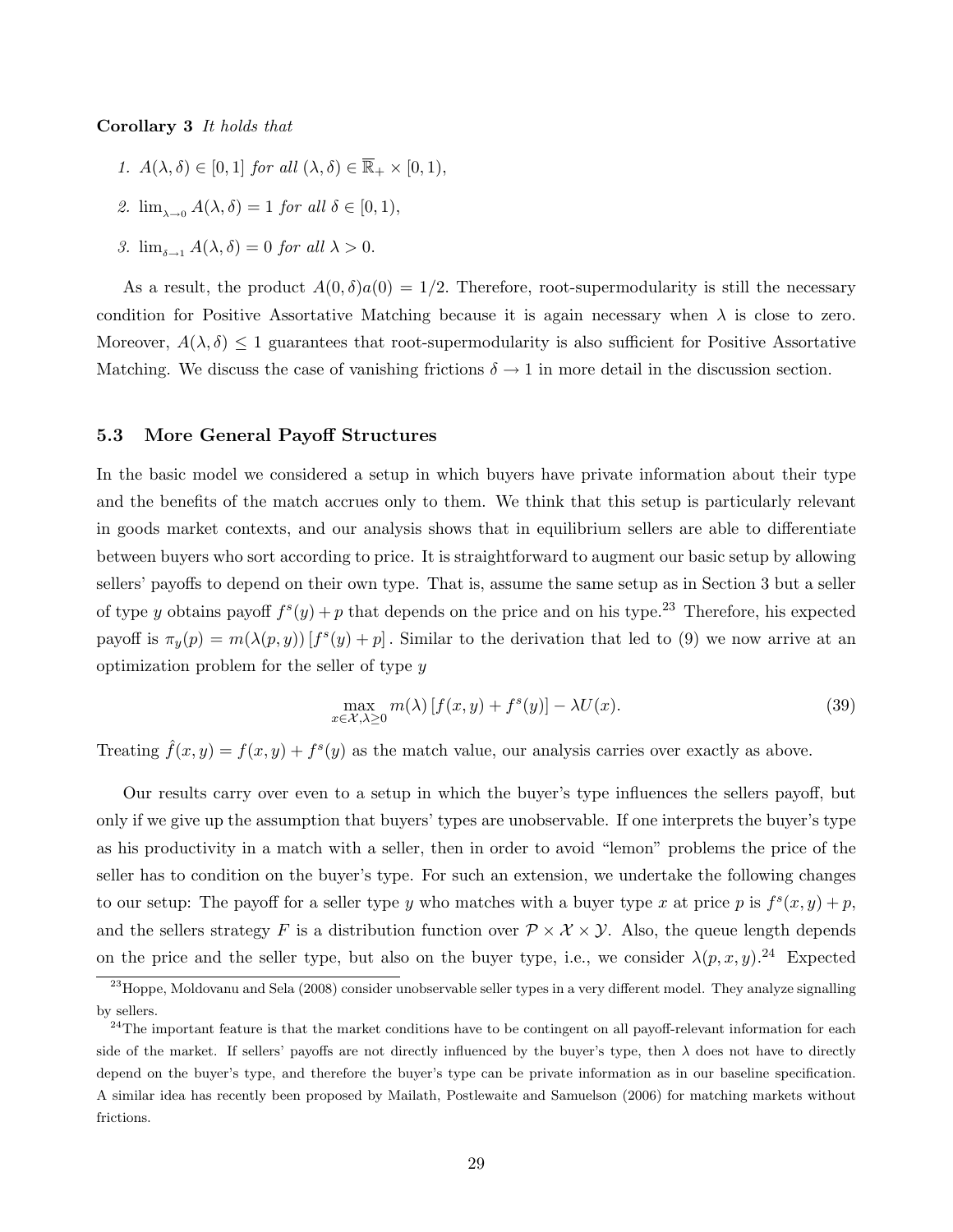**Corollary 3** *It holds that*

1. $A(\lambda, \delta) \in [0, 1]$ *for all* $(\lambda, \delta) \in \overline{\mathbb{R}}_+ \times [0, 1)$,
2. $\lim_{\lambda \to 0} A(\lambda, \delta) = 1$ *for all* $\delta \in [0, 1)$,
3. $\lim_{\delta \to 1} A(\lambda, \delta) = 0$ *for all* $\lambda > 0$.

As a result, the product $A(0, \delta)a(0) = 1/2$. Therefore, root-supermodularity is still the necessary condition for Positive Assortative Matching because it is again necessary when $\lambda$ is close to zero. Moreover, $A(\lambda, \delta) \leq 1$ guarantees that root-supermodularity is also sufficient for Positive Assortative Matching. We discuss the case of vanishing frictions $\delta \to 1$ in more detail in the discussion section.

### 5.3 More General Payoff Structures

In the basic model we considered a setup in which buyers have private information about their type and the benefits of the match accrues only to them. We think that this setup is particularly relevant in goods market contexts, and our analysis shows that in equilibrium sellers are able to differentiate between buyers who sort according to price. It is straightforward to augment our basic setup by allowing sellers' payoffs to depend on their own type. That is, assume the same setup as in Section 3 but a seller of type $y$ obtains payoff $f^s(y) + p$ that depends on the price and on his type.[23] Therefore, his expected payoff is $\pi_y(p) = m(\lambda(p, y)) [f^s(y) + p]$. Similar to the derivation that led to (9) we now arrive at an optimization problem for the seller of type $y$

$$\max_{x \in \mathcal{X}, \lambda \geq 0} m(\lambda) [f(x, y) + f^s(y)] - \lambda U(x). \tag{39}$$

Treating $\hat{f}(x, y) = f(x, y) + f^s(y)$ as the match value, our analysis carries over exactly as above.

Our results carry over even to a setup in which the buyer's type influences the sellers payoff, but only if we give up the assumption that buyers' types are unobservable. If one interprets the buyer's type as his productivity in a match with a seller, then in order to avoid "lemon" problems the price of the seller has to condition on the buyer's type. For such an extension, we undertake the following changes to our setup: The payoff for a seller type $y$ who matches with a buyer type $x$ at price $p$ is $f^s(x, y) + p$, and the sellers strategy $F$ is a distribution function over $\mathcal{P} \times \mathcal{X} \times \mathcal{Y}$. Also, the queue length depends on the price and the seller type, but also on the buyer type, i.e., we consider $\lambda(p, x, y)$.[24] Expected

[23] Hoppe, Moldovanu and Sela (2008) consider unobservable seller types in a very different model. They analyze signalling by sellers.

[24] The important feature is that the market conditions have to be contingent on all payoff-relevant information for each side of the market. If sellers' payoffs are not directly influenced by the buyer's type, then $\lambda$ does not have to directly depend on the buyer's type, and therefore the buyer's type can be private information as in our baseline specification. A similar idea has recently been proposed by Mailath, Postlewaite and Samuelson (2006) for matching markets without frictions.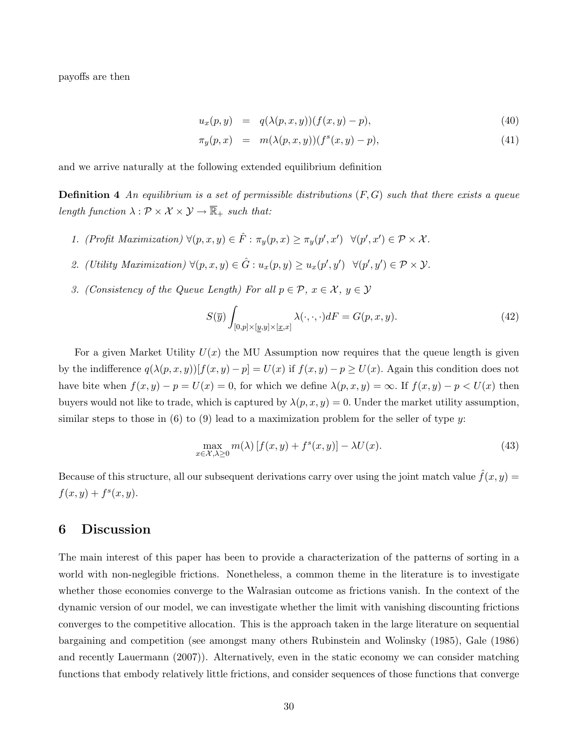payoffs are then

$$
\begin{aligned}
u_x(p, y) &= q(\lambda(p, x, y))(f(x, y) - p), && (40) \\
\pi_y(p, x) &= m(\lambda(p, x, y))(f^s(x, y) - p), && (41)
\end{aligned}
$$

and we arrive naturally at the following extended equilibrium definition

**Definition 4** *An equilibrium is a set of permissible distributions $(F, G)$ such that there exists a queue length function $\lambda : \mathcal{P} \times \mathcal{X} \times \mathcal{Y} \to \overline{\mathbb{R}}_+$ such that:*

1. *(Profit Maximization) $\forall (p, x, y) \in \hat{F} : \pi_y(p, x) \geq \pi_y(p', x') \;\; \forall (p', x') \in \mathcal{P} \times \mathcal{X}$.*
2. *(Utility Maximization) $\forall (p, x, y) \in \hat{G} : u_x(p, y) \geq u_x(p', y') \;\; \forall (p', y') \in \mathcal{P} \times \mathcal{Y}$.*
3. *(Consistency of the Queue Length) For all $p \in \mathcal{P}$, $x \in \mathcal{X}$, $y \in \mathcal{Y}$*

$$
S(\overline{y}) \int_{[0,p] \times [\underline{y}, y] \times [\underline{x}, x]} \lambda(\cdot, \cdot, \cdot) dF = G(p, x, y). \tag{42}
$$

For a given Market Utility $U(x)$ the MU Assumption now requires that the queue length is given by the indifference $q(\lambda(p, x, y))[f(x, y) - p] = U(x)$ if $f(x, y) - p \geq U(x)$. Again this condition does not have bite when $f(x, y) - p = U(x) = 0$, for which we define $\lambda(p, x, y) = \infty$. If $f(x, y) - p < U(x)$ then buyers would not like to trade, which is captured by $\lambda(p, x, y) = 0$. Under the market utility assumption, similar steps to those in (6) to (9) lead to a maximization problem for the seller of type $y$:

$$
\max_{x \in \mathcal{X}, \lambda \geq 0} m(\lambda) \left[ f(x, y) + f^s(x, y) \right] - \lambda U(x). \tag{43}
$$

Because of this structure, all our subsequent derivations carry over using the joint match value $\hat{f}(x, y) = f(x, y) + f^s(x, y)$.

## 6 Discussion

The main interest of this paper has been to provide a characterization of the patterns of sorting in a world with non-neglegible frictions. Nonetheless, a common theme in the literature is to investigate whether those economies converge to the Walrasian outcome as frictions vanish. In the context of the dynamic version of our model, we can investigate whether the limit with vanishing discounting frictions converges to the competitive allocation. This is the approach taken in the large literature on sequential bargaining and competition (see amongst many others Rubinstein and Wolinsky (1985), Gale (1986) and recently Lauermann (2007)). Alternatively, even in the static economy we can consider matching functions that embody relatively little frictions, and consider sequences of those functions that converge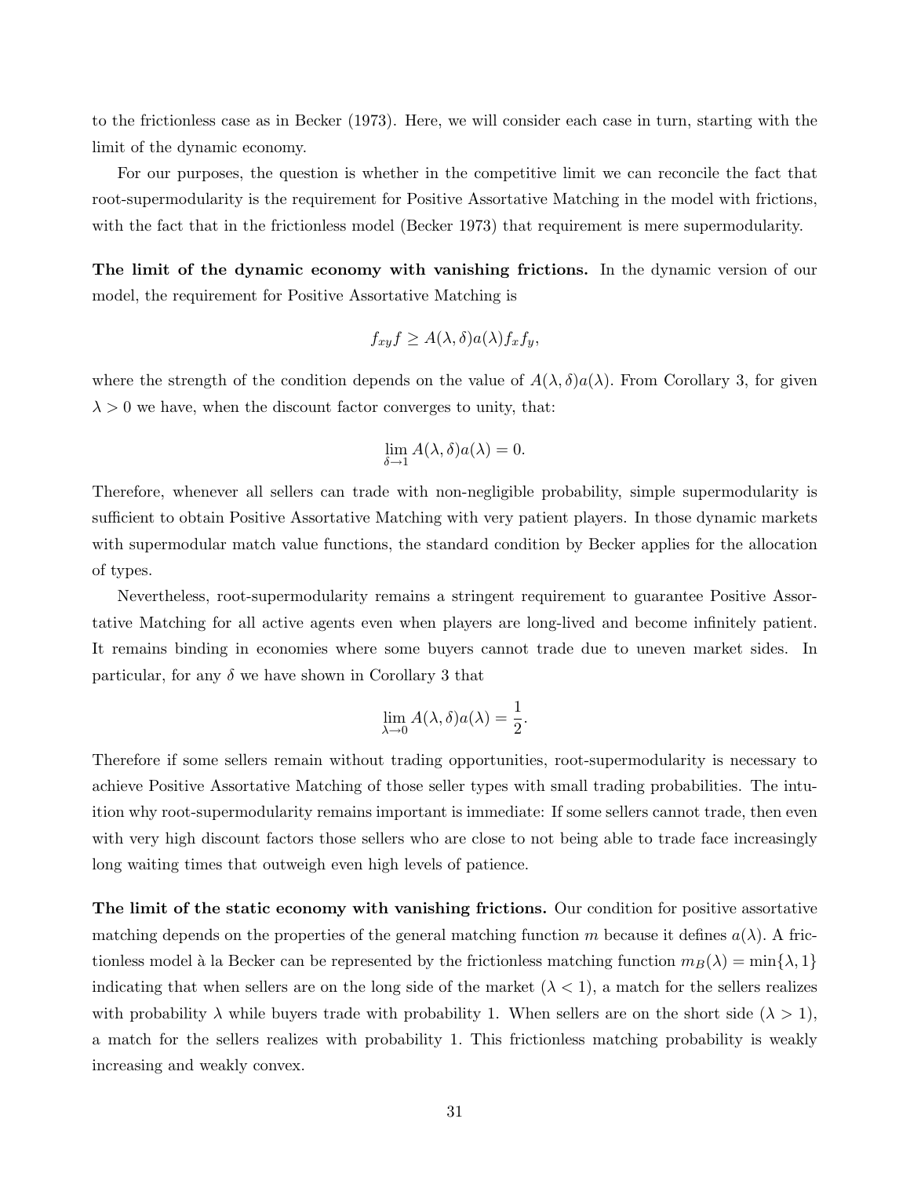to the frictionless case as in Becker (1973). Here, we will consider each case in turn, starting with the limit of the dynamic economy.

For our purposes, the question is whether in the competitive limit we can reconcile the fact that root-supermodularity is the requirement for Positive Assortative Matching in the model with frictions, with the fact that in the frictionless model (Becker 1973) that requirement is mere supermodularity.

**The limit of the dynamic economy with vanishing frictions.** In the dynamic version of our model, the requirement for Positive Assortative Matching is

$$f_{xy} f \geq A(\lambda, \delta) a(\lambda) f_x f_y,$$

where the strength of the condition depends on the value of $A(\lambda, \delta)a(\lambda)$. From Corollary 3, for given $\lambda > 0$ we have, when the discount factor converges to unity, that:

$$\lim_{\delta \to 1} A(\lambda, \delta) a(\lambda) = 0.$$

Therefore, whenever all sellers can trade with non-negligible probability, simple supermodularity is sufficient to obtain Positive Assortative Matching with very patient players. In those dynamic markets with supermodular match value functions, the standard condition by Becker applies for the allocation of types.

Nevertheless, root-supermodularity remains a stringent requirement to guarantee Positive Assortative Matching for all active agents even when players are long-lived and become infinitely patient. It remains binding in economies where some buyers cannot trade due to uneven market sides. In particular, for any $\delta$ we have shown in Corollary 3 that

$$\lim_{\lambda \to 0} A(\lambda, \delta) a(\lambda) = \frac{1}{2}.$$

Therefore if some sellers remain without trading opportunities, root-supermodularity is necessary to achieve Positive Assortative Matching of those seller types with small trading probabilities. The intuition why root-supermodularity remains important is immediate: If some sellers cannot trade, then even with very high discount factors those sellers who are close to not being able to trade face increasingly long waiting times that outweigh even high levels of patience.

**The limit of the static economy with vanishing frictions.** Our condition for positive assortative matching depends on the properties of the general matching function $m$ because it defines $a(\lambda)$. A frictionless model à la Becker can be represented by the frictionless matching function $m_B(\lambda) = \min\{\lambda, 1\}$ indicating that when sellers are on the long side of the market ($\lambda < 1$), a match for the sellers realizes with probability $\lambda$ while buyers trade with probability 1. When sellers are on the short side ($\lambda > 1$), a match for the sellers realizes with probability 1. This frictionless matching probability is weakly increasing and weakly convex.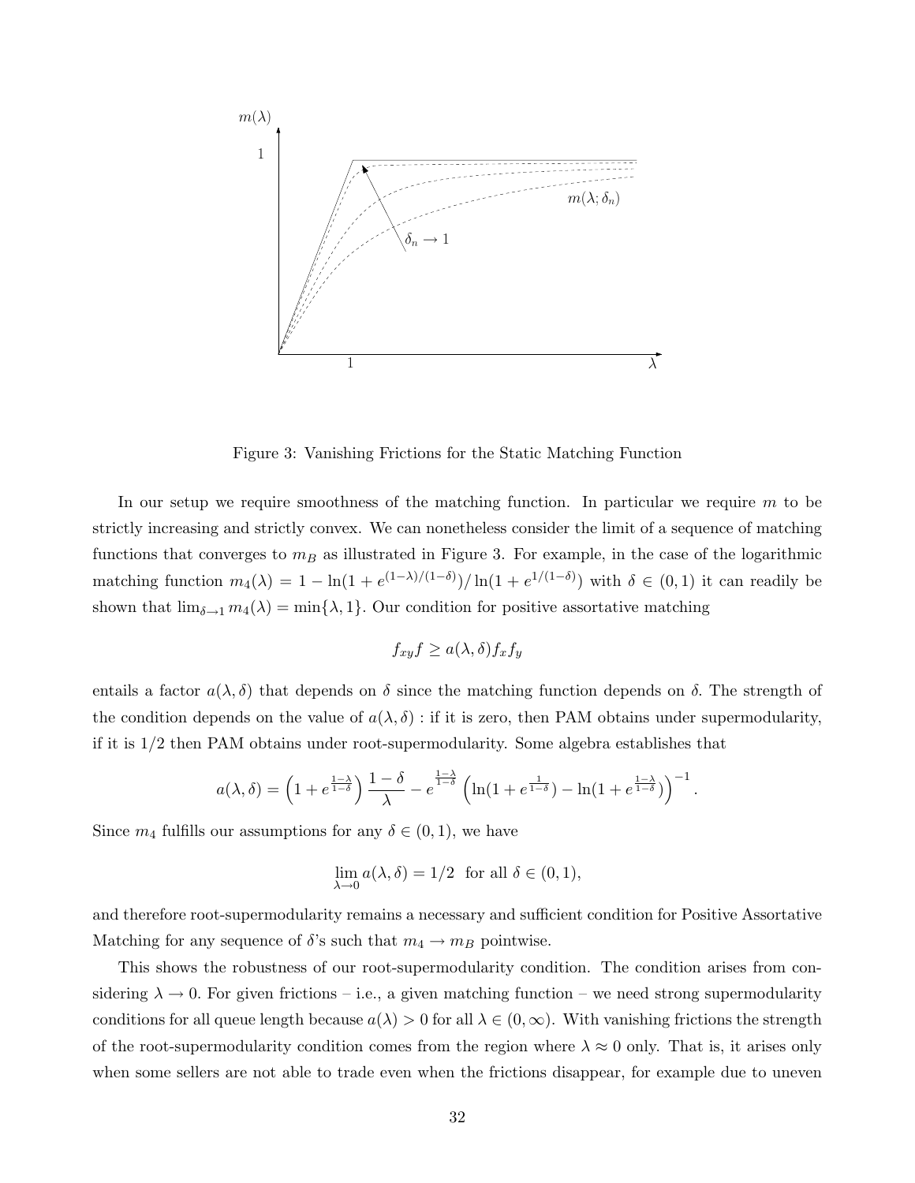Figure 3: Vanishing Frictions for the Static Matching Function

In our setup we require smoothness of the matching function. In particular we require $m$ to be strictly increasing and strictly convex. We can nonetheless consider the limit of a sequence of matching functions that converges to $m_B$ as illustrated in Figure 3. For example, in the case of the logarithmic matching function $m_4(\lambda) = 1 - \ln(1 + e^{(1-\lambda)/(1-\delta)})/\ln(1 + e^{1/(1-\delta)})$ with $\delta \in (0, 1)$ it can readily be shown that $\lim_{\delta \to 1} m_4(\lambda) = \min\{\lambda, 1\}$. Our condition for positive assortative matching

$$f_{xy} f \geq a(\lambda, \delta) f_x f_y$$

entails a factor $a(\lambda, \delta)$ that depends on $\delta$ since the matching function depends on $\delta$. The strength of the condition depends on the value of $a(\lambda, \delta)$ : if it is zero, then PAM obtains under supermodularity, if it is 1/2 then PAM obtains under root-supermodularity. Some algebra establishes that

$$a(\lambda, \delta) = \left(1 + e^{\frac{1-\lambda}{1-\delta}}\right) \frac{1-\delta}{\lambda} - e^{\frac{1-\lambda}{1-\delta}} \left(\ln(1 + e^{\frac{1}{1-\delta}}) - \ln(1 + e^{\frac{1-\lambda}{1-\delta}})\right)^{-1}.$$

Since $m_4$ fulfills our assumptions for any $\delta \in (0, 1)$, we have

$$\lim_{\lambda \to 0} a(\lambda, \delta) = 1/2 \quad \text{for all } \delta \in (0, 1),$$

and therefore root-supermodularity remains a necessary and sufficient condition for Positive Assortative Matching for any sequence of $\delta$'s such that $m_4 \to m_B$ pointwise.

This shows the robustness of our root-supermodularity condition. The condition arises from considering $\lambda \to 0$. For given frictions – i.e., a given matching function – we need strong supermodularity conditions for all queue length because $a(\lambda) > 0$ for all $\lambda \in (0, \infty)$. With vanishing frictions the strength of the root-supermodularity condition comes from the region where $\lambda \approx 0$ only. That is, it arises only when some sellers are not able to trade even when the frictions disappear, for example due to uneven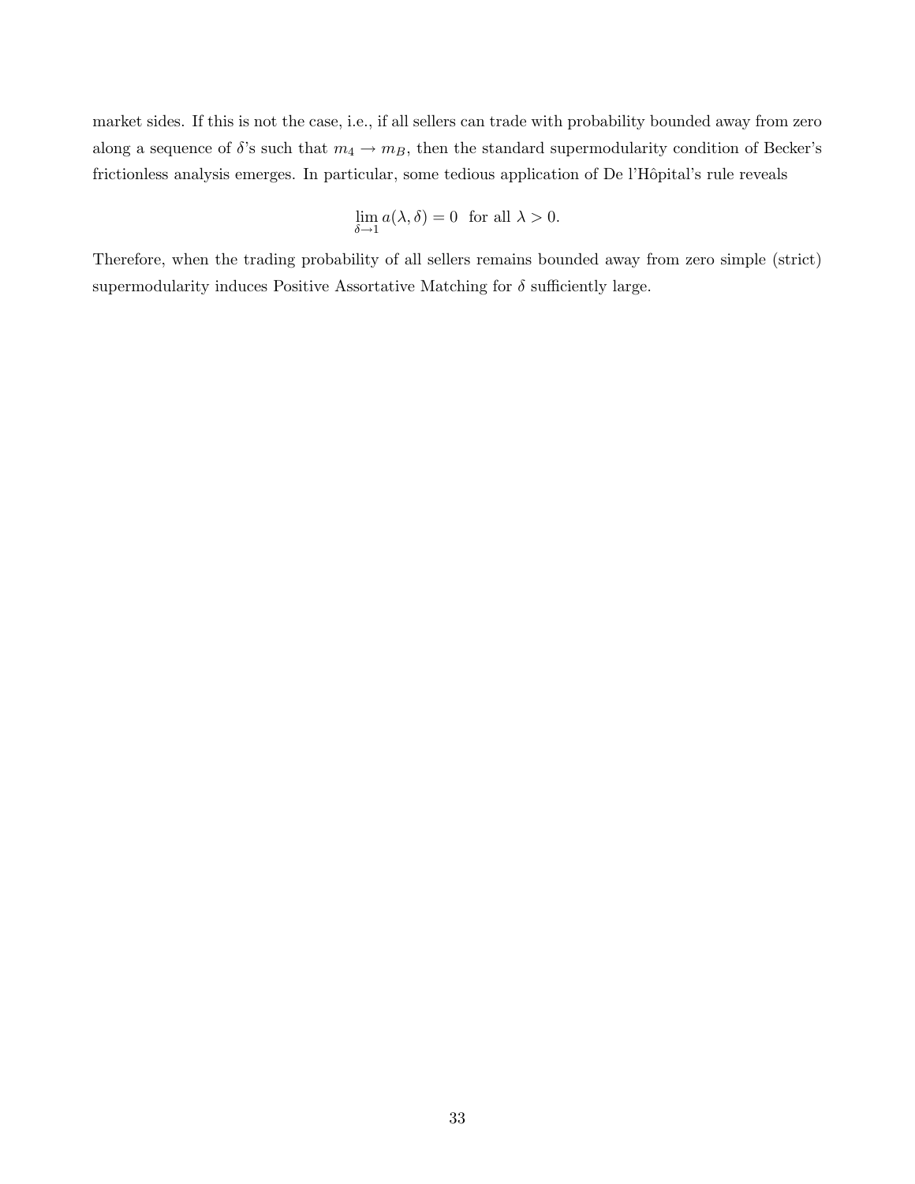market sides. If this is not the case, i.e., if all sellers can trade with probability bounded away from zero along a sequence of $\delta$'s such that $m_4 \to m_B$, then the standard supermodularity condition of Becker's frictionless analysis emerges. In particular, some tedious application of De l'Hôpital's rule reveals

$$\lim_{\delta \to 1} a(\lambda, \delta) = 0 \text{ for all } \lambda > 0.$$

Therefore, when the trading probability of all sellers remains bounded away from zero simple (strict) supermodularity induces Positive Assortative Matching for $\delta$ sufficiently large.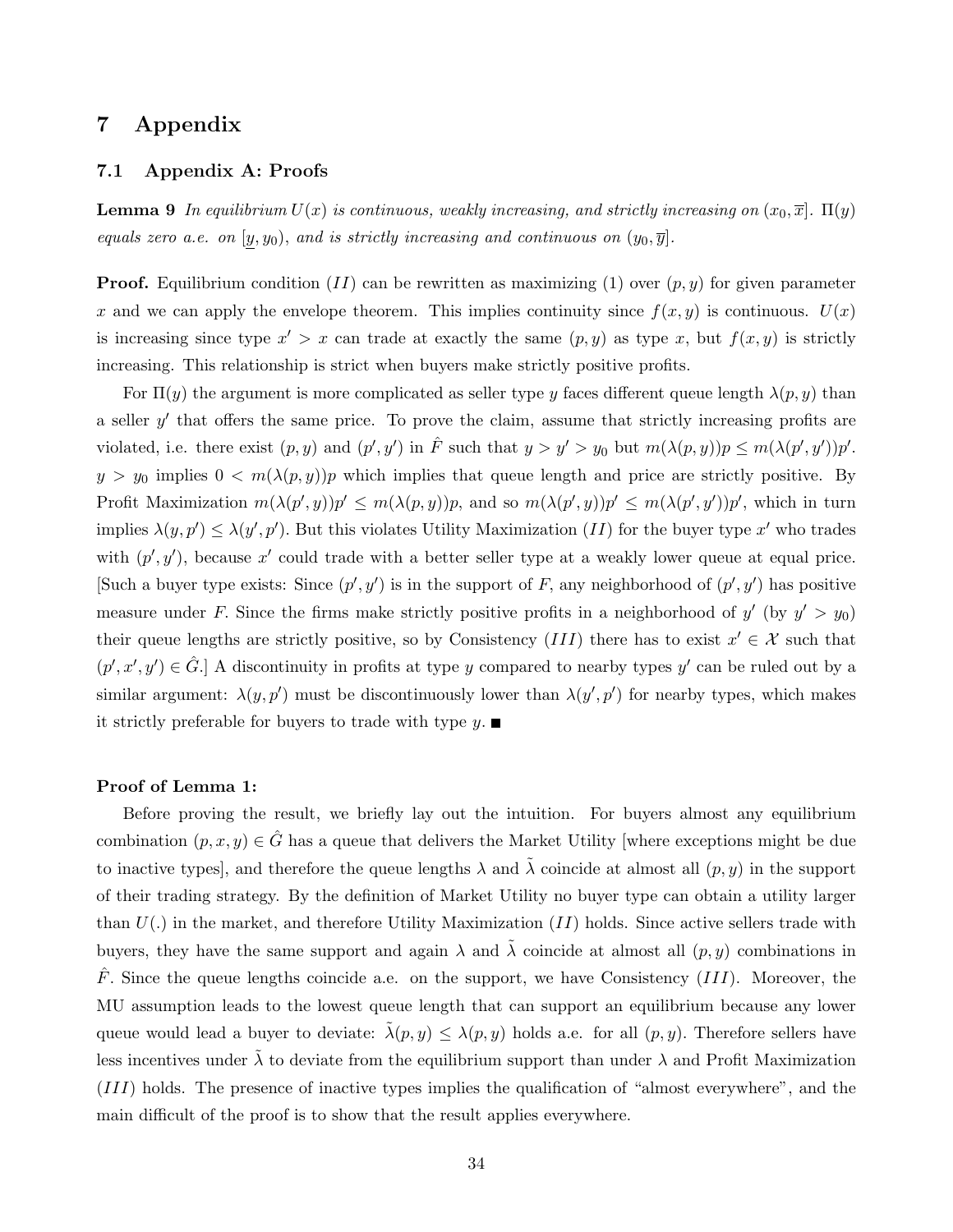# 7 Appendix

## 7.1 Appendix A: Proofs

**Lemma 9** *In equilibrium $U(x)$ is continuous, weakly increasing, and strictly increasing on $(x_0, \overline{x}]$. $\Pi(y)$ equals zero a.e. on $[\underline{y}, y_0)$, and is strictly increasing and continuous on $(y_0, \overline{y}]$.*

**Proof.** Equilibrium condition $(II)$ can be rewritten as maximizing (1) over $(p, y)$ for given parameter $x$ and we can apply the envelope theorem. This implies continuity since $f(x, y)$ is continuous. $U(x)$ is increasing since type $x' > x$ can trade at exactly the same $(p, y)$ as type $x$, but $f(x, y)$ is strictly increasing. This relationship is strict when buyers make strictly positive profits.

For $\Pi(y)$ the argument is more complicated as seller type $y$ faces different queue length $\lambda(p, y)$ than a seller $y'$ that offers the same price. To prove the claim, assume that strictly increasing profits are violated, i.e. there exist $(p, y)$ and $(p', y')$ in $\hat{F}$ such that $y > y' > y_0$ but $m(\lambda(p, y))p \leq m(\lambda(p', y'))p'$. $y > y_0$ implies $0 < m(\lambda(p, y))p$ which implies that queue length and price are strictly positive. By Profit Maximization $m(\lambda(p', y))p' \leq m(\lambda(p, y))p$, and so $m(\lambda(p', y))p' \leq m(\lambda(p', y'))p'$, which in turn implies $\lambda(y, p') \leq \lambda(y', p')$. But this violates Utility Maximization $(II)$ for the buyer type $x'$ who trades with $(p', y')$, because $x'$ could trade with a better seller type at a weakly lower queue at equal price. [Such a buyer type exists: Since $(p', y')$ is in the support of $F$, any neighborhood of $(p', y')$ has positive measure under $F$. Since the firms make strictly positive profits in a neighborhood of $y'$ (by $y' > y_0$) their queue lengths are strictly positive, so by Consistency $(III)$ there has to exist $x' \in \mathcal{X}$ such that $(p', x', y') \in \hat{G}$.] A discontinuity in profits at type $y$ compared to nearby types $y'$ can be ruled out by a similar argument: $\lambda(y, p')$ must be discontinuously lower than $\lambda(y', p')$ for nearby types, which makes it strictly preferable for buyers to trade with type $y$. ■

**Proof of Lemma 1:**

Before proving the result, we briefly lay out the intuition. For buyers almost any equilibrium combination $(p, x, y) \in \hat{G}$ has a queue that delivers the Market Utility [where exceptions might be due to inactive types], and therefore the queue lengths $\lambda$ and $\tilde{\lambda}$ coincide at almost all $(p, y)$ in the support of their trading strategy. By the definition of Market Utility no buyer type can obtain a utility larger than $U(.)$ in the market, and therefore Utility Maximization $(II)$ holds. Since active sellers trade with buyers, they have the same support and again $\lambda$ and $\tilde{\lambda}$ coincide at almost all $(p, y)$ combinations in $\hat{F}$. Since the queue lengths coincide a.e. on the support, we have Consistency $(III)$. Moreover, the MU assumption leads to the lowest queue length that can support an equilibrium because any lower queue would lead a buyer to deviate: $\tilde{\lambda}(p, y) \leq \lambda(p, y)$ holds a.e. for all $(p, y)$. Therefore sellers have less incentives under $\tilde{\lambda}$ to deviate from the equilibrium support than under $\lambda$ and Profit Maximization $(III)$ holds. The presence of inactive types implies the qualification of "almost everywhere", and the main difficult of the proof is to show that the result applies everywhere.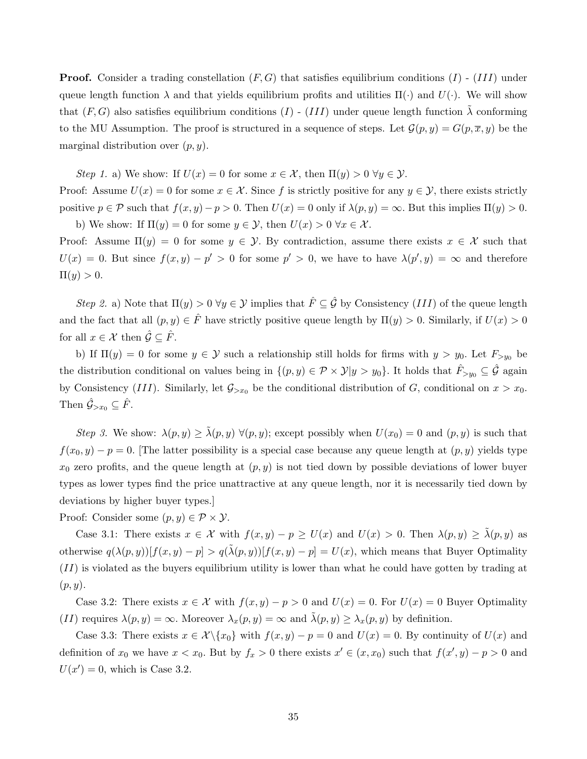**Proof.** Consider a trading constellation $(F, G)$ that satisfies equilibrium conditions $(I)$ - $(III)$ under queue length function $\lambda$ and that yields equilibrium profits and utilities $\Pi(\cdot)$ and $U(\cdot)$. We will show that $(F, G)$ also satisfies equilibrium conditions $(I)$ - $(III)$ under queue length function $\tilde{\lambda}$ conforming to the MU Assumption. The proof is structured in a sequence of steps. Let $\mathcal{G}(p, y) = G(p, \overline{x}, y)$ be the marginal distribution over $(p, y)$.

*Step 1.* a) We show: If $U(x) = 0$ for some $x \in \mathcal{X}$, then $\Pi(y) > 0$ $\forall y \in \mathcal{Y}$.
Proof: Assume $U(x) = 0$ for some $x \in \mathcal{X}$. Since $f$ is strictly positive for any $y \in \mathcal{Y}$, there exists strictly positive $p \in \mathcal{P}$ such that $f(x, y) - p > 0$. Then $U(x) = 0$ only if $\lambda(p, y) = \infty$. But this implies $\Pi(y) > 0$.

b) We show: If $\Pi(y) = 0$ for some $y \in \mathcal{Y}$, then $U(x) > 0$ $\forall x \in \mathcal{X}$.
Proof: Assume $\Pi(y) = 0$ for some $y \in \mathcal{Y}$. By contradiction, assume there exists $x \in \mathcal{X}$ such that $U(x) = 0$. But since $f(x, y) - p' > 0$ for some $p' > 0$, we have to have $\lambda(p', y) = \infty$ and therefore $\Pi(y) > 0$.

*Step 2.* a) Note that $\Pi(y) > 0$ $\forall y \in \mathcal{Y}$ implies that $\hat{F} \subseteq \hat{\mathcal{G}}$ by Consistency $(III)$ of the queue length and the fact that all $(p, y) \in \hat{F}$ have strictly positive queue length by $\Pi(y) > 0$. Similarly, if $U(x) > 0$ for all $x \in \mathcal{X}$ then $\hat{\mathcal{G}} \subseteq \hat{F}$.

b) If $\Pi(y) = 0$ for some $y \in \mathcal{Y}$ such a relationship still holds for firms with $y > y_0$. Let $F_{>y_0}$ be the distribution conditional on values being in $\{(p, y) \in \mathcal{P} \times \mathcal{Y} | y > y_0\}$. It holds that $\hat{F}_{>y_0} \subseteq \hat{\mathcal{G}}$ again by Consistency $(III)$. Similarly, let $\mathcal{G}_{>x_0}$ be the conditional distribution of $G$, conditional on $x > x_0$. Then $\hat{\mathcal{G}}_{>x_0} \subseteq \hat{F}$.

*Step 3.* We show: $\lambda(p, y) \geq \tilde{\lambda}(p, y)$ $\forall (p, y)$; except possibly when $U(x_0) = 0$ and $(p, y)$ is such that $f(x_0, y) - p = 0$. [The latter possibility is a special case because any queue length at $(p, y)$ yields type $x_0$ zero profits, and the queue length at $(p, y)$ is not tied down by possible deviations of lower buyer types as lower types find the price unattractive at any queue length, nor it is necessarily tied down by deviations by higher buyer types.]
Proof: Consider some $(p, y) \in \mathcal{P} \times \mathcal{Y}$.

Case 3.1: There exists $x \in \mathcal{X}$ with $f(x, y) - p \geq U(x)$ and $U(x) > 0$. Then $\lambda(p, y) \geq \tilde{\lambda}(p, y)$ as otherwise $q(\lambda(p, y))[f(x, y) - p] > q(\tilde{\lambda}(p, y))[f(x, y) - p] = U(x)$, which means that Buyer Optimality $(II)$ is violated as the buyers equilibrium utility is lower than what he could have gotten by trading at $(p, y)$.

Case 3.2: There exists $x \in \mathcal{X}$ with $f(x, y) - p > 0$ and $U(x) = 0$. For $U(x) = 0$ Buyer Optimality $(II)$ requires $\lambda(p, y) = \infty$. Moreover $\lambda_x(p, y) = \infty$ and $\tilde{\lambda}(p, y) \geq \lambda_x(p, y)$ by definition.

Case 3.3: There exists $x \in \mathcal{X} \backslash \{x_0\}$ with $f(x, y) - p = 0$ and $U(x) = 0$. By continuity of $U(x)$ and definition of $x_0$ we have $x < x_0$. But by $f_x > 0$ there exists $x' \in (x, x_0)$ such that $f(x', y) - p > 0$ and $U(x') = 0$, which is Case 3.2.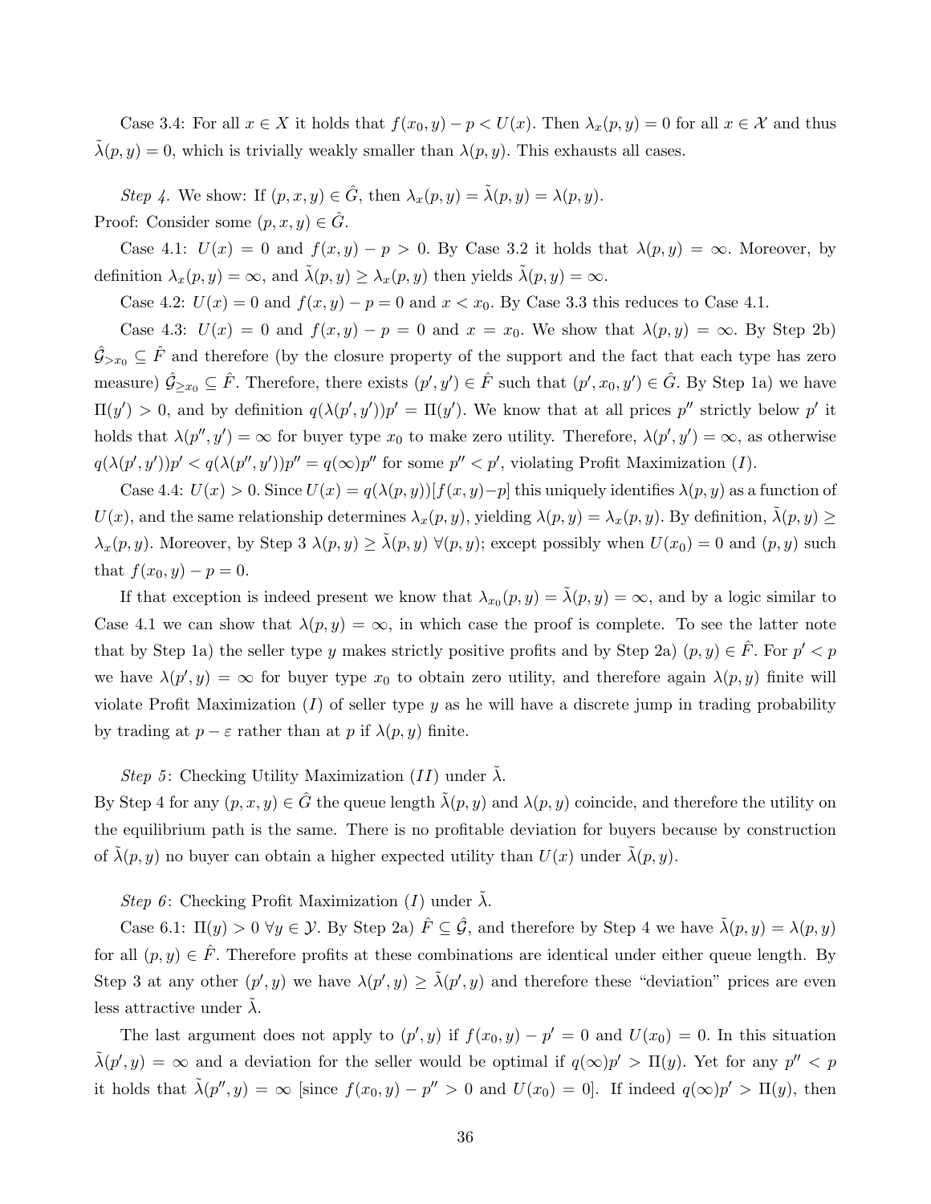Case 3.4: For all $x \in X$ it holds that $f(x_0, y) - p < U(x)$. Then $\lambda_x(p, y) = 0$ for all $x \in \mathcal{X}$ and thus $\tilde{\lambda}(p, y) = 0$, which is trivially weakly smaller than $\lambda(p, y)$. This exhausts all cases.

*Step 4.* We show: If $(p, x, y) \in \hat{G}$, then $\lambda_x(p, y) = \tilde{\lambda}(p, y) = \lambda(p, y)$.
Proof: Consider some $(p, x, y) \in \hat{G}$.

Case 4.1: $U(x) = 0$ and $f(x, y) - p > 0$. By Case 3.2 it holds that $\lambda(p, y) = \infty$. Moreover, by definition $\lambda_x(p, y) = \infty$, and $\tilde{\lambda}(p, y) \geq \lambda_x(p, y)$ then yields $\tilde{\lambda}(p, y) = \infty$.

Case 4.2: $U(x) = 0$ and $f(x, y) - p = 0$ and $x < x_0$. By Case 3.3 this reduces to Case 4.1.

Case 4.3: $U(x) = 0$ and $f(x, y) - p = 0$ and $x = x_0$. We show that $\lambda(p, y) = \infty$. By Step 2b) $\hat{\mathcal{G}}_{>x_0} \subseteq \hat{F}$ and therefore (by the closure property of the support and the fact that each type has zero measure) $\hat{\mathcal{G}}_{\geq x_0} \subseteq \hat{F}$. Therefore, there exists $(p', y') \in \hat{F}$ such that $(p', x_0, y') \in \hat{G}$. By Step 1a) we have $\Pi(y') > 0$, and by definition $q(\lambda(p', y'))p' = \Pi(y')$. We know that at all prices $p''$ strictly below $p'$ it holds that $\lambda(p'', y') = \infty$ for buyer type $x_0$ to make zero utility. Therefore, $\lambda(p', y') = \infty$, as otherwise $q(\lambda(p', y'))p' < q(\lambda(p'', y'))p'' = q(\infty)p''$ for some $p'' < p'$, violating Profit Maximization $(I)$.

Case 4.4: $U(x) > 0$. Since $U(x) = q(\lambda(p, y))[f(x, y) - p]$ this uniquely identifies $\lambda(p, y)$ as a function of $U(x)$, and the same relationship determines $\lambda_x(p, y)$, yielding $\lambda(p, y) = \lambda_x(p, y)$. By definition, $\tilde{\lambda}(p, y) \geq \lambda_x(p, y)$. Moreover, by Step 3 $\lambda(p, y) \geq \tilde{\lambda}(p, y)$ $\forall (p, y)$; except possibly when $U(x_0) = 0$ and $(p, y)$ such that $f(x_0, y) - p = 0$.

If that exception is indeed present we know that $\lambda_{x_0}(p, y) = \tilde{\lambda}(p, y) = \infty$, and by a logic similar to Case 4.1 we can show that $\lambda(p, y) = \infty$, in which case the proof is complete. To see the latter note that by Step 1a) the seller type $y$ makes strictly positive profits and by Step 2a) $(p, y) \in \hat{F}$. For $p' < p$ we have $\lambda(p', y) = \infty$ for buyer type $x_0$ to obtain zero utility, and therefore again $\lambda(p, y)$ finite will violate Profit Maximization $(I)$ of seller type $y$ as he will have a discrete jump in trading probability by trading at $p - \varepsilon$ rather than at $p$ if $\lambda(p, y)$ finite.

*Step 5*: Checking Utility Maximization $(II)$ under $\tilde{\lambda}$.
By Step 4 for any $(p, x, y) \in \hat{G}$ the queue length $\tilde{\lambda}(p, y)$ and $\lambda(p, y)$ coincide, and therefore the utility on the equilibrium path is the same. There is no profitable deviation for buyers because by construction of $\tilde{\lambda}(p, y)$ no buyer can obtain a higher expected utility than $U(x)$ under $\tilde{\lambda}(p, y)$.

*Step 6*: Checking Profit Maximization $(I)$ under $\tilde{\lambda}$.

Case 6.1: $\Pi(y) > 0$ $\forall y \in \mathcal{Y}$. By Step 2a) $\hat{F} \subseteq \hat{\mathcal{G}}$, and therefore by Step 4 we have $\tilde{\lambda}(p, y) = \lambda(p, y)$ for all $(p, y) \in \hat{F}$. Therefore profits at these combinations are identical under either queue length. By Step 3 at any other $(p', y)$ we have $\lambda(p', y) \geq \tilde{\lambda}(p', y)$ and therefore these "deviation" prices are even less attractive under $\tilde{\lambda}$.

The last argument does not apply to $(p', y)$ if $f(x_0, y) - p' = 0$ and $U(x_0) = 0$. In this situation $\tilde{\lambda}(p', y) = \infty$ and a deviation for the seller would be optimal if $q(\infty)p' > \Pi(y)$. Yet for any $p'' < p$ it holds that $\tilde{\lambda}(p'', y) = \infty$ [since $f(x_0, y) - p'' > 0$ and $U(x_0) = 0$]. If indeed $q(\infty)p' > \Pi(y)$, then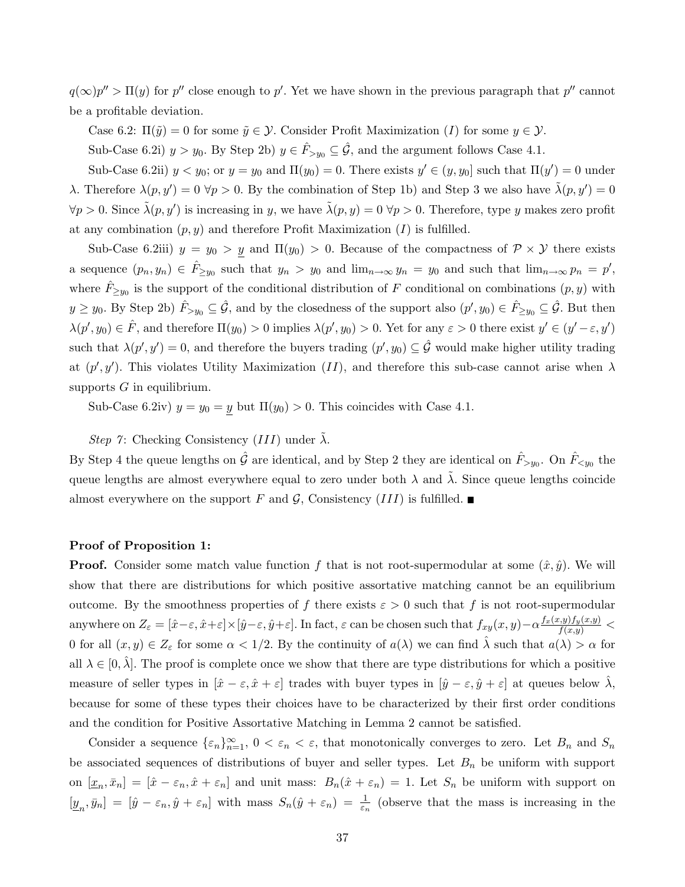$q(\infty)p'' > \Pi(y)$ for $p''$ close enough to $p'$. Yet we have shown in the previous paragraph that $p''$ cannot be a profitable deviation.

Case 6.2: $\Pi(\tilde{y}) = 0$ for some $\tilde{y} \in \mathcal{Y}$. Consider Profit Maximization $(I)$ for some $y \in \mathcal{Y}$.

Sub-Case 6.2i) $y > y_0$. By Step 2b) $y \in \hat{F}_{>y_0} \subseteq \hat{\mathcal{G}}$, and the argument follows Case 4.1.

Sub-Case 6.2ii) $y < y_0$; or $y = y_0$ and $\Pi(y_0) = 0$. There exists $y' \in (y, y_0]$ such that $\Pi(y') = 0$ under $\lambda$. Therefore $\lambda(p, y') = 0 \; \forall p > 0$. By the combination of Step 1b) and Step 3 we also have $\tilde{\lambda}(p, y') = 0$ $\forall p > 0$. Since $\tilde{\lambda}(p, y')$ is increasing in $y$, we have $\tilde{\lambda}(p, y) = 0 \; \forall p > 0$. Therefore, type $y$ makes zero profit at any combination $(p, y)$ and therefore Profit Maximization $(I)$ is fulfilled.

Sub-Case 6.2iii) $y = y_0 > \underline{y}$ and $\Pi(y_0) > 0$. Because of the compactness of $\mathcal{P} \times \mathcal{Y}$ there exists a sequence $(p_n, y_n) \in \hat{F}_{\geq y_0}$ such that $y_n > y_0$ and $\lim_{n\to\infty} y_n = y_0$ and such that $\lim_{n\to\infty} p_n = p'$, where $\hat{F}_{\geq y_0}$ is the support of the conditional distribution of $F$ conditional on combinations $(p, y)$ with $y \geq y_0$. By Step 2b) $\hat{F}_{>y_0} \subseteq \hat{\mathcal{G}}$, and by the closedness of the support also $(p', y_0) \in \hat{F}_{\geq y_0} \subseteq \hat{\mathcal{G}}$. But then $\lambda(p', y_0) \in \hat{F}$, and therefore $\Pi(y_0) > 0$ implies $\lambda(p', y_0) > 0$. Yet for any $\varepsilon > 0$ there exist $y' \in (y' - \varepsilon, y')$ such that $\lambda(p', y') = 0$, and therefore the buyers trading $(p', y_0) \subseteq \hat{\mathcal{G}}$ would make higher utility trading at $(p', y')$. This violates Utility Maximization $(II)$, and therefore this sub-case cannot arise when $\lambda$ supports $G$ in equilibrium.

Sub-Case 6.2iv) $y = y_0 = \underline{y}$ but $\Pi(y_0) > 0$. This coincides with Case 4.1.

*Step 7*: Checking Consistency $(III)$ under $\tilde{\lambda}$.

By Step 4 the queue lengths on $\hat{\mathcal{G}}$ are identical, and by Step 2 they are identical on $\hat{F}_{>y_0}$. On $\hat{F}_{<y_0}$ the queue lengths are almost everywhere equal to zero under both $\lambda$ and $\tilde{\lambda}$. Since queue lengths coincide almost everywhere on the support $F$ and $\mathcal{G}$, Consistency $(III)$ is fulfilled. ■

**Proof of Proposition 1:**

**Proof.** Consider some match value function $f$ that is not root-supermodular at some $(\hat{x}, \hat{y})$. We will show that there are distributions for which positive assortative matching cannot be an equilibrium outcome. By the smoothness properties of $f$ there exists $\varepsilon > 0$ such that $f$ is not root-supermodular anywhere on $Z_\varepsilon = [\hat{x}-\varepsilon, \hat{x}+\varepsilon] \times [\hat{y}-\varepsilon, \hat{y}+\varepsilon]$. In fact, $\varepsilon$ can be chosen such that $f_{xy}(x, y) - \alpha \frac{f_x(x,y) f_y(x,y)}{f(x,y)} < 0$ for all $(x, y) \in Z_\varepsilon$ for some $\alpha < 1/2$. By the continuity of $a(\lambda)$ we can find $\hat{\lambda}$ such that $a(\lambda) > \alpha$ for all $\lambda \in [0, \hat{\lambda}]$. The proof is complete once we show that there are type distributions for which a positive measure of seller types in $[\hat{x} - \varepsilon, \hat{x} + \varepsilon]$ trades with buyer types in $[\hat{y} - \varepsilon, \hat{y} + \varepsilon]$ at queues below $\hat{\lambda}$, because for some of these types their choices have to be characterized by their first order conditions and the condition for Positive Assortative Matching in Lemma 2 cannot be satisfied.

Consider a sequence $\{\varepsilon_n\}_{n=1}^{\infty}$, $0 < \varepsilon_n < \varepsilon$, that monotonically converges to zero. Let $B_n$ and $S_n$ be associated sequences of distributions of buyer and seller types. Let $B_n$ be uniform with support on $[\underline{x}_n, \bar{x}_n] = [\hat{x} - \varepsilon_n, \hat{x} + \varepsilon_n]$ and unit mass: $B_n(\hat{x} + \varepsilon_n) = 1$. Let $S_n$ be uniform with support on $[\underline{y}_n, \bar{y}_n] = [\hat{y} - \varepsilon_n, \hat{y} + \varepsilon_n]$ with mass $S_n(\hat{y} + \varepsilon_n) = \frac{1}{\varepsilon_n}$ (observe that the mass is increasing in the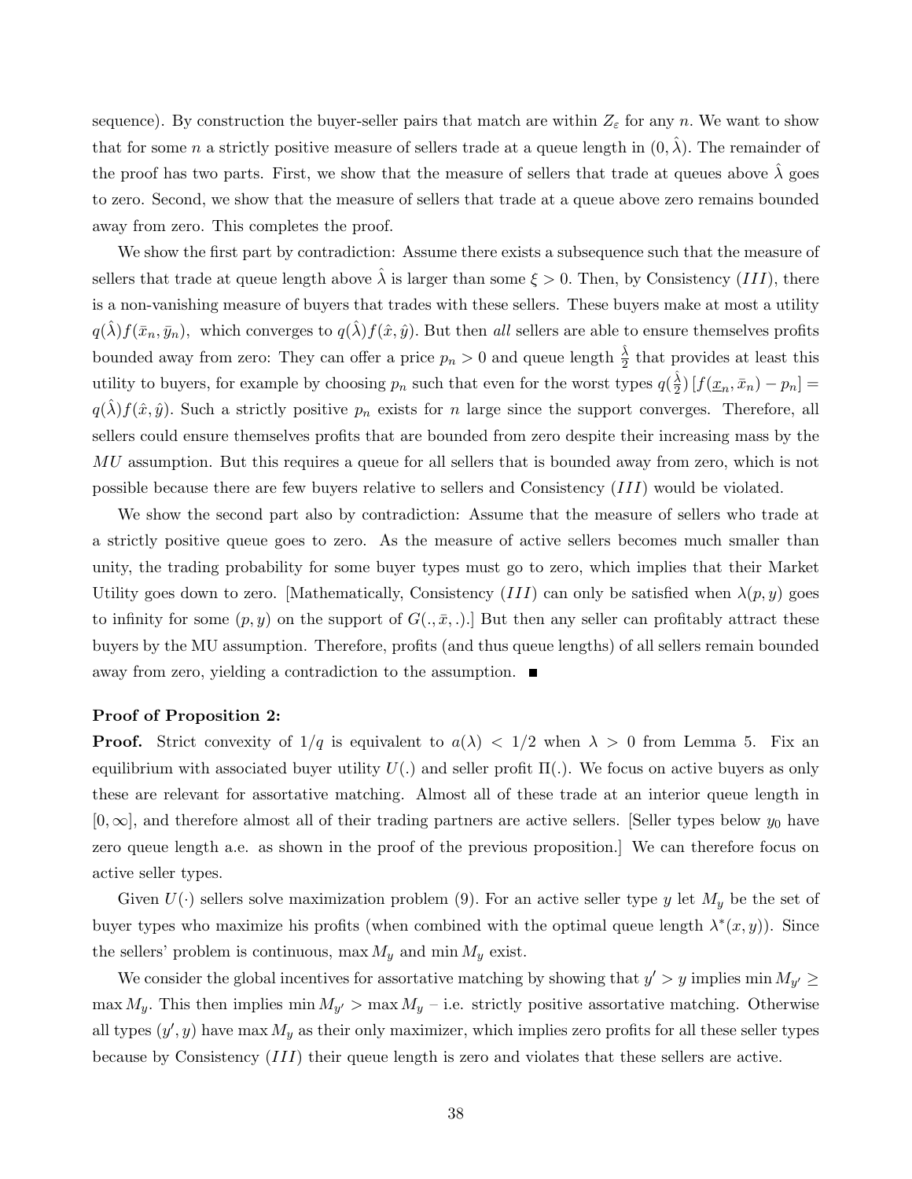sequence). By construction the buyer-seller pairs that match are within $Z_\varepsilon$ for any $n$. We want to show that for some $n$ a strictly positive measure of sellers trade at a queue length in $(0, \hat{\lambda})$. The remainder of the proof has two parts. First, we show that the measure of sellers that trade at queues above $\hat{\lambda}$ goes to zero. Second, we show that the measure of sellers that trade at a queue above zero remains bounded away from zero. This completes the proof.

We show the first part by contradiction: Assume there exists a subsequence such that the measure of sellers that trade at queue length above $\hat{\lambda}$ is larger than some $\xi > 0$. Then, by Consistency $(III)$, there is a non-vanishing measure of buyers that trades with these sellers. These buyers make at most a utility $q(\hat{\lambda})f(\bar{x}_n, \bar{y}_n)$, which converges to $q(\hat{\lambda})f(\hat{x}, \hat{y})$. But then *all* sellers are able to ensure themselves profits bounded away from zero: They can offer a price $p_n > 0$ and queue length $\frac{\hat{\lambda}}{2}$ that provides at least this utility to buyers, for example by choosing $p_n$ such that even for the worst types $q(\frac{\hat{\lambda}}{2})\left[f(\underline{x}_n, \bar{x}_n) - p_n\right] = q(\hat{\lambda})f(\hat{x}, \hat{y})$. Such a strictly positive $p_n$ exists for $n$ large since the support converges. Therefore, all sellers could ensure themselves profits that are bounded from zero despite their increasing mass by the $MU$ assumption. But this requires a queue for all sellers that is bounded away from zero, which is not possible because there are few buyers relative to sellers and Consistency $(III)$ would be violated.

We show the second part also by contradiction: Assume that the measure of sellers who trade at a strictly positive queue goes to zero. As the measure of active sellers becomes much smaller than unity, the trading probability for some buyer types must go to zero, which implies that their Market Utility goes down to zero. [Mathematically, Consistency $(III)$ can only be satisfied when $\lambda(p, y)$ goes to infinity for some $(p, y)$ on the support of $G(., \bar{x}, .)$.] But then any seller can profitably attract these buyers by the MU assumption. Therefore, profits (and thus queue lengths) of all sellers remain bounded away from zero, yielding a contradiction to the assumption. ∎

**Proof of Proposition 2:**

**Proof.** Strict convexity of $1/q$ is equivalent to $a(\lambda) < 1/2$ when $\lambda > 0$ from Lemma 5. Fix an equilibrium with associated buyer utility $U(.)$ and seller profit $\Pi(.)$. We focus on active buyers as only these are relevant for assortative matching. Almost all of these trade at an interior queue length in $[0, \infty]$, and therefore almost all of their trading partners are active sellers. [Seller types below $y_0$ have zero queue length a.e. as shown in the proof of the previous proposition.] We can therefore focus on active seller types.

Given $U(\cdot)$ sellers solve maximization problem (9). For an active seller type $y$ let $M_y$ be the set of buyer types who maximize his profits (when combined with the optimal queue length $\lambda^*(x, y)$). Since the sellers' problem is continuous, $\max M_y$ and $\min M_y$ exist.

We consider the global incentives for assortative matching by showing that $y' > y$ implies $\min M_{y'} \geq \max M_y$. This then implies $\min M_{y'} > \max M_y$ – i.e. strictly positive assortative matching. Otherwise all types $(y', y)$ have $\max M_y$ as their only maximizer, which implies zero profits for all these seller types because by Consistency $(III)$ their queue length is zero and violates that these sellers are active.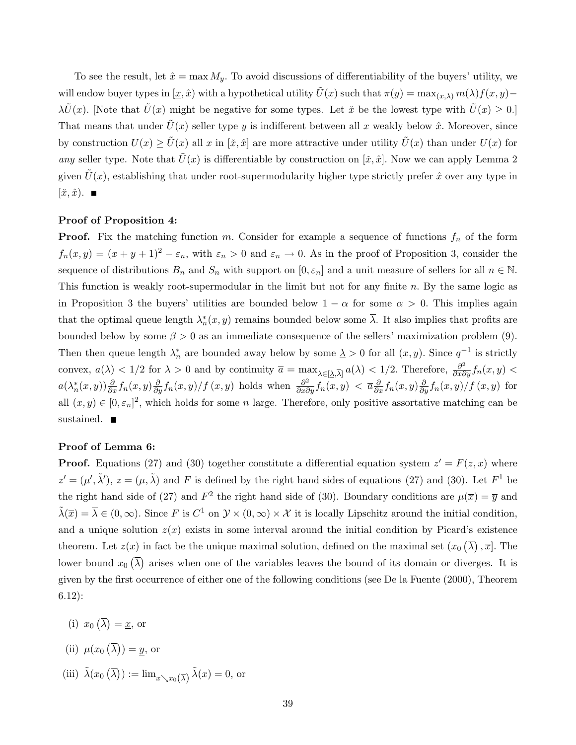To see the result, let $\hat{x} = \max M_y$. To avoid discussions of differentiability of the buyers' utility, we will endow buyer types in $[\underline{x}, \hat{x})$ with a hypothetical utility $\tilde{U}(x)$ such that $\pi(y) = \max_{(x,\lambda)} m(\lambda) f(x,y) - \lambda \tilde{U}(x)$. [Note that $\tilde{U}(x)$ might be negative for some types. Let $\check{x}$ be the lowest type with $\tilde{U}(x) \geq 0$.] That means that under $\tilde{U}(x)$ seller type $y$ is indifferent between all $x$ weakly below $\hat{x}$. Moreover, since by construction $U(x) \geq \tilde{U}(x)$ all $x$ in $[\check{x}, \hat{x}]$ are more attractive under utility $\tilde{U}(x)$ than under $U(x)$ for *any* seller type. Note that $\tilde{U}(x)$ is differentiable by construction on $[\check{x}, \hat{x}]$. Now we can apply Lemma 2 given $\tilde{U}(x)$, establishing that under root-supermodularity higher type strictly prefer $\hat{x}$ over any type in $[\check{x}, \hat{x})$. ■

**Proof of Proposition 4:**

**Proof.** Fix the matching function $m$. Consider for example a sequence of functions $f_n$ of the form $f_n(x,y) = (x+y+1)^2 - \varepsilon_n$, with $\varepsilon_n > 0$ and $\varepsilon_n \to 0$. As in the proof of Proposition 3, consider the sequence of distributions $B_n$ and $S_n$ with support on $[0, \varepsilon_n]$ and a unit measure of sellers for all $n \in \mathbb{N}$. This function is weakly root-supermodular in the limit but not for any finite $n$. By the same logic as in Proposition 3 the buyers' utilities are bounded below $1 - \alpha$ for some $\alpha > 0$. This implies again that the optimal queue length $\lambda_n^*(x,y)$ remains bounded below some $\overline{\lambda}$. It also implies that profits are bounded below by some $\beta > 0$ as an immediate consequence of the sellers' maximization problem (9). Then then queue length $\lambda_n^*$ are bounded away below by some $\underline{\lambda} > 0$ for all $(x,y)$. Since $q^{-1}$ is strictly convex, $a(\lambda) < 1/2$ for $\lambda > 0$ and by continuity $\overline{a} = \max_{\lambda \in [\underline{\lambda}, \overline{\lambda}]} a(\lambda) < 1/2$. Therefore, $\frac{\partial^2}{\partial x \partial y} f_n(x,y) < a(\lambda_n^*(x,y)) \frac{\partial}{\partial x} f_n(x,y) \frac{\partial}{\partial y} f_n(x,y) / f(x,y)$ holds when $\frac{\partial^2}{\partial x \partial y} f_n(x,y) < \overline{a} \frac{\partial}{\partial x} f_n(x,y) \frac{\partial}{\partial y} f_n(x,y) / f(x,y)$ for all $(x,y) \in [0, \varepsilon_n]^2$, which holds for some $n$ large. Therefore, only positive assortative matching can be sustained. ■

**Proof of Lemma 6:**

**Proof.** Equations (27) and (30) together constitute a differential equation system $z' = F(z,x)$ where $z' = (\mu', \tilde{\lambda}')$, $z = (\mu, \tilde{\lambda})$ and $F$ is defined by the right hand sides of equations (27) and (30). Let $F^1$ be the right hand side of (27) and $F^2$ the right hand side of (30). Boundary conditions are $\mu(\overline{x}) = \overline{y}$ and $\tilde{\lambda}(\overline{x}) = \overline{\lambda} \in (0, \infty)$. Since $F$ is $C^1$ on $\mathcal{Y} \times (0,\infty) \times \mathcal{X}$ it is locally Lipschitz around the initial condition, and a unique solution $z(x)$ exists in some interval around the initial condition by Picard's existence theorem. Let $z(x)$ in fact be the unique maximal solution, defined on the maximal set $(x_0(\overline{\lambda}), \overline{x}]$. The lower bound $x_0(\overline{\lambda})$ arises when one of the variables leaves the bound of its domain or diverges. It is given by the first occurrence of either one of the following conditions (see De la Fuente (2000), Theorem 6.12):

(i) $x_0(\overline{\lambda}) = \underline{x}$, or

(ii) $\mu(x_0(\overline{\lambda})) = \underline{y}$, or

(iii) $\tilde{\lambda}(x_0(\overline{\lambda})) := \lim_{x \searrow x_0(\overline{\lambda})} \tilde{\lambda}(x) = 0$, or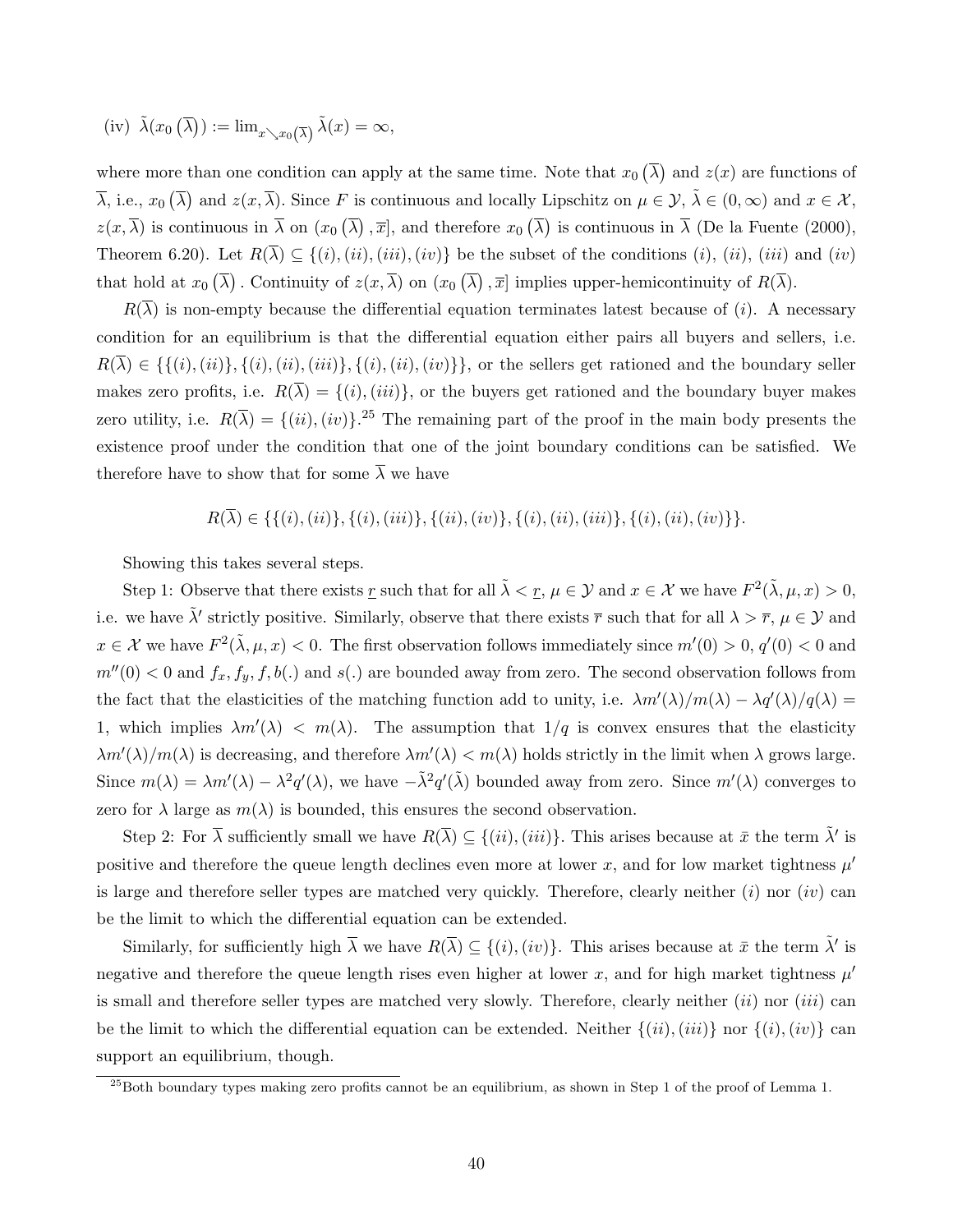(iv) $\tilde{\lambda}(x_0(\overline{\lambda})) := \lim_{x \searrow x_0(\overline{\lambda})} \tilde{\lambda}(x) = \infty$,

where more than one condition can apply at the same time. Note that $x_0(\overline{\lambda})$ and $z(x)$ are functions of $\overline{\lambda}$, i.e., $x_0(\overline{\lambda})$ and $z(x, \overline{\lambda})$. Since $F$ is continuous and locally Lipschitz on $\mu \in \mathcal{Y}$, $\tilde{\lambda} \in (0, \infty)$ and $x \in \mathcal{X}$, $z(x, \overline{\lambda})$ is continuous in $\overline{\lambda}$ on $(x_0(\overline{\lambda}), \overline{x}]$, and therefore $x_0(\overline{\lambda})$ is continuous in $\overline{\lambda}$ (De la Fuente (2000), Theorem 6.20). Let $R(\overline{\lambda}) \subseteq \{(i), (ii), (iii), (iv)\}$ be the subset of the conditions $(i)$, $(ii)$, $(iii)$ and $(iv)$ that hold at $x_0(\overline{\lambda})$. Continuity of $z(x, \overline{\lambda})$ on $(x_0(\overline{\lambda}), \overline{x}]$ implies upper-hemicontinuity of $R(\overline{\lambda})$.

$R(\overline{\lambda})$ is non-empty because the differential equation terminates latest because of $(i)$. A necessary condition for an equilibrium is that the differential equation either pairs all buyers and sellers, i.e. $R(\overline{\lambda}) \in \{\{(i), (ii)\}, \{(i), (ii), (iii)\}, \{(i), (ii), (iv)\}\}$, or the sellers get rationed and the boundary seller makes zero profits, i.e. $R(\overline{\lambda}) = \{(i), (iii)\}$, or the buyers get rationed and the boundary buyer makes zero utility, i.e. $R(\overline{\lambda}) = \{(ii), (iv)\}$.[25] The remaining part of the proof in the main body presents the existence proof under the condition that one of the joint boundary conditions can be satisfied. We therefore have to show that for some $\overline{\lambda}$ we have

$$R(\overline{\lambda}) \in \{\{(i), (ii)\}, \{(i), (iii)\}, \{(ii), (iv)\}, \{(i), (ii), (iii)\}, \{(i), (ii), (iv)\}\}.$$

Showing this takes several steps.

Step 1: Observe that there exists $\underline{r}$ such that for all $\tilde{\lambda} < \underline{r}$, $\mu \in \mathcal{Y}$ and $x \in \mathcal{X}$ we have $F^2(\tilde{\lambda}, \mu, x) > 0$, i.e. we have $\tilde{\lambda}'$ strictly positive. Similarly, observe that there exists $\overline{r}$ such that for all $\lambda > \overline{r}$, $\mu \in \mathcal{Y}$ and $x \in \mathcal{X}$ we have $F^2(\tilde{\lambda}, \mu, x) < 0$. The first observation follows immediately since $m'(0) > 0$, $q'(0) < 0$ and $m''(0) < 0$ and $f_x, f_y, f, b(.)$ and $s(.)$ are bounded away from zero. The second observation follows from the fact that the elasticities of the matching function add to unity, i.e. $\lambda m'(\lambda)/m(\lambda) - \lambda q'(\lambda)/q(\lambda) = 1$, which implies $\lambda m'(\lambda) < m(\lambda)$. The assumption that $1/q$ is convex ensures that the elasticity $\lambda m'(\lambda)/m(\lambda)$ is decreasing, and therefore $\lambda m'(\lambda) < m(\lambda)$ holds strictly in the limit when $\lambda$ grows large. Since $m(\lambda) = \lambda m'(\lambda) - \lambda^2 q'(\lambda)$, we have $-\tilde{\lambda}^2 q'(\tilde{\lambda})$ bounded away from zero. Since $m'(\lambda)$ converges to zero for $\lambda$ large as $m(\lambda)$ is bounded, this ensures the second observation.

Step 2: For $\overline{\lambda}$ sufficiently small we have $R(\overline{\lambda}) \subseteq \{(ii), (iii)\}$. This arises because at $\bar{x}$ the term $\tilde{\lambda}'$ is positive and therefore the queue length declines even more at lower $x$, and for low market tightness $\mu'$ is large and therefore seller types are matched very quickly. Therefore, clearly neither $(i)$ nor $(iv)$ can be the limit to which the differential equation can be extended.

Similarly, for sufficiently high $\overline{\lambda}$ we have $R(\overline{\lambda}) \subseteq \{(i), (iv)\}$. This arises because at $\bar{x}$ the term $\tilde{\lambda}'$ is negative and therefore the queue length rises even higher at lower $x$, and for high market tightness $\mu'$ is small and therefore seller types are matched very slowly. Therefore, clearly neither $(ii)$ nor $(iii)$ can be the limit to which the differential equation can be extended. Neither $\{(ii), (iii)\}$ nor $\{(i), (iv)\}$ can support an equilibrium, though.

[25] Both boundary types making zero profits cannot be an equilibrium, as shown in Step 1 of the proof of Lemma 1.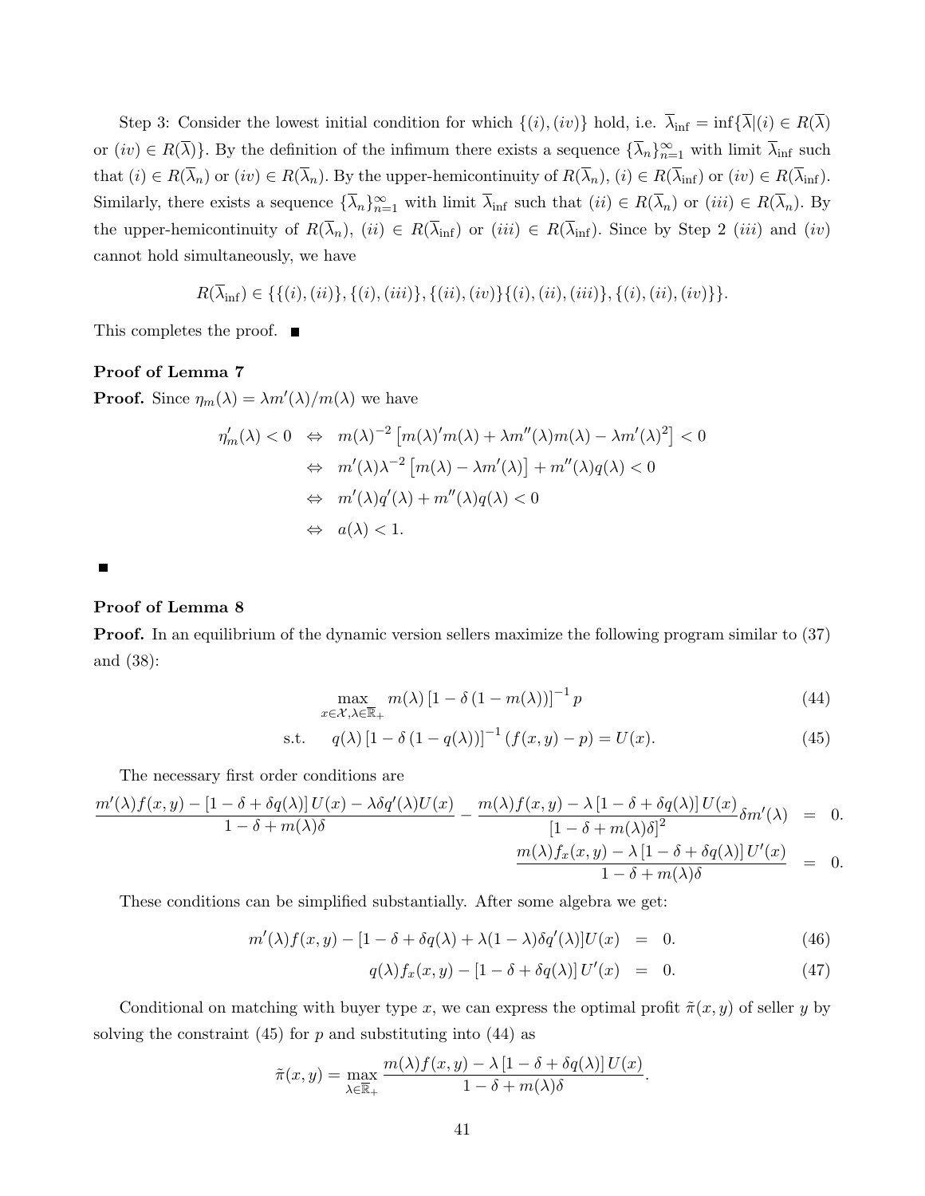Step 3: Consider the lowest initial condition for which $\{(i),(iv)\}$ hold, i.e. $\overline{\lambda}_{\inf} = \inf\{\overline{\lambda}|(i) \in R(\overline{\lambda})$ or $(iv) \in R(\overline{\lambda})\}$. By the definition of the infimum there exists a sequence $\{\overline{\lambda}_n\}_{n=1}^{\infty}$ with limit $\overline{\lambda}_{\inf}$ such that $(i) \in R(\overline{\lambda}_n)$ or $(iv) \in R(\overline{\lambda}_n)$. By the upper-hemicontinuity of $R(\overline{\lambda}_n)$, $(i) \in R(\overline{\lambda}_{\inf})$ or $(iv) \in R(\overline{\lambda}_{\inf})$. Similarly, there exists a sequence $\{\overline{\lambda}_n\}_{n=1}^{\infty}$ with limit $\overline{\lambda}_{\inf}$ such that $(ii) \in R(\overline{\lambda}_n)$ or $(iii) \in R(\overline{\lambda}_n)$. By the upper-hemicontinuity of $R(\overline{\lambda}_n)$, $(ii) \in R(\overline{\lambda}_{\inf})$ or $(iii) \in R(\overline{\lambda}_{\inf})$. Since by Step 2 $(iii)$ and $(iv)$ cannot hold simultaneously, we have

$$R(\overline{\lambda}_{\inf}) \in \{\{(i),(ii)\},\{(i),(iii)\},\{(ii),(iv)\}\{(i),(ii),(iii)\},\{(i),(ii),(iv)\}\}.$$

This completes the proof. ■

**Proof of Lemma 7**

**Proof.** Since $\eta_m(\lambda) = \lambda m'(\lambda)/m(\lambda)$ we have

$$\begin{aligned}
\eta_m'(\lambda) < 0 \quad &\Leftrightarrow \quad m(\lambda)^{-2}\left[m(\lambda)'m(\lambda) + \lambda m''(\lambda)m(\lambda) - \lambda m'(\lambda)^2\right] < 0 \\
&\Leftrightarrow \quad m'(\lambda)\lambda^{-2}\left[m(\lambda) - \lambda m'(\lambda)\right] + m''(\lambda)q(\lambda) < 0 \\
&\Leftrightarrow \quad m'(\lambda)q'(\lambda) + m''(\lambda)q(\lambda) < 0 \\
&\Leftrightarrow \quad a(\lambda) < 1.
\end{aligned}$$

■

**Proof of Lemma 8**

**Proof.** In an equilibrium of the dynamic version sellers maximize the following program similar to (37) and (38):

$$\max_{x\in\mathcal{X},\lambda\in\mathbb{R}_+} m(\lambda)\left[1-\delta\left(1-m(\lambda)\right)\right]^{-1} p \tag{44}$$

$$\text{s.t.} \qquad q(\lambda)\left[1-\delta\left(1-q(\lambda)\right)\right]^{-1}\left(f(x,y)-p\right) = U(x). \tag{45}$$

The necessary first order conditions are

$$\begin{aligned}
\frac{m'(\lambda)f(x,y) - \left[1-\delta+\delta q(\lambda)\right]U(x) - \lambda\delta q'(\lambda)U(x)}{1-\delta+m(\lambda)\delta} - \frac{m(\lambda)f(x,y) - \lambda\left[1-\delta+\delta q(\lambda)\right]U(x)}{\left[1-\delta+m(\lambda)\delta\right]^2}\delta m'(\lambda) &= 0. \\
\frac{m(\lambda)f_x(x,y) - \lambda\left[1-\delta+\delta q(\lambda)\right]U'(x)}{1-\delta+m(\lambda)\delta} &= 0.
\end{aligned}$$

These conditions can be simplified substantially. After some algebra we get:

$$m'(\lambda)f(x,y) - [1-\delta+\delta q(\lambda) + \lambda(1-\lambda)\delta q'(\lambda)]U(x) = 0. \tag{46}$$

$$q(\lambda)f_x(x,y) - \left[1-\delta+\delta q(\lambda)\right]U'(x) = 0. \tag{47}$$

Conditional on matching with buyer type $x$, we can express the optimal profit $\tilde{\pi}(x,y)$ of seller $y$ by solving the constraint (45) for $p$ and substituting into (44) as

$$\tilde{\pi}(x,y) = \max_{\lambda\in\mathbb{R}_+} \frac{m(\lambda)f(x,y) - \lambda\left[1-\delta+\delta q(\lambda)\right]U(x)}{1-\delta+m(\lambda)\delta}.$$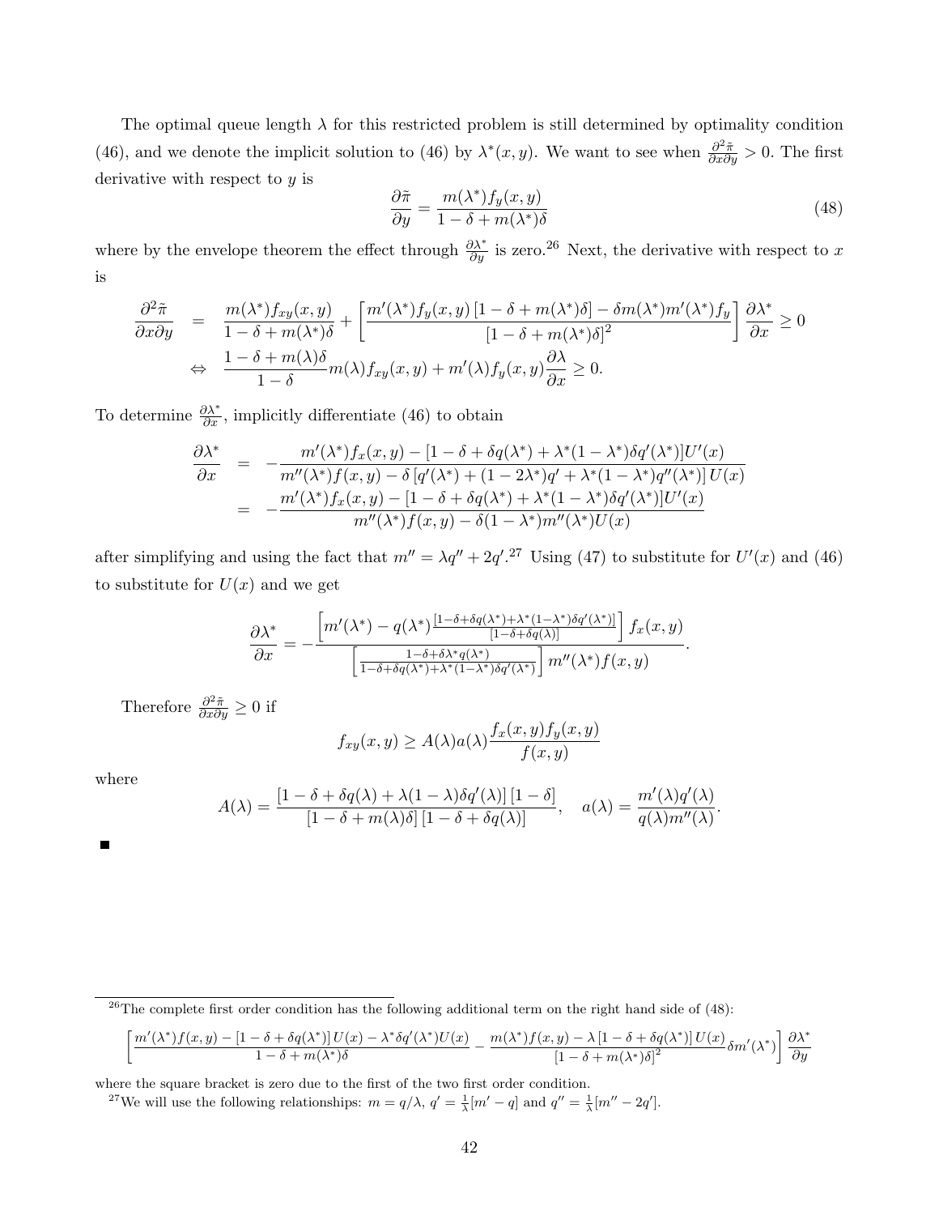The optimal queue length $\lambda$ for this restricted problem is still determined by optimality condition (46), and we denote the implicit solution to (46) by $\lambda^*(x, y)$. We want to see when $\frac{\partial^2 \tilde{\pi}}{\partial x \partial y} > 0$. The first derivative with respect to $y$ is

$$\frac{\partial \tilde{\pi}}{\partial y} = \frac{m(\lambda^*) f_y(x, y)}{1 - \delta + m(\lambda^*)\delta} \tag{48}$$

where by the envelope theorem the effect through $\frac{\partial \lambda^*}{\partial y}$ is zero.[26] Next, the derivative with respect to $x$ is

$$\begin{aligned}
\frac{\partial^2 \tilde{\pi}}{\partial x \partial y} &= \frac{m(\lambda^*) f_{xy}(x, y)}{1 - \delta + m(\lambda^*)\delta} + \left[ \frac{m'(\lambda^*) f_y(x, y) \left[1 - \delta + m(\lambda^*)\delta\right] - \delta m(\lambda^*) m'(\lambda^*) f_y}{\left[1 - \delta + m(\lambda^*)\delta\right]^2} \right] \frac{\partial \lambda^*}{\partial x} \geq 0 \\
\Leftrightarrow \quad & \frac{1 - \delta + m(\lambda)\delta}{1 - \delta} m(\lambda) f_{xy}(x, y) + m'(\lambda) f_y(x, y) \frac{\partial \lambda}{\partial x} \geq 0.
\end{aligned}$$

To determine $\frac{\partial \lambda^*}{\partial x}$, implicitly differentiate (46) to obtain

$$\begin{aligned}
\frac{\partial \lambda^*}{\partial x} &= -\frac{m'(\lambda^*) f_x(x, y) - \left[1 - \delta + \delta q(\lambda^*) + \lambda^*(1 - \lambda^*)\delta q'(\lambda^*)\right] U'(x)}{m''(\lambda^*) f(x, y) - \delta \left[q'(\lambda^*) + (1 - 2\lambda^*) q' + \lambda^*(1 - \lambda^*) q''(\lambda^*)\right] U(x)} \\
&= -\frac{m'(\lambda^*) f_x(x, y) - \left[1 - \delta + \delta q(\lambda^*) + \lambda^*(1 - \lambda^*)\delta q'(\lambda^*)\right] U'(x)}{m''(\lambda^*) f(x, y) - \delta(1 - \lambda^*) m''(\lambda^*) U(x)}
\end{aligned}$$

after simplifying and using the fact that $m'' = \lambda q'' + 2q'$.[27] Using (47) to substitute for $U'(x)$ and (46) to substitute for $U(x)$ and we get

$$\frac{\partial \lambda^*}{\partial x} = -\frac{\left[ m'(\lambda^*) - q(\lambda^*) \frac{\left[1 - \delta + \delta q(\lambda^*) + \lambda^*(1 - \lambda^*)\delta q'(\lambda^*)\right]}{\left[1 - \delta + \delta q(\lambda)\right]} \right] f_x(x, y)}{\left[ \frac{1 - \delta + \delta \lambda^* q(\lambda^*)}{1 - \delta + \delta q(\lambda^*) + \lambda^*(1 - \lambda^*)\delta q'(\lambda^*)} \right] m''(\lambda^*) f(x, y)}.$$

Therefore $\frac{\partial^2 \tilde{\pi}}{\partial x \partial y} \geq 0$ if

$$f_{xy}(x, y) \geq A(\lambda) a(\lambda) \frac{f_x(x, y) f_y(x, y)}{f(x, y)}$$

where

$$A(\lambda) = \frac{\left[1 - \delta + \delta q(\lambda) + \lambda(1 - \lambda)\delta q'(\lambda)\right]\left[1 - \delta\right]}{\left[1 - \delta + m(\lambda)\delta\right]\left[1 - \delta + \delta q(\lambda)\right]}, \quad a(\lambda) = \frac{m'(\lambda) q'(\lambda)}{q(\lambda) m''(\lambda)}.$$

■

---

[26] The complete first order condition has the following additional term on the right hand side of (48):

$$\left[ \frac{m'(\lambda^*) f(x, y) - \left[1 - \delta + \delta q(\lambda^*)\right] U(x) - \lambda^* \delta q'(\lambda^*) U(x)}{1 - \delta + m(\lambda^*)\delta} - \frac{m(\lambda^*) f(x, y) - \lambda \left[1 - \delta + \delta q(\lambda^*)\right] U(x)}{\left[1 - \delta + m(\lambda^*)\delta\right]^2} \delta m'(\lambda^*) \right] \frac{\partial \lambda^*}{\partial y}$$

where the square bracket is zero due to the first of the two first order condition.

[27] We will use the following relationships: $m = q/\lambda$, $q' = \frac{1}{\lambda}[m' - q]$ and $q'' = \frac{1}{\lambda}[m'' - 2q']$.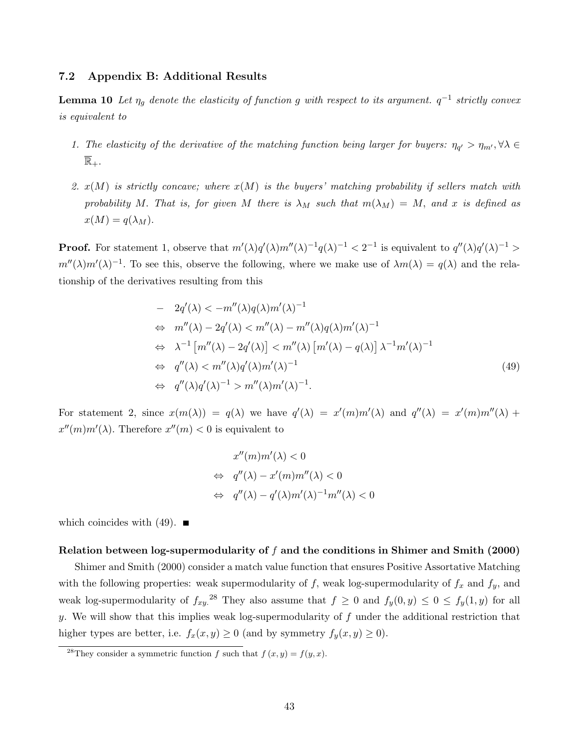### 7.2 Appendix B: Additional Results

**Lemma 10** *Let $\eta_g$ denote the elasticity of function $g$ with respect to its argument. $q^{-1}$ strictly convex is equivalent to*

1. *The elasticity of the derivative of the matching function being larger for buyers: $\eta_{q'} > \eta_{m'}, \forall \lambda \in \overline{\mathbb{R}}_+$.*
2. *$x(M)$ is strictly concave; where $x(M)$ is the buyers' matching probability if sellers match with probability $M$. That is, for given $M$ there is $\lambda_M$ such that $m(\lambda_M) = M$, and $x$ is defined as $x(M) = q(\lambda_M)$.*

**Proof.** For statement 1, observe that $m'(\lambda)q'(\lambda)m''(\lambda)^{-1}q(\lambda)^{-1} < 2^{-1}$ is equivalent to $q''(\lambda)q'(\lambda)^{-1} > m''(\lambda)m'(\lambda)^{-1}$. To see this, observe the following, where we make use of $\lambda m(\lambda) = q(\lambda)$ and the relationship of the derivatives resulting from this

$$
\begin{aligned}
& - \quad 2q'(\lambda) < -m''(\lambda)q(\lambda)m'(\lambda)^{-1} \\
& \Leftrightarrow \quad m''(\lambda) - 2q'(\lambda) < m''(\lambda) - m''(\lambda)q(\lambda)m'(\lambda)^{-1} \\
& \Leftrightarrow \quad \lambda^{-1}\left[m''(\lambda) - 2q'(\lambda)\right] < m''(\lambda)\left[m'(\lambda) - q(\lambda)\right]\lambda^{-1}m'(\lambda)^{-1} \\
& \Leftrightarrow \quad q''(\lambda) < m''(\lambda)q'(\lambda)m'(\lambda)^{-1} \\
& \Leftrightarrow \quad q''(\lambda)q'(\lambda)^{-1} > m''(\lambda)m'(\lambda)^{-1}.
\end{aligned} \tag{49}
$$

For statement 2, since $x(m(\lambda)) = q(\lambda)$ we have $q'(\lambda) = x'(m)m'(\lambda)$ and $q''(\lambda) = x'(m)m''(\lambda) + x''(m)m'(\lambda)$. Therefore $x''(m) < 0$ is equivalent to

$$
\begin{aligned}
& x''(m)m'(\lambda) < 0 \\
\Leftrightarrow \quad & q''(\lambda) - x'(m)m''(\lambda) < 0 \\
\Leftrightarrow \quad & q''(\lambda) - q'(\lambda)m'(\lambda)^{-1}m''(\lambda) < 0
\end{aligned}
$$

which coincides with (49). ■

**Relation between log-supermodularity of $f$ and the conditions in Shimer and Smith (2000)**

Shimer and Smith (2000) consider a match value function that ensures Positive Assortative Matching with the following properties: weak supermodularity of $f$, weak log-supermodularity of $f_x$ and $f_y$, and weak log-supermodularity of $f_{xy}$.[28] They also assume that $f \geq 0$ and $f_y(0, y) \leq 0 \leq f_y(1, y)$ for all $y$. We will show that this implies weak log-supermodularity of $f$ under the additional restriction that higher types are better, i.e. $f_x(x, y) \geq 0$ (and by symmetry $f_y(x, y) \geq 0$).

[28] They consider a symmetric function $f$ such that $f(x, y) = f(y, x)$.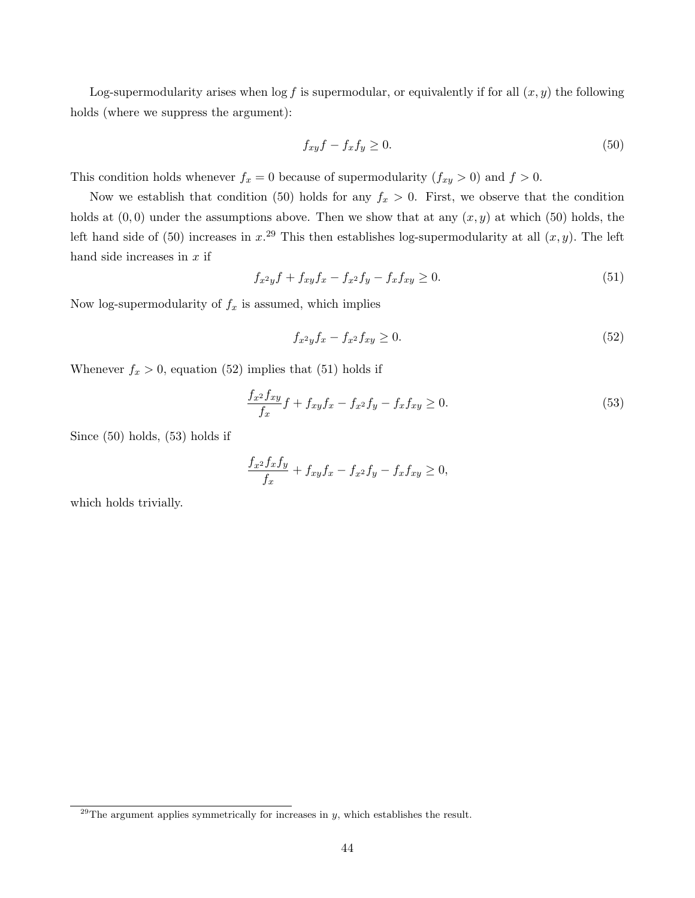Log-supermodularity arises when $\log f$ is supermodular, or equivalently if for all $(x, y)$ the following holds (where we suppress the argument):

$$f_{xy}f - f_x f_y \geq 0. \tag{50}$$

This condition holds whenever $f_x = 0$ because of supermodularity ($f_{xy} > 0$) and $f > 0$.

Now we establish that condition (50) holds for any $f_x > 0$. First, we observe that the condition holds at $(0, 0)$ under the assumptions above. Then we show that at any $(x, y)$ at which (50) holds, the left hand side of (50) increases in $x$.[29] This then establishes log-supermodularity at all $(x, y)$. The left hand side increases in $x$ if

$$f_{x^2y}f + f_{xy}f_x - f_{x^2}f_y - f_x f_{xy} \geq 0. \tag{51}$$

Now log-supermodularity of $f_x$ is assumed, which implies

$$f_{x^2y}f_x - f_{x^2}f_{xy} \geq 0. \tag{52}$$

Whenever $f_x > 0$, equation (52) implies that (51) holds if

$$\frac{f_{x^2}f_{xy}}{f_x}f + f_{xy}f_x - f_{x^2}f_y - f_x f_{xy} \geq 0. \tag{53}$$

Since (50) holds, (53) holds if

$$\frac{f_{x^2}f_x f_y}{f_x} + f_{xy}f_x - f_{x^2}f_y - f_x f_{xy} \geq 0,$$

which holds trivially.

[29] The argument applies symmetrically for increases in $y$, which establishes the result.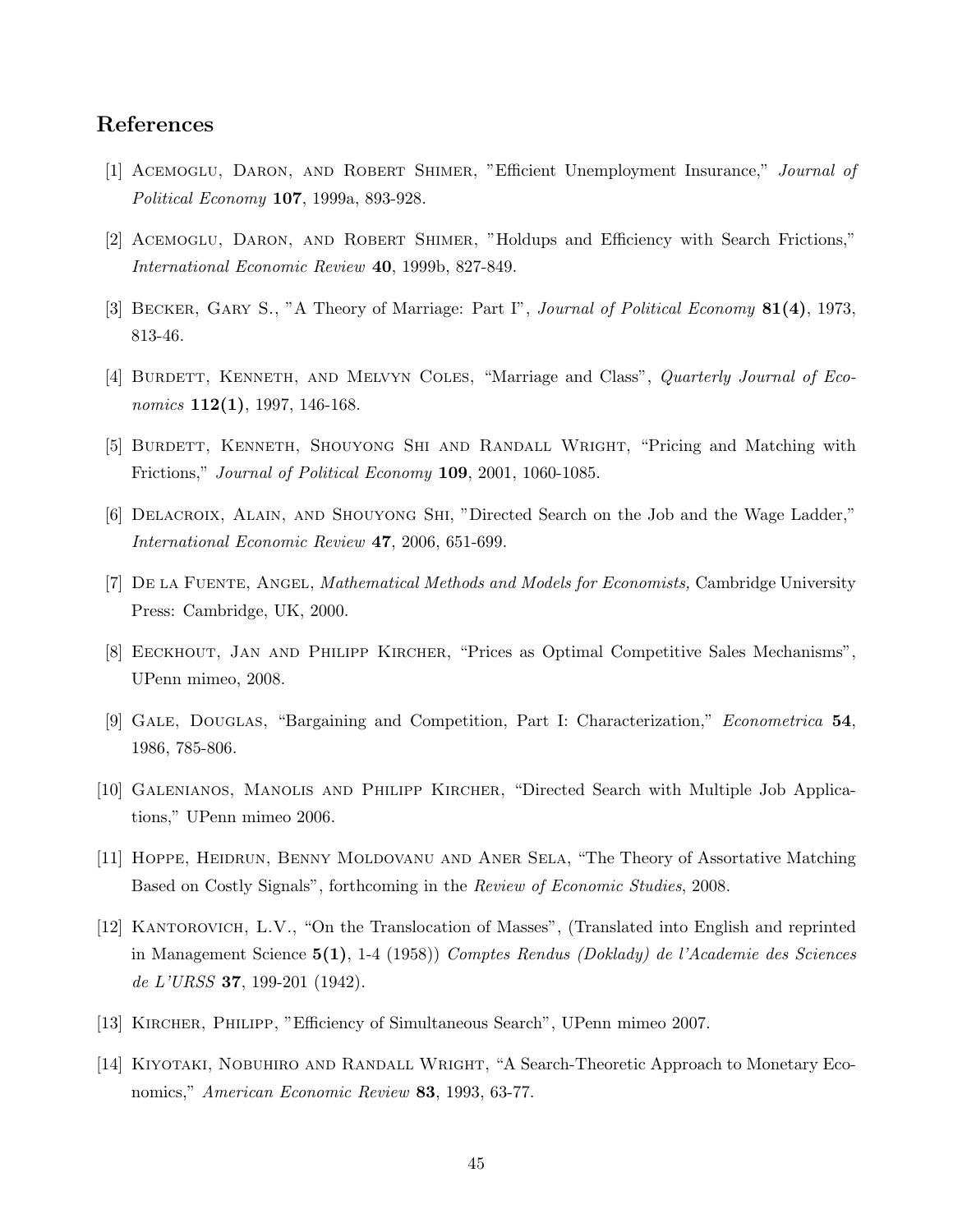## References

[1] Acemoglu, Daron, and Robert Shimer, "Efficient Unemployment Insurance," *Journal of Political Economy* **107**, 1999a, 893-928.

[2] Acemoglu, Daron, and Robert Shimer, "Holdups and Efficiency with Search Frictions," *International Economic Review* **40**, 1999b, 827-849.

[3] Becker, Gary S., "A Theory of Marriage: Part I", *Journal of Political Economy* **81(4)**, 1973, 813-46.

[4] Burdett, Kenneth, and Melvyn Coles, "Marriage and Class", *Quarterly Journal of Economics* **112(1)**, 1997, 146-168.

[5] Burdett, Kenneth, Shouyong Shi and Randall Wright, "Pricing and Matching with Frictions," *Journal of Political Economy* **109**, 2001, 1060-1085.

[6] Delacroix, Alain, and Shouyong Shi, "Directed Search on the Job and the Wage Ladder," *International Economic Review* **47**, 2006, 651-699.

[7] De la Fuente, Angel, *Mathematical Methods and Models for Economists,* Cambridge University Press: Cambridge, UK, 2000.

[8] Eeckhout, Jan and Philipp Kircher, "Prices as Optimal Competitive Sales Mechanisms", UPenn mimeo, 2008.

[9] Gale, Douglas, "Bargaining and Competition, Part I: Characterization," *Econometrica* **54**, 1986, 785-806.

[10] Galenianos, Manolis and Philipp Kircher, "Directed Search with Multiple Job Applications," UPenn mimeo 2006.

[11] Hoppe, Heidrun, Benny Moldovanu and Aner Sela, "The Theory of Assortative Matching Based on Costly Signals", forthcoming in the *Review of Economic Studies*, 2008.

[12] Kantorovich, L.V., "On the Translocation of Masses", (Translated into English and reprinted in Management Science **5(1)**, 1-4 (1958)) *Comptes Rendus (Doklady) de l'Academie des Sciences de L'URSS* **37**, 199-201 (1942).

[13] Kircher, Philipp, "Efficiency of Simultaneous Search", UPenn mimeo 2007.

[14] Kiyotaki, Nobuhiro and Randall Wright, "A Search-Theoretic Approach to Monetary Economics," *American Economic Review* **83**, 1993, 63-77.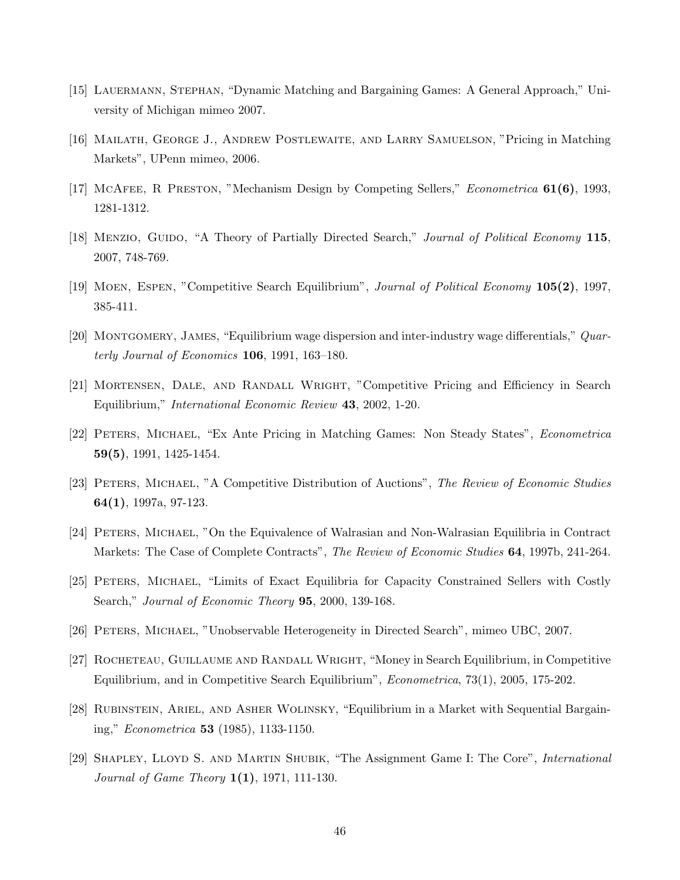[15] Lauermann, Stephan, "Dynamic Matching and Bargaining Games: A General Approach," University of Michigan mimeo 2007.

[16] Mailath, George J., Andrew Postlewaite, and Larry Samuelson, "Pricing in Matching Markets", UPenn mimeo, 2006.

[17] McAfee, R Preston, "Mechanism Design by Competing Sellers," *Econometrica* **61(6)**, 1993, 1281-1312.

[18] Menzio, Guido, "A Theory of Partially Directed Search," *Journal of Political Economy* **115**, 2007, 748-769.

[19] Moen, Espen, "Competitive Search Equilibrium", *Journal of Political Economy* **105(2)**, 1997, 385-411.

[20] Montgomery, James, "Equilibrium wage dispersion and inter-industry wage differentials," *Quarterly Journal of Economics* **106**, 1991, 163–180.

[21] Mortensen, Dale, and Randall Wright, "Competitive Pricing and Efficiency in Search Equilibrium," *International Economic Review* **43**, 2002, 1-20.

[22] Peters, Michael, "Ex Ante Pricing in Matching Games: Non Steady States", *Econometrica* **59(5)**, 1991, 1425-1454.

[23] Peters, Michael, "A Competitive Distribution of Auctions", *The Review of Economic Studies* **64(1)**, 1997a, 97-123.

[24] Peters, Michael, "On the Equivalence of Walrasian and Non-Walrasian Equilibria in Contract Markets: The Case of Complete Contracts", *The Review of Economic Studies* **64**, 1997b, 241-264.

[25] Peters, Michael, "Limits of Exact Equilibria for Capacity Constrained Sellers with Costly Search," *Journal of Economic Theory* **95**, 2000, 139-168.

[26] Peters, Michael, "Unobservable Heterogeneity in Directed Search", mimeo UBC, 2007.

[27] Rocheteau, Guillaume and Randall Wright, "Money in Search Equilibrium, in Competitive Equilibrium, and in Competitive Search Equilibrium", *Econometrica*, 73(1), 2005, 175-202.

[28] Rubinstein, Ariel, and Asher Wolinsky, "Equilibrium in a Market with Sequential Bargaining," *Econometrica* **53** (1985), 1133-1150.

[29] Shapley, Lloyd S. and Martin Shubik, "The Assignment Game I: The Core", *International Journal of Game Theory* **1(1)**, 1971, 111-130.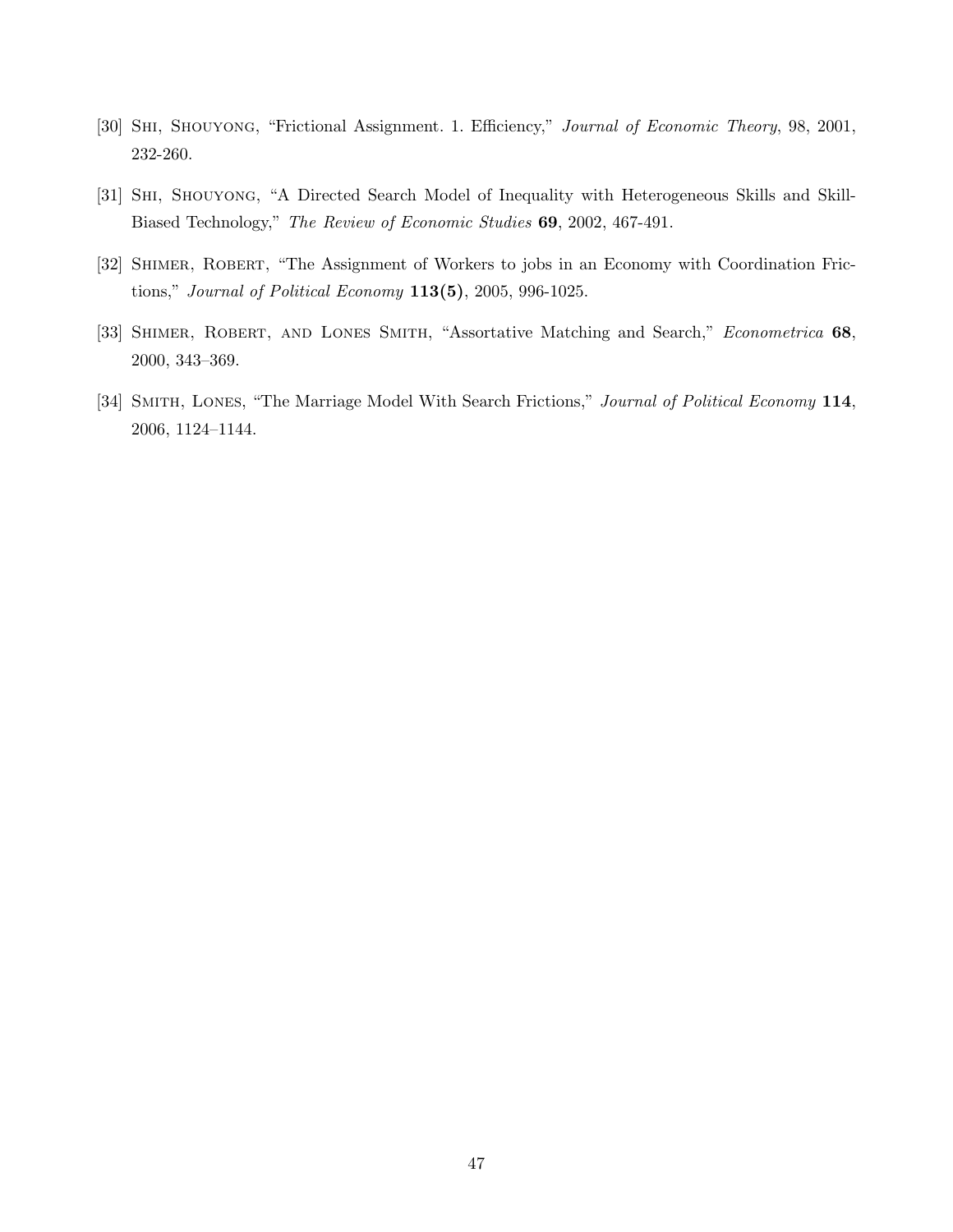[30] Shi, Shouyong, "Frictional Assignment. 1. Efficiency," *Journal of Economic Theory*, 98, 2001, 232-260.

[31] Shi, Shouyong, "A Directed Search Model of Inequality with Heterogeneous Skills and Skill-Biased Technology," *The Review of Economic Studies* **69**, 2002, 467-491.

[32] Shimer, Robert, "The Assignment of Workers to jobs in an Economy with Coordination Frictions," *Journal of Political Economy* **113(5)**, 2005, 996-1025.

[33] Shimer, Robert, and Lones Smith, "Assortative Matching and Search," *Econometrica* **68**, 2000, 343–369.

[34] Smith, Lones, "The Marriage Model With Search Frictions," *Journal of Political Economy* **114**, 2006, 1124–1144.